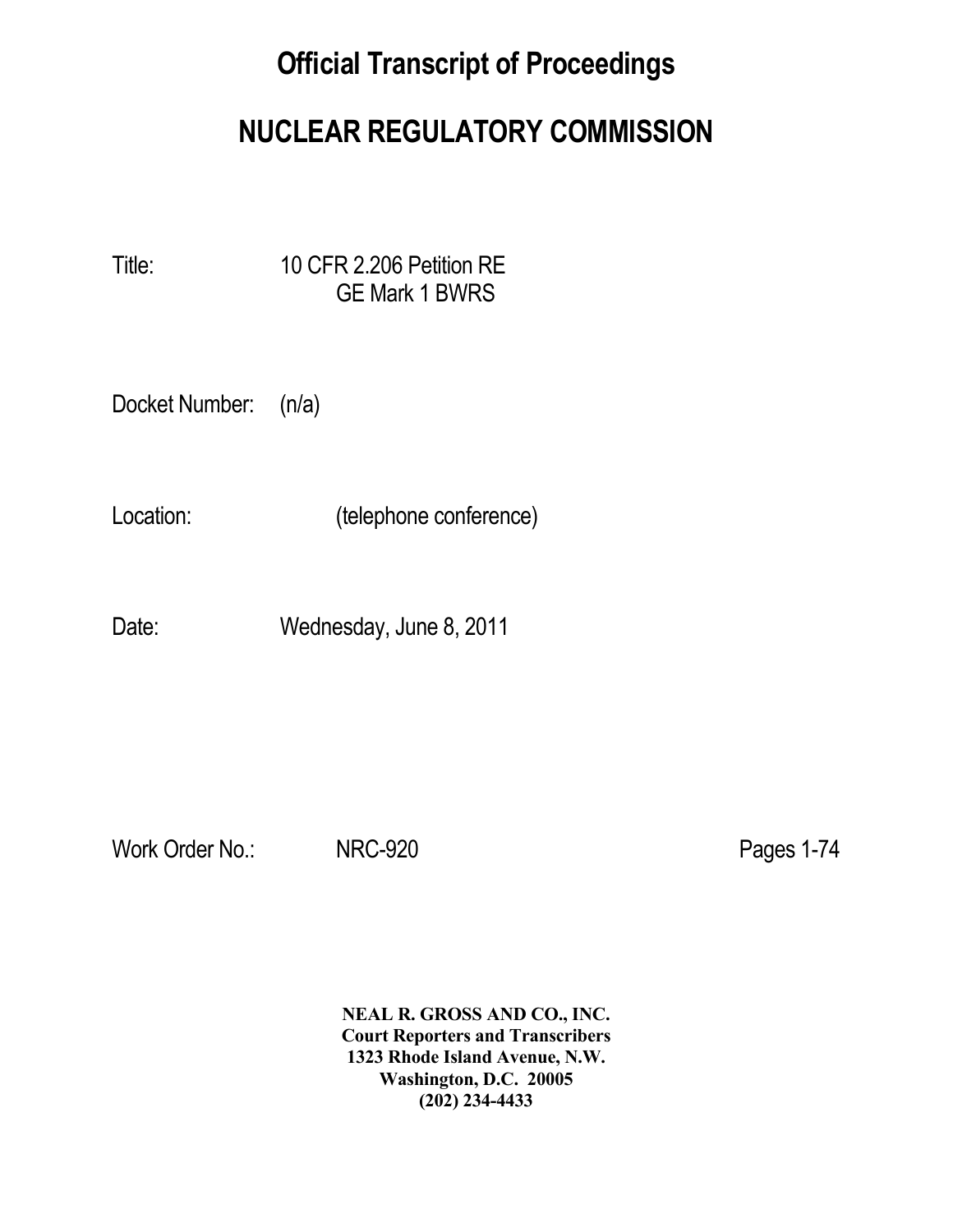# Official Transcript of Proceedings

# NUCLEAR REGULATORY COMMISSION

Title: 10 CFR 2.206 Petition RE
GE Mark 1 BWRS

Docket Number: (n/a)

Location: (telephone conference)

Date: Wednesday, June 8, 2011

Work Order No.: NRC-920 Pages 1-74

**NEAL R. GROSS AND CO., INC.**
**Court Reporters and Transcribers**
**1323 Rhode Island Avenue, N.W.**
**Washington, D.C. 20005**
**(202) 234-4433**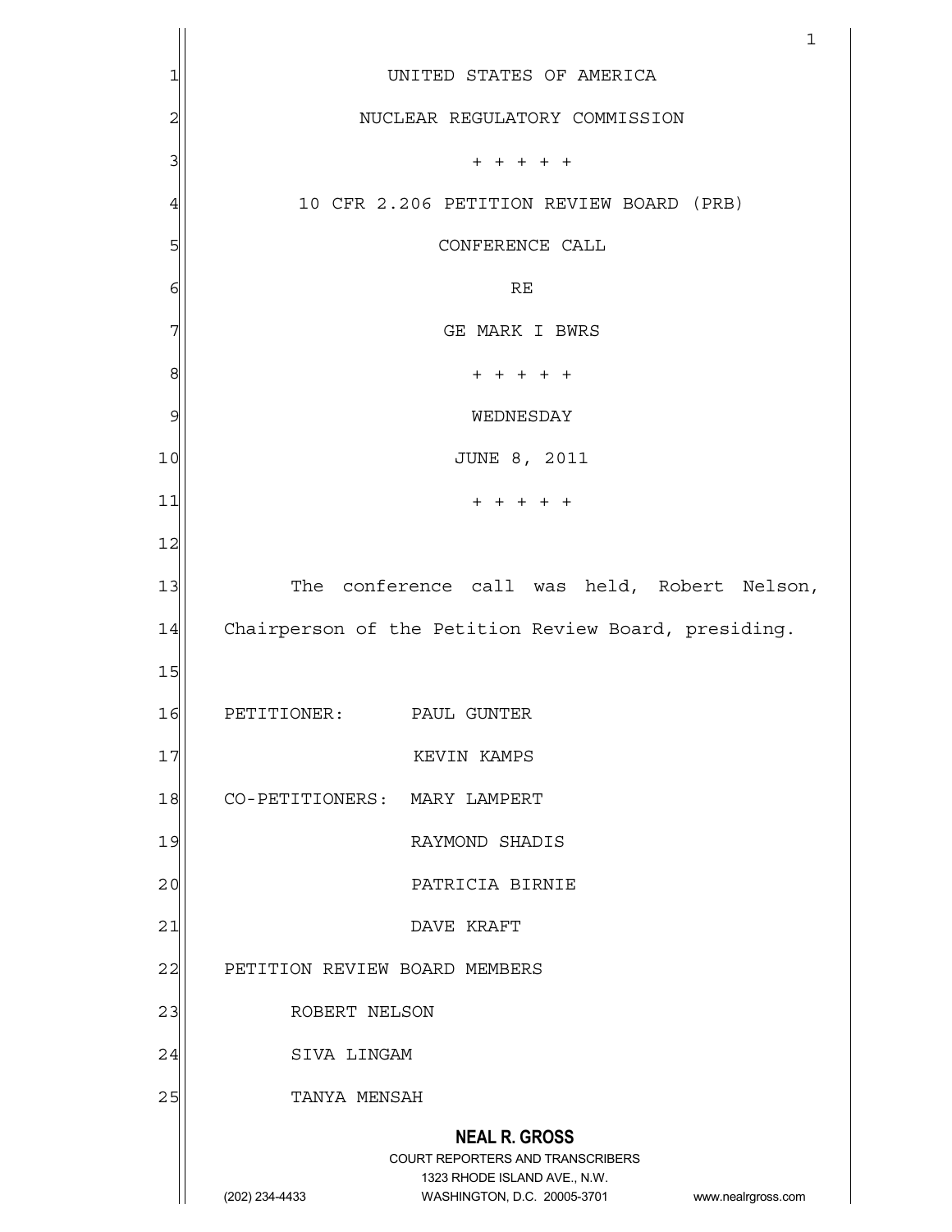UNITED STATES OF AMERICA

NUCLEAR REGULATORY COMMISSION

+ + + + +

10 CFR 2.206 PETITION REVIEW BOARD (PRB)

CONFERENCE CALL

RE

GE MARK I BWRS

+ + + + +

WEDNESDAY

JUNE 8, 2011

+ + + + +

The conference call was held, Robert Nelson, Chairperson of the Petition Review Board, presiding.

PETITIONER: PAUL GUNTER

KEVIN KAMPS

CO-PETITIONERS: MARY LAMPERT

RAYMOND SHADIS

PATRICIA BIRNIE

DAVE KRAFT

PETITION REVIEW BOARD MEMBERS

ROBERT NELSON

SIVA LINGAM

TANYA MENSAH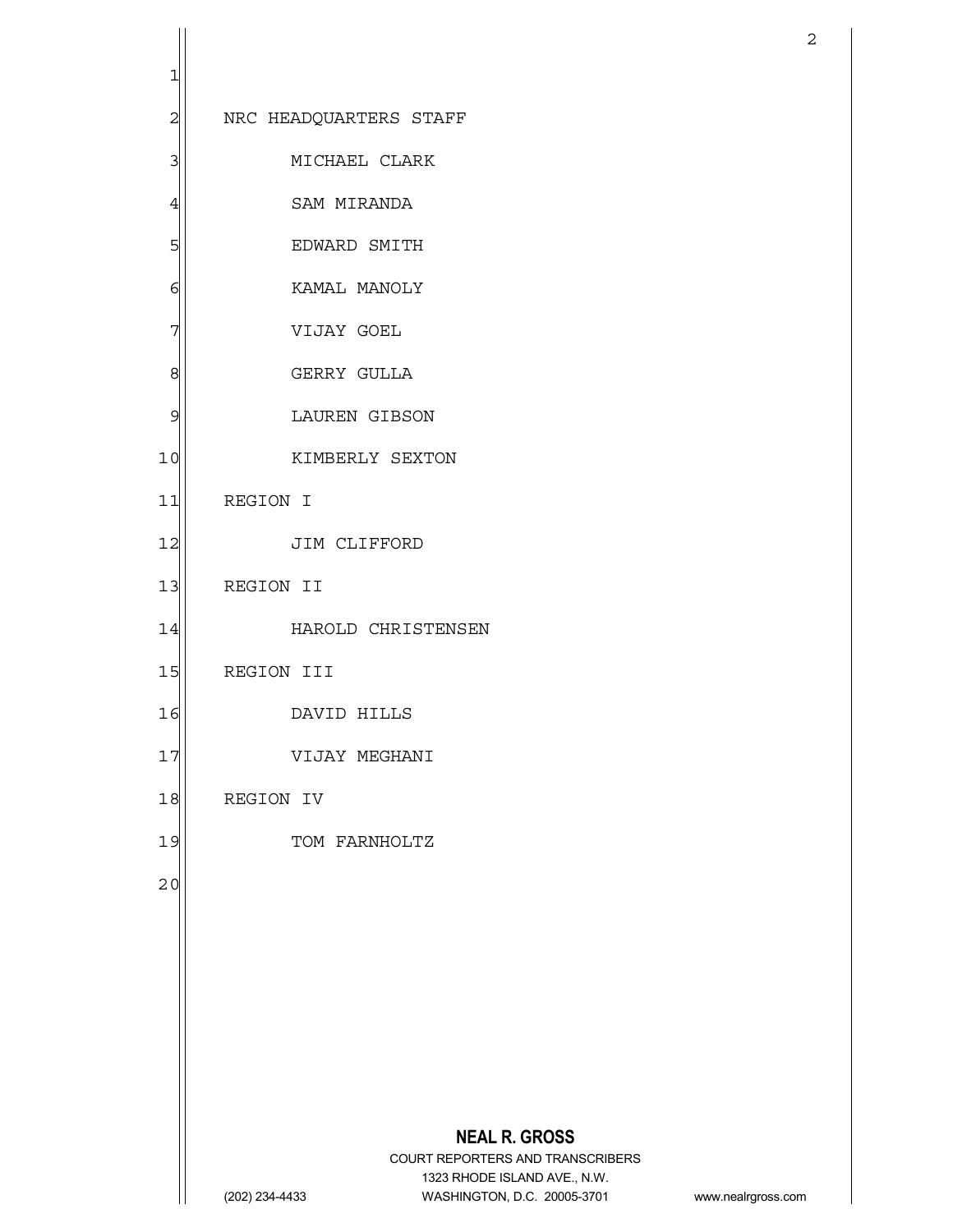NRC HEADQUARTERS STAFF

MICHAEL CLARK

SAM MIRANDA

EDWARD SMITH

KAMAL MANOLY

VIJAY GOEL

GERRY GULLA

LAUREN GIBSON

KIMBERLY SEXTON

REGION I

JIM CLIFFORD

REGION II

HAROLD CHRISTENSEN

REGION III

DAVID HILLS

VIJAY MEGHANI

REGION IV

TOM FARNHOLTZ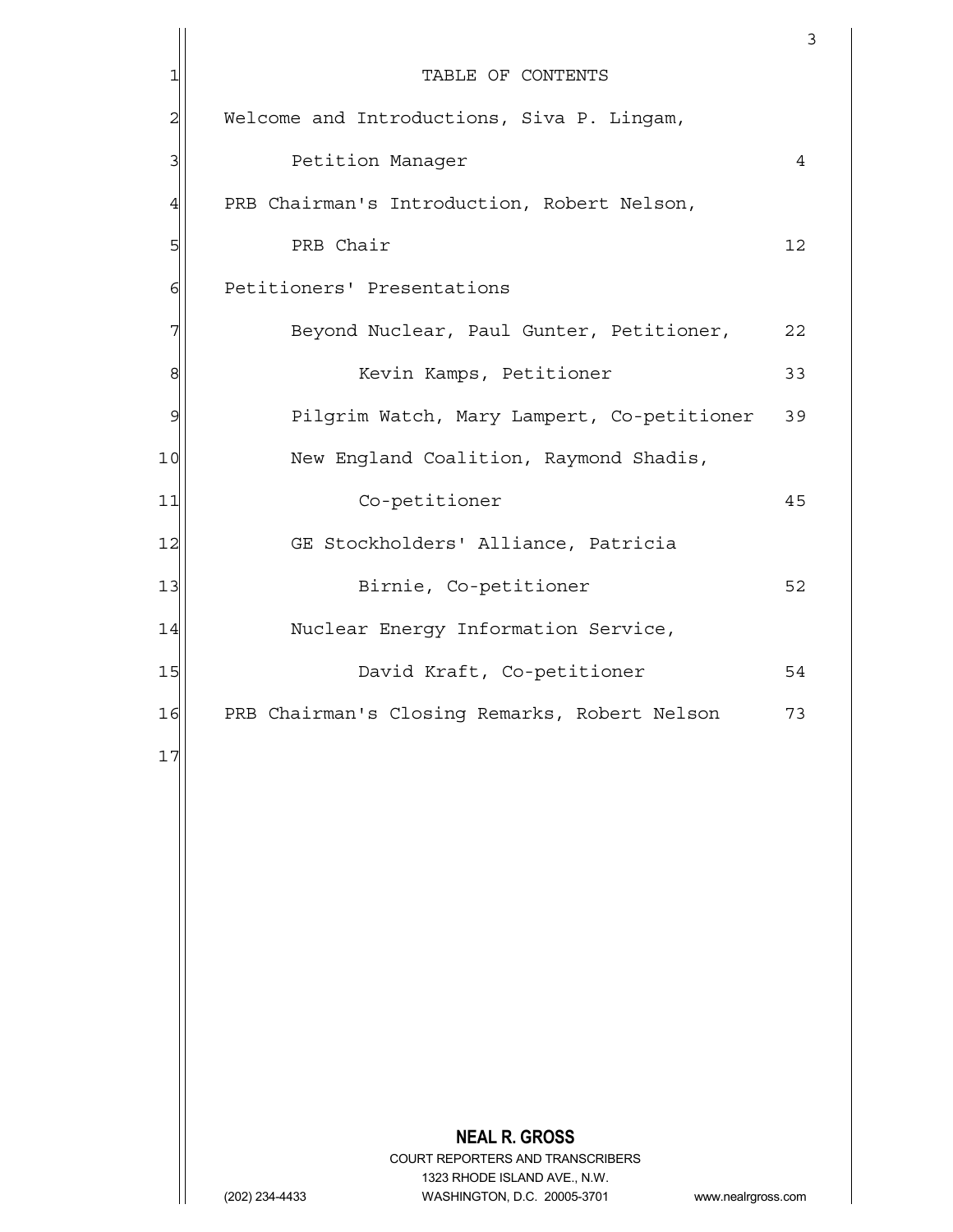# TABLE OF CONTENTS

| | |
|---|---|
| Welcome and Introductions, Siva P. Lingam, Petition Manager | 4 |
| PRB Chairman's Introduction, Robert Nelson, PRB Chair | 12 |
| Petitioners' Presentations | |
| Beyond Nuclear, Paul Gunter, Petitioner, | 22 |
| Kevin Kamps, Petitioner | 33 |
| Pilgrim Watch, Mary Lampert, Co-petitioner | 39 |
| New England Coalition, Raymond Shadis, Co-petitioner | 45 |
| GE Stockholders' Alliance, Patricia Birnie, Co-petitioner | 52 |
| Nuclear Energy Information Service, David Kraft, Co-petitioner | 54 |
| PRB Chairman's Closing Remarks, Robert Nelson | 73 |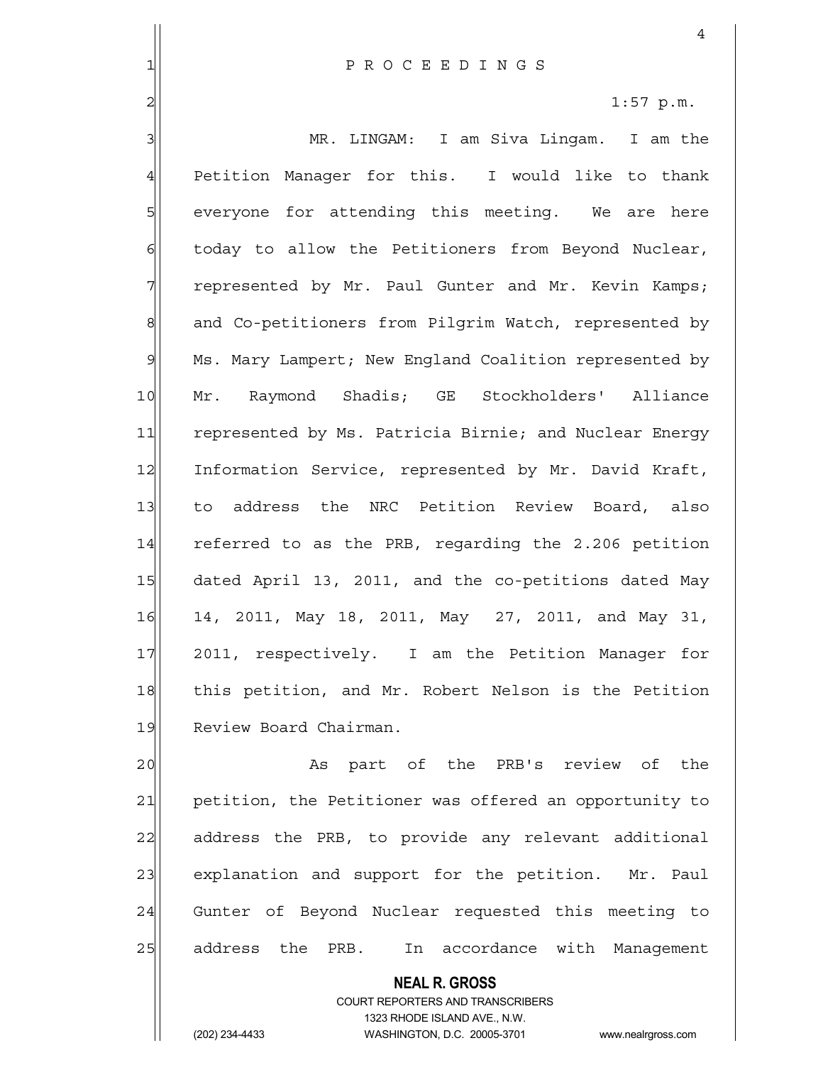P R O C E E D I N G S

1:57 p.m.

MR. LINGAM: I am Siva Lingam. I am the Petition Manager for this. I would like to thank everyone for attending this meeting. We are here today to allow the Petitioners from Beyond Nuclear, represented by Mr. Paul Gunter and Mr. Kevin Kamps; and Co-petitioners from Pilgrim Watch, represented by Ms. Mary Lampert; New England Coalition represented by Mr. Raymond Shadis; GE Stockholders' Alliance represented by Ms. Patricia Birnie; and Nuclear Energy Information Service, represented by Mr. David Kraft, to address the NRC Petition Review Board, also referred to as the PRB, regarding the 2.206 petition dated April 13, 2011, and the co-petitions dated May 14, 2011, May 18, 2011, May 27, 2011, and May 31, 2011, respectively. I am the Petition Manager for this petition, and Mr. Robert Nelson is the Petition Review Board Chairman.

As part of the PRB's review of the petition, the Petitioner was offered an opportunity to address the PRB, to provide any relevant additional explanation and support for the petition. Mr. Paul Gunter of Beyond Nuclear requested this meeting to address the PRB. In accordance with Management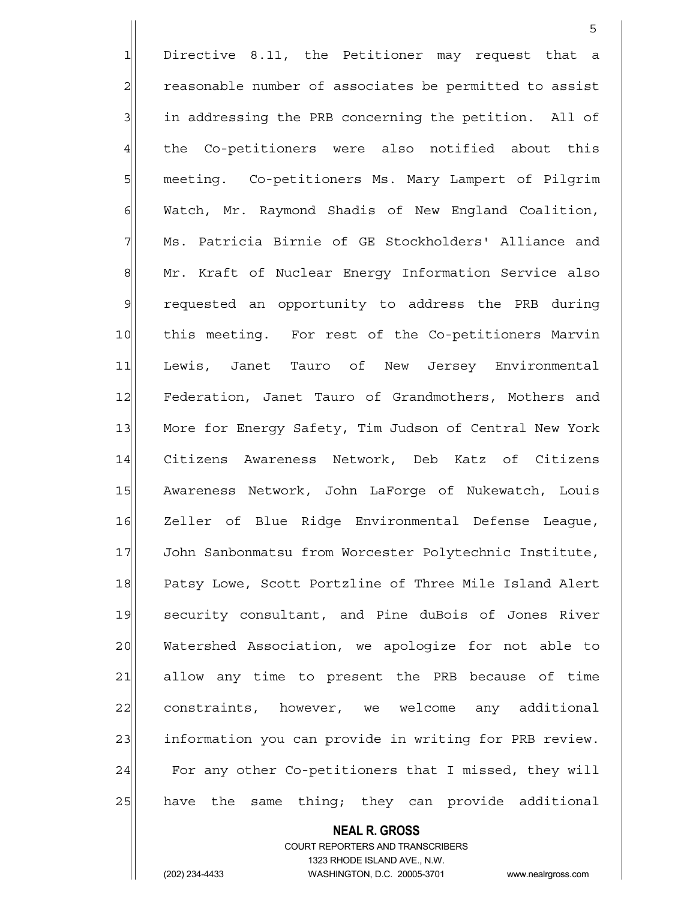Directive 8.11, the Petitioner may request that a reasonable number of associates be permitted to assist in addressing the PRB concerning the petition. All of the Co-petitioners were also notified about this meeting. Co-petitioners Ms. Mary Lampert of Pilgrim Watch, Mr. Raymond Shadis of New England Coalition, Ms. Patricia Birnie of GE Stockholders' Alliance and Mr. Kraft of Nuclear Energy Information Service also requested an opportunity to address the PRB during this meeting. For rest of the Co-petitioners Marvin Lewis, Janet Tauro of New Jersey Environmental Federation, Janet Tauro of Grandmothers, Mothers and More for Energy Safety, Tim Judson of Central New York Citizens Awareness Network, Deb Katz of Citizens Awareness Network, John LaForge of Nukewatch, Louis Zeller of Blue Ridge Environmental Defense League, John Sanbonmatsu from Worcester Polytechnic Institute, Patsy Lowe, Scott Portzline of Three Mile Island Alert security consultant, and Pine duBois of Jones River Watershed Association, we apologize for not able to allow any time to present the PRB because of time constraints, however, we welcome any additional information you can provide in writing for PRB review. For any other Co-petitioners that I missed, they will have the same thing; they can provide additional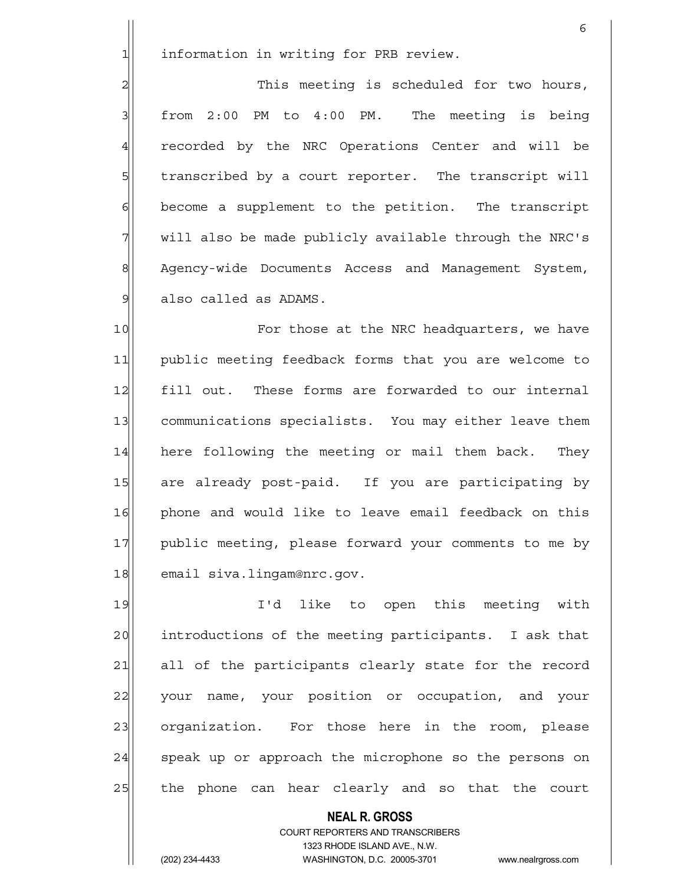information in writing for PRB review.

This meeting is scheduled for two hours, from 2:00 PM to 4:00 PM. The meeting is being recorded by the NRC Operations Center and will be transcribed by a court reporter. The transcript will become a supplement to the petition. The transcript will also be made publicly available through the NRC's Agency-wide Documents Access and Management System, also called as ADAMS.

For those at the NRC headquarters, we have public meeting feedback forms that you are welcome to fill out. These forms are forwarded to our internal communications specialists. You may either leave them here following the meeting or mail them back. They are already post-paid. If you are participating by phone and would like to leave email feedback on this public meeting, please forward your comments to me by email siva.lingam@nrc.gov.

I'd like to open this meeting with introductions of the meeting participants. I ask that all of the participants clearly state for the record your name, your position or occupation, and your organization. For those here in the room, please speak up or approach the microphone so the persons on the phone can hear clearly and so that the court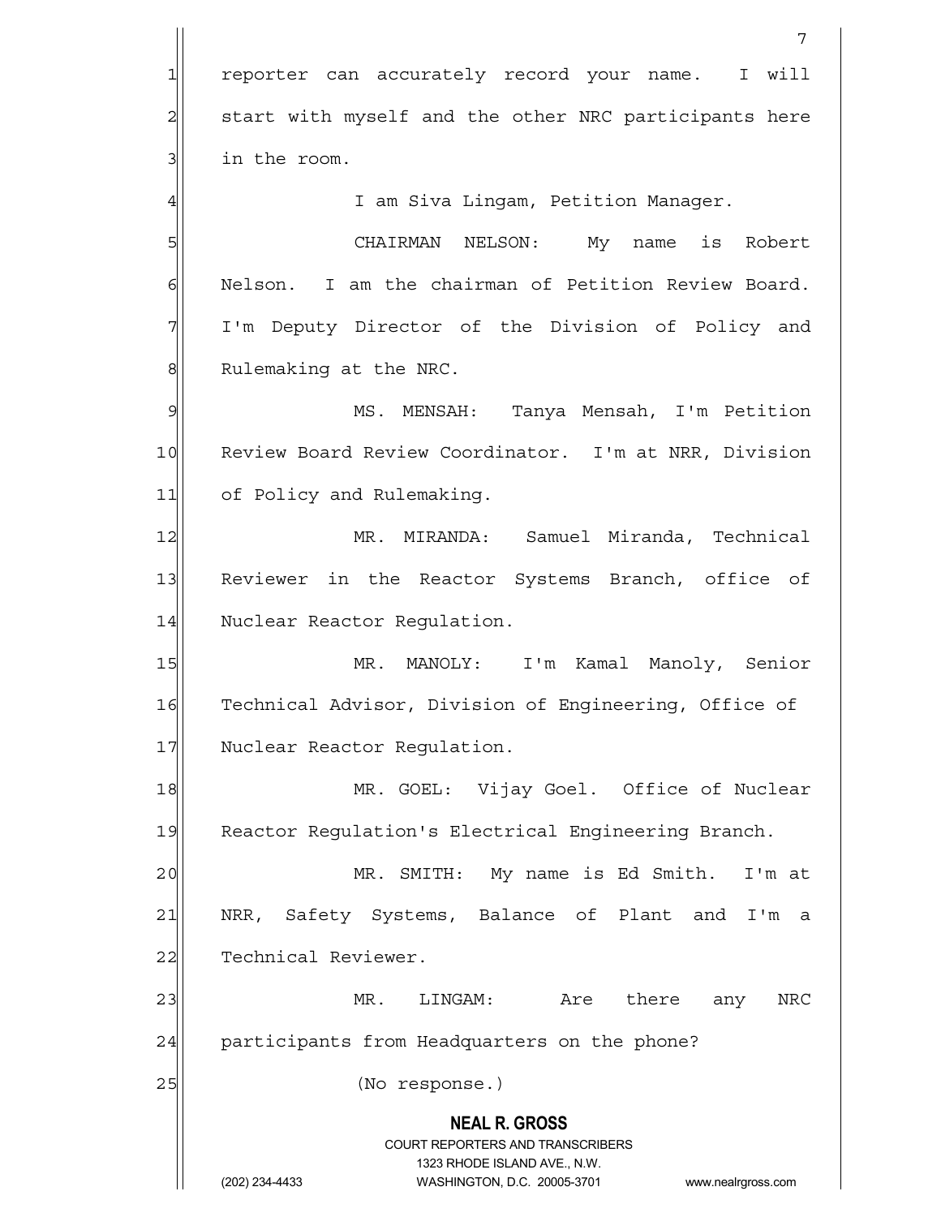reporter can accurately record your name. I will start with myself and the other NRC participants here in the room.

I am Siva Lingam, Petition Manager.

CHAIRMAN NELSON: My name is Robert Nelson. I am the chairman of Petition Review Board. I'm Deputy Director of the Division of Policy and Rulemaking at the NRC.

MS. MENSAH: Tanya Mensah, I'm Petition Review Board Review Coordinator. I'm at NRR, Division of Policy and Rulemaking.

MR. MIRANDA: Samuel Miranda, Technical Reviewer in the Reactor Systems Branch, office of Nuclear Reactor Regulation.

MR. MANOLY: I'm Kamal Manoly, Senior Technical Advisor, Division of Engineering, Office of Nuclear Reactor Regulation.

MR. GOEL: Vijay Goel. Office of Nuclear Reactor Regulation's Electrical Engineering Branch.

MR. SMITH: My name is Ed Smith. I'm at NRR, Safety Systems, Balance of Plant and I'm a Technical Reviewer.

MR. LINGAM: Are there any NRC participants from Headquarters on the phone?

(No response.)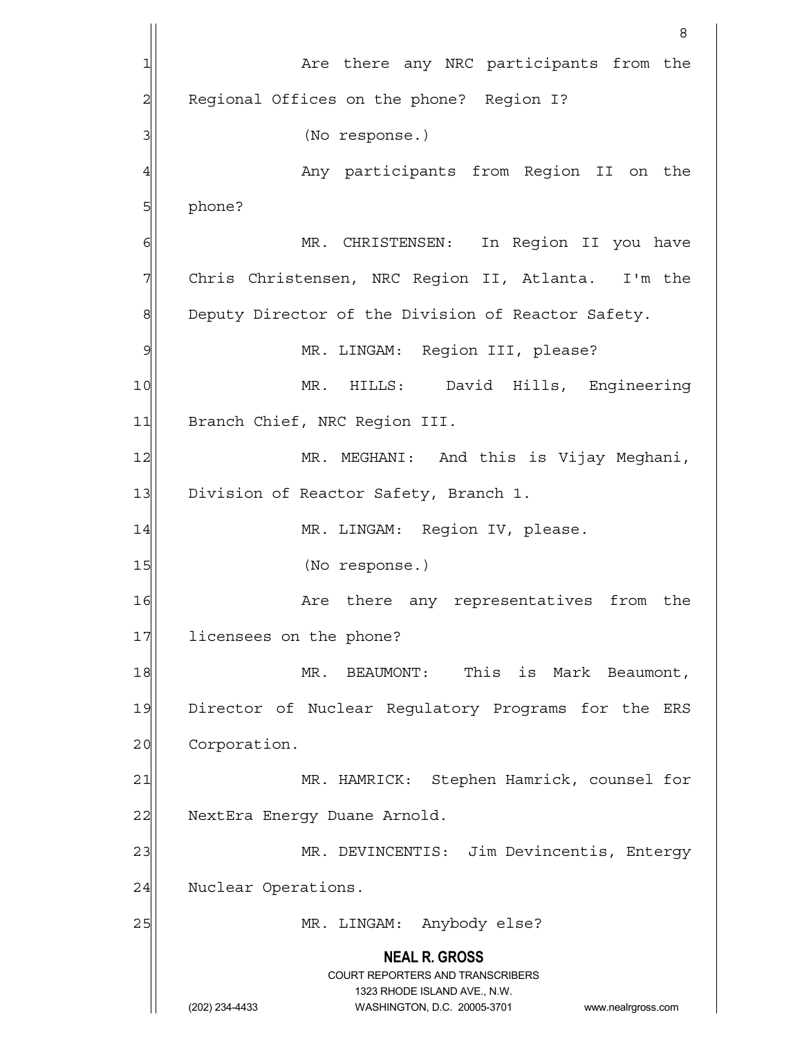Are there any NRC participants from the Regional Offices on the phone? Region I?

(No response.)

Any participants from Region II on the phone?

MR. CHRISTENSEN: In Region II you have Chris Christensen, NRC Region II, Atlanta. I'm the Deputy Director of the Division of Reactor Safety.

MR. LINGAM: Region III, please?

MR. HILLS: David Hills, Engineering Branch Chief, NRC Region III.

MR. MEGHANI: And this is Vijay Meghani, Division of Reactor Safety, Branch 1.

MR. LINGAM: Region IV, please.

(No response.)

Are there any representatives from the licensees on the phone?

MR. BEAUMONT: This is Mark Beaumont, Director of Nuclear Regulatory Programs for the ERS Corporation.

MR. HAMRICK: Stephen Hamrick, counsel for NextEra Energy Duane Arnold.

MR. DEVINCENTIS: Jim Devincentis, Entergy Nuclear Operations.

MR. LINGAM: Anybody else?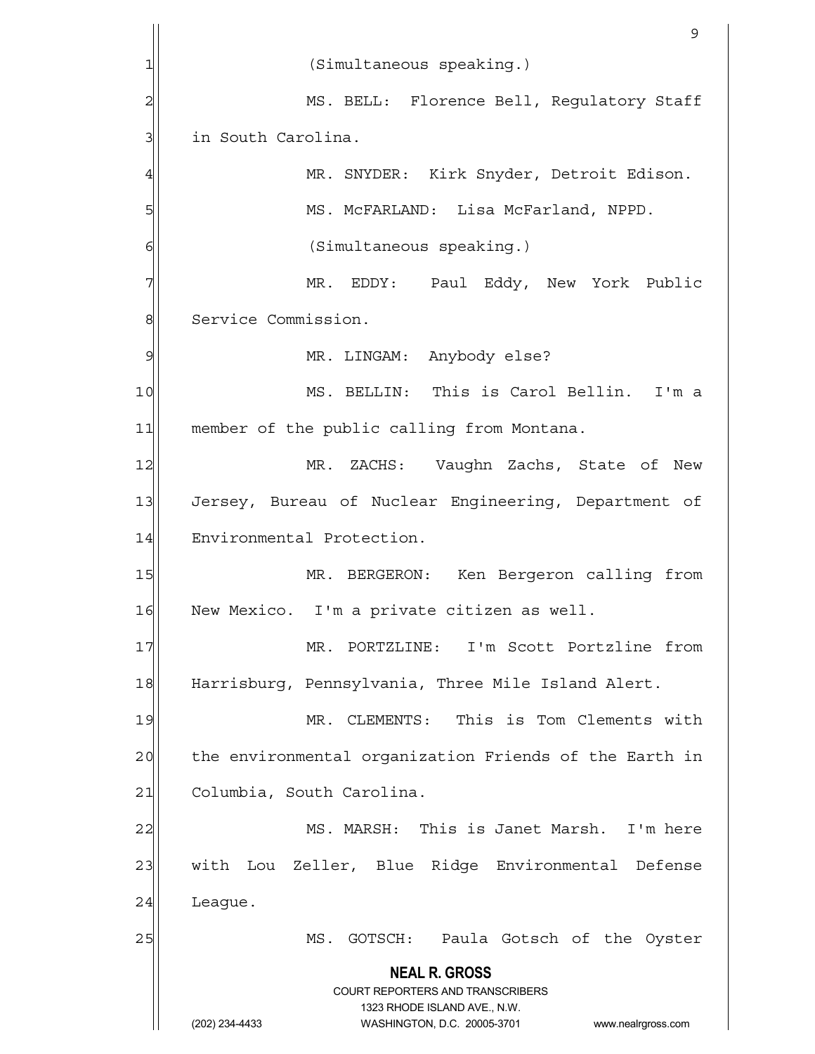(Simultaneous speaking.)

MS. BELL: Florence Bell, Regulatory Staff in South Carolina.

MR. SNYDER: Kirk Snyder, Detroit Edison.

MS. McFARLAND: Lisa McFarland, NPPD.

(Simultaneous speaking.)

MR. EDDY: Paul Eddy, New York Public Service Commission.

MR. LINGAM: Anybody else?

MS. BELLIN: This is Carol Bellin. I'm a member of the public calling from Montana.

MR. ZACHS: Vaughn Zachs, State of New Jersey, Bureau of Nuclear Engineering, Department of Environmental Protection.

MR. BERGERON: Ken Bergeron calling from New Mexico. I'm a private citizen as well.

MR. PORTZLINE: I'm Scott Portzline from Harrisburg, Pennsylvania, Three Mile Island Alert.

MR. CLEMENTS: This is Tom Clements with the environmental organization Friends of the Earth in Columbia, South Carolina.

MS. MARSH: This is Janet Marsh. I'm here with Lou Zeller, Blue Ridge Environmental Defense League.

MS. GOTSCH: Paula Gotsch of the Oyster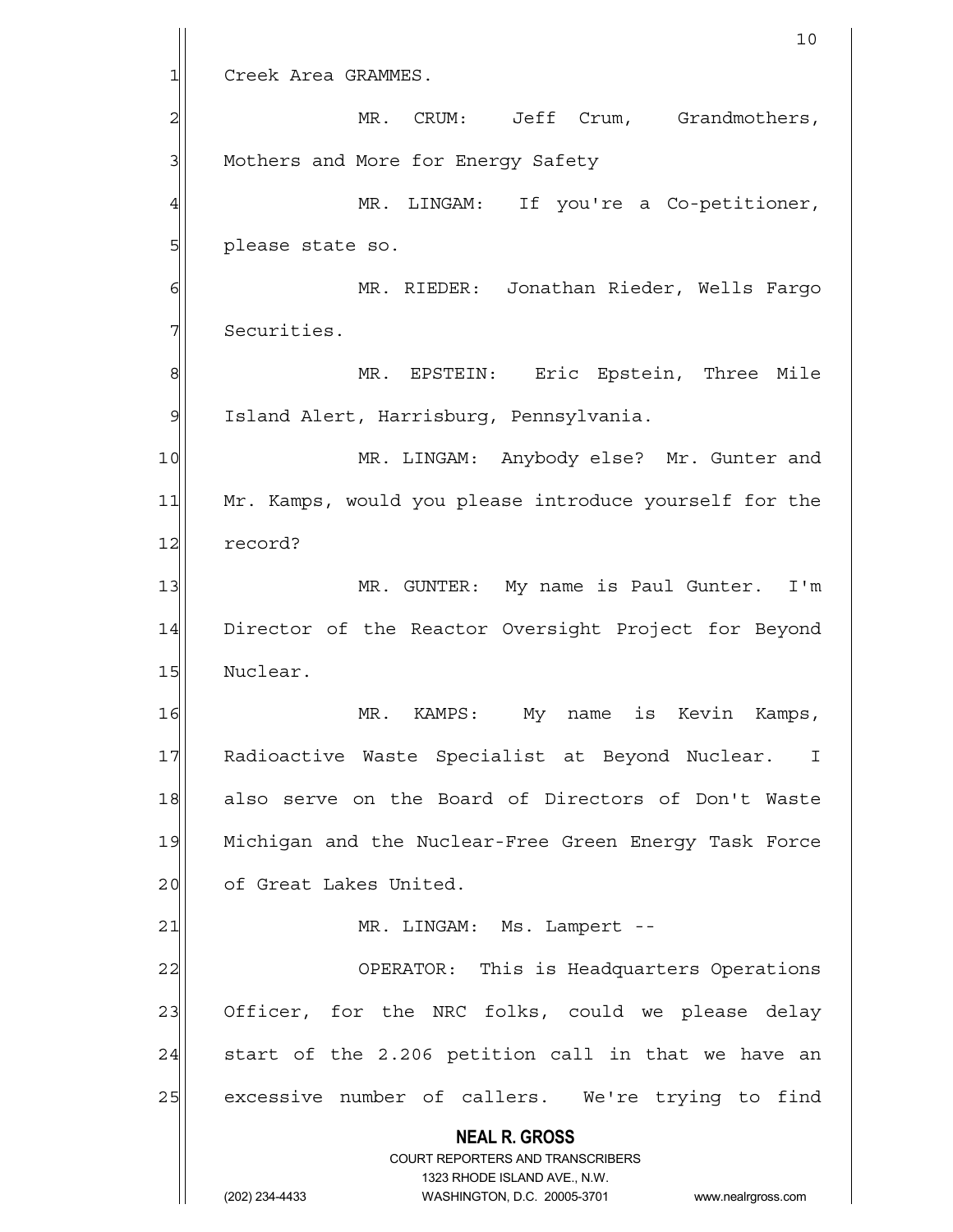Creek Area GRAMMES.

MR. CRUM: Jeff Crum, Grandmothers, Mothers and More for Energy Safety

MR. LINGAM: If you're a Co-petitioner, please state so.

MR. RIEDER: Jonathan Rieder, Wells Fargo Securities.

MR. EPSTEIN: Eric Epstein, Three Mile Island Alert, Harrisburg, Pennsylvania.

MR. LINGAM: Anybody else? Mr. Gunter and Mr. Kamps, would you please introduce yourself for the record?

MR. GUNTER: My name is Paul Gunter. I'm Director of the Reactor Oversight Project for Beyond Nuclear.

MR. KAMPS: My name is Kevin Kamps, Radioactive Waste Specialist at Beyond Nuclear. I also serve on the Board of Directors of Don't Waste Michigan and the Nuclear-Free Green Energy Task Force of Great Lakes United.

MR. LINGAM: Ms. Lampert --

OPERATOR: This is Headquarters Operations Officer, for the NRC folks, could we please delay start of the 2.206 petition call in that we have an excessive number of callers. We're trying to find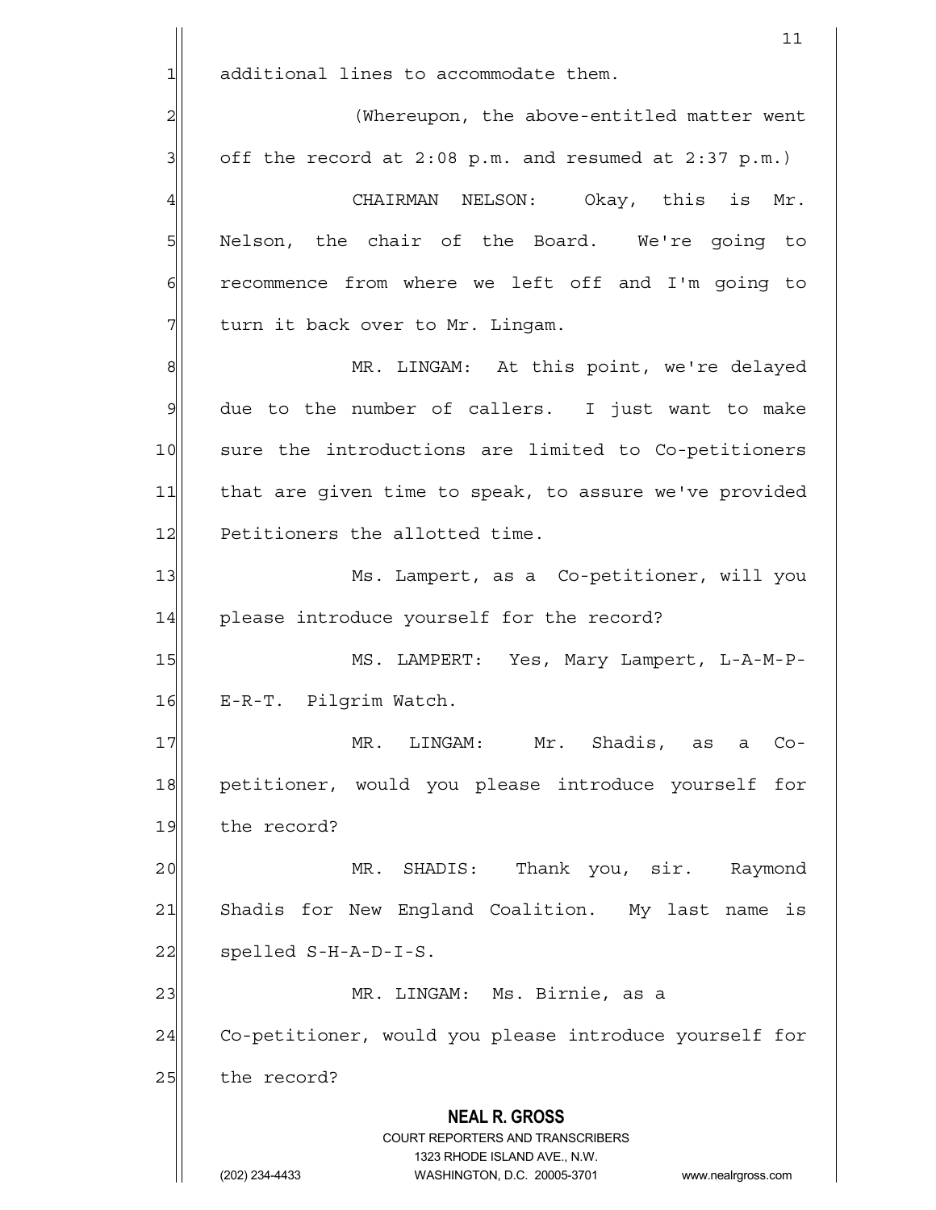additional lines to accommodate them.

(Whereupon, the above-entitled matter went off the record at 2:08 p.m. and resumed at 2:37 p.m.)

CHAIRMAN NELSON: Okay, this is Mr. Nelson, the chair of the Board. We're going to recommence from where we left off and I'm going to turn it back over to Mr. Lingam.

MR. LINGAM: At this point, we're delayed due to the number of callers. I just want to make sure the introductions are limited to Co-petitioners that are given time to speak, to assure we've provided Petitioners the allotted time.

Ms. Lampert, as a Co-petitioner, will you please introduce yourself for the record?

MS. LAMPERT: Yes, Mary Lampert, L-A-M-P-E-R-T. Pilgrim Watch.

MR. LINGAM: Mr. Shadis, as a Co-petitioner, would you please introduce yourself for the record?

MR. SHADIS: Thank you, sir. Raymond Shadis for New England Coalition. My last name is spelled S-H-A-D-I-S.

MR. LINGAM: Ms. Birnie, as a Co-petitioner, would you please introduce yourself for the record?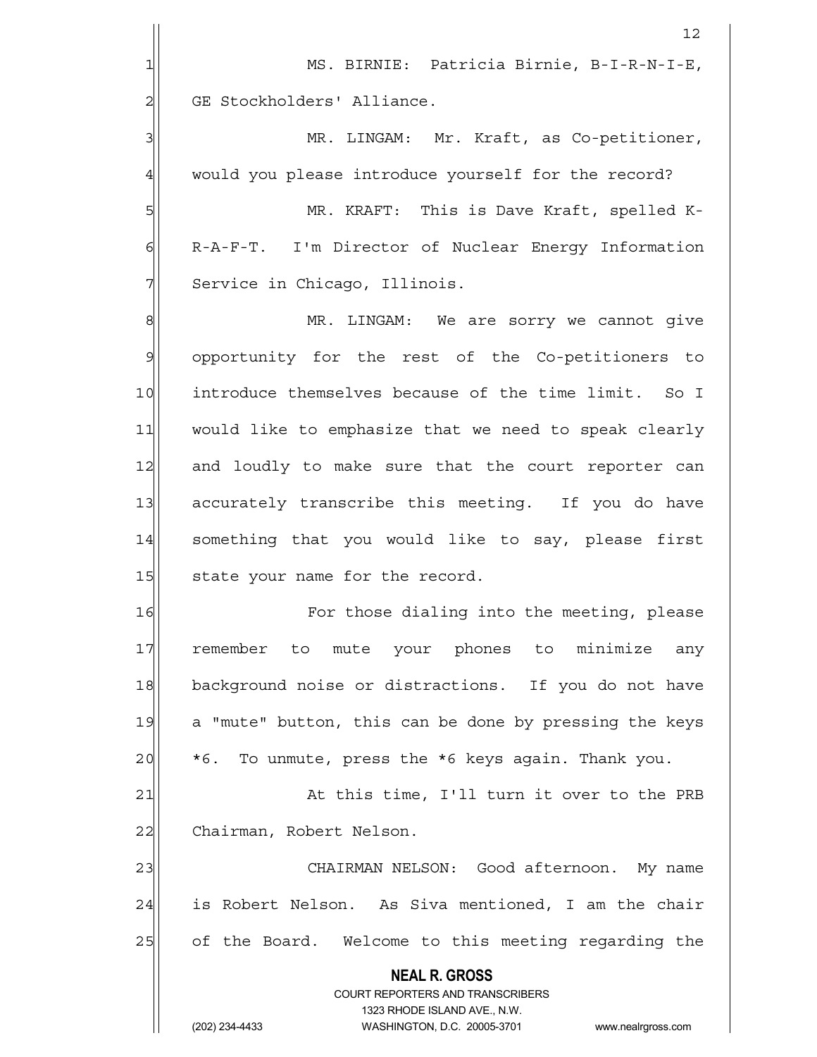MS. BIRNIE: Patricia Birnie, B-I-R-N-I-E, GE Stockholders' Alliance.

MR. LINGAM: Mr. Kraft, as Co-petitioner, would you please introduce yourself for the record?

MR. KRAFT: This is Dave Kraft, spelled K-R-A-F-T. I'm Director of Nuclear Energy Information Service in Chicago, Illinois.

MR. LINGAM: We are sorry we cannot give opportunity for the rest of the Co-petitioners to introduce themselves because of the time limit. So I would like to emphasize that we need to speak clearly and loudly to make sure that the court reporter can accurately transcribe this meeting. If you do have something that you would like to say, please first state your name for the record.

For those dialing into the meeting, please remember to mute your phones to minimize any background noise or distractions. If you do not have a "mute" button, this can be done by pressing the keys *6. To unmute, press the *6 keys again. Thank you.

At this time, I'll turn it over to the PRB Chairman, Robert Nelson.

CHAIRMAN NELSON: Good afternoon. My name is Robert Nelson. As Siva mentioned, I am the chair of the Board. Welcome to this meeting regarding the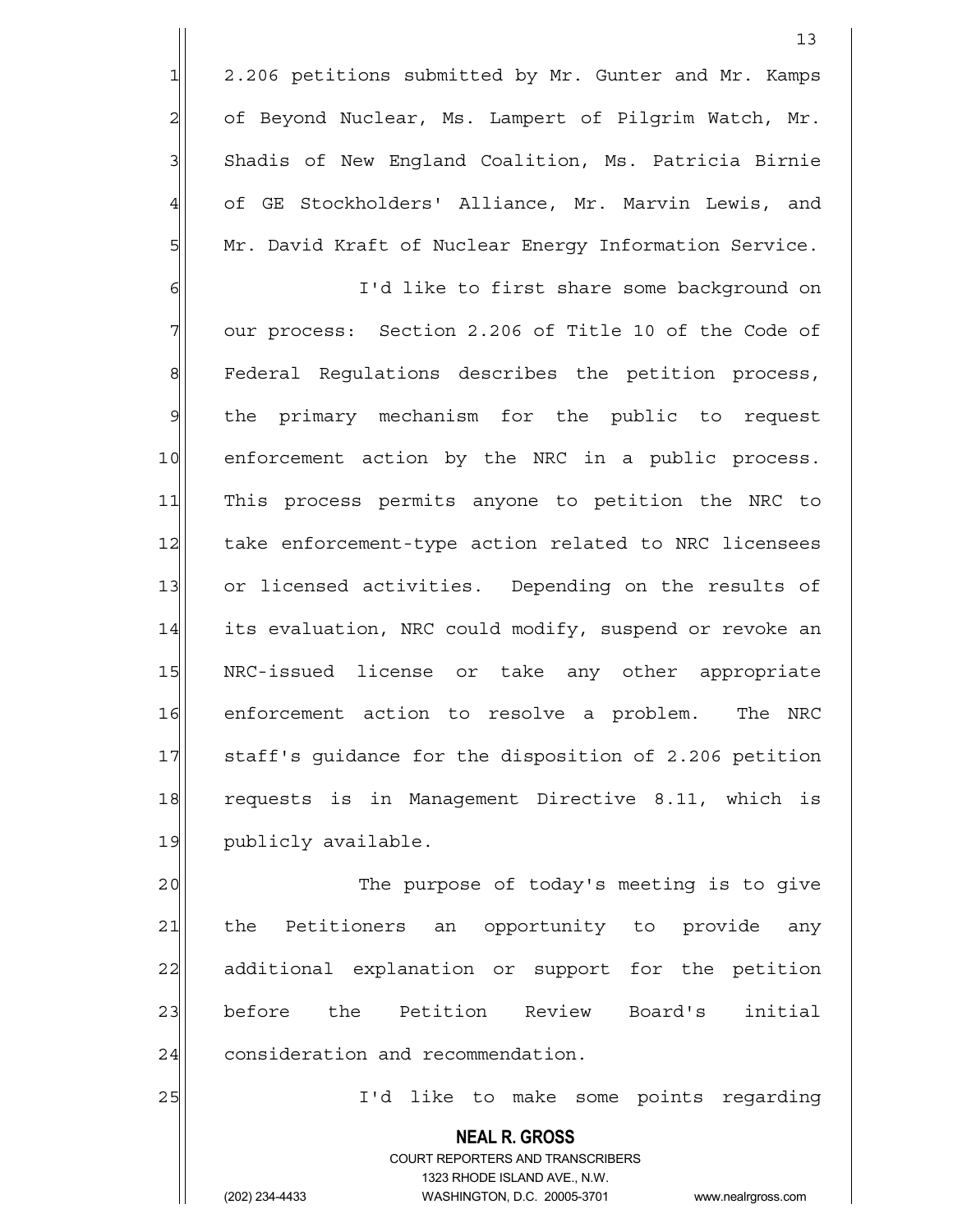2.206 petitions submitted by Mr. Gunter and Mr. Kamps of Beyond Nuclear, Ms. Lampert of Pilgrim Watch, Mr. Shadis of New England Coalition, Ms. Patricia Birnie of GE Stockholders' Alliance, Mr. Marvin Lewis, and Mr. David Kraft of Nuclear Energy Information Service.

I'd like to first share some background on our process: Section 2.206 of Title 10 of the Code of Federal Regulations describes the petition process, the primary mechanism for the public to request enforcement action by the NRC in a public process. This process permits anyone to petition the NRC to take enforcement-type action related to NRC licensees or licensed activities. Depending on the results of its evaluation, NRC could modify, suspend or revoke an NRC-issued license or take any other appropriate enforcement action to resolve a problem. The NRC staff's guidance for the disposition of 2.206 petition requests is in Management Directive 8.11, which is publicly available.

The purpose of today's meeting is to give the Petitioners an opportunity to provide any additional explanation or support for the petition before the Petition Review Board's initial consideration and recommendation.

I'd like to make some points regarding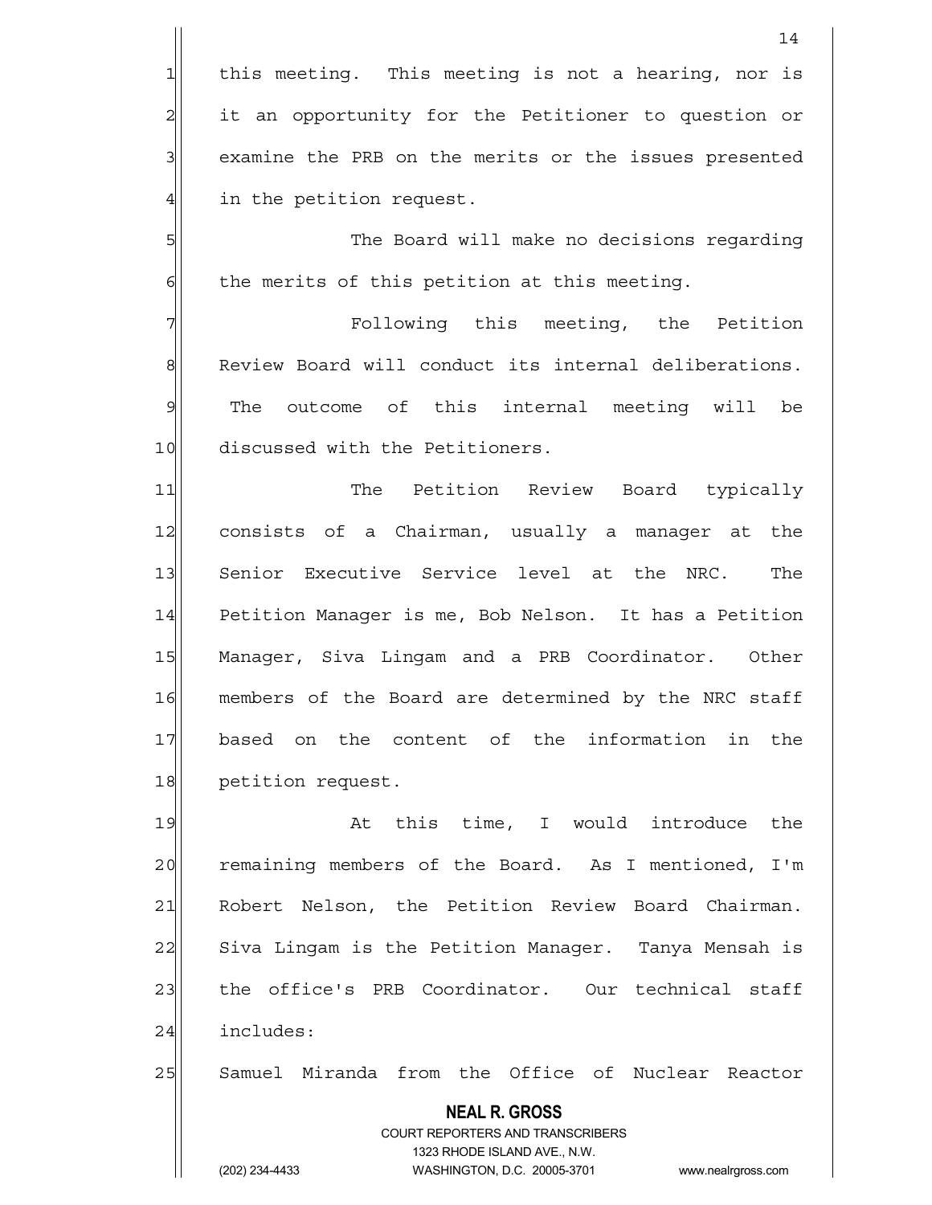this meeting. This meeting is not a hearing, nor is it an opportunity for the Petitioner to question or examine the PRB on the merits or the issues presented in the petition request.

The Board will make no decisions regarding the merits of this petition at this meeting.

Following this meeting, the Petition Review Board will conduct its internal deliberations. The outcome of this internal meeting will be discussed with the Petitioners.

The Petition Review Board typically consists of a Chairman, usually a manager at the Senior Executive Service level at the NRC. The Petition Manager is me, Bob Nelson. It has a Petition Manager, Siva Lingam and a PRB Coordinator. Other members of the Board are determined by the NRC staff based on the content of the information in the petition request.

At this time, I would introduce the remaining members of the Board. As I mentioned, I'm Robert Nelson, the Petition Review Board Chairman. Siva Lingam is the Petition Manager. Tanya Mensah is the office's PRB Coordinator. Our technical staff includes:

Samuel Miranda from the Office of Nuclear Reactor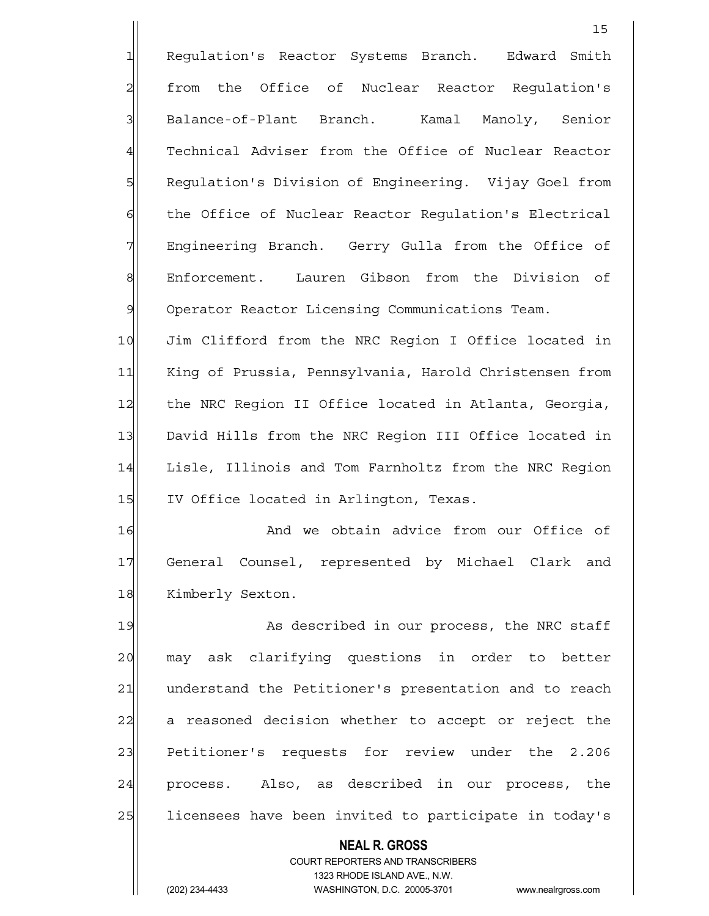Regulation's Reactor Systems Branch. Edward Smith from the Office of Nuclear Reactor Regulation's Balance-of-Plant Branch. Kamal Manoly, Senior Technical Adviser from the Office of Nuclear Reactor Regulation's Division of Engineering. Vijay Goel from the Office of Nuclear Reactor Regulation's Electrical Engineering Branch. Gerry Gulla from the Office of Enforcement. Lauren Gibson from the Division of Operator Reactor Licensing Communications Team. Jim Clifford from the NRC Region I Office located in King of Prussia, Pennsylvania, Harold Christensen from the NRC Region II Office located in Atlanta, Georgia, David Hills from the NRC Region III Office located in Lisle, Illinois and Tom Farnholtz from the NRC Region IV Office located in Arlington, Texas.

And we obtain advice from our Office of General Counsel, represented by Michael Clark and Kimberly Sexton.

As described in our process, the NRC staff may ask clarifying questions in order to better understand the Petitioner's presentation and to reach a reasoned decision whether to accept or reject the Petitioner's requests for review under the 2.206 process. Also, as described in our process, the licensees have been invited to participate in today's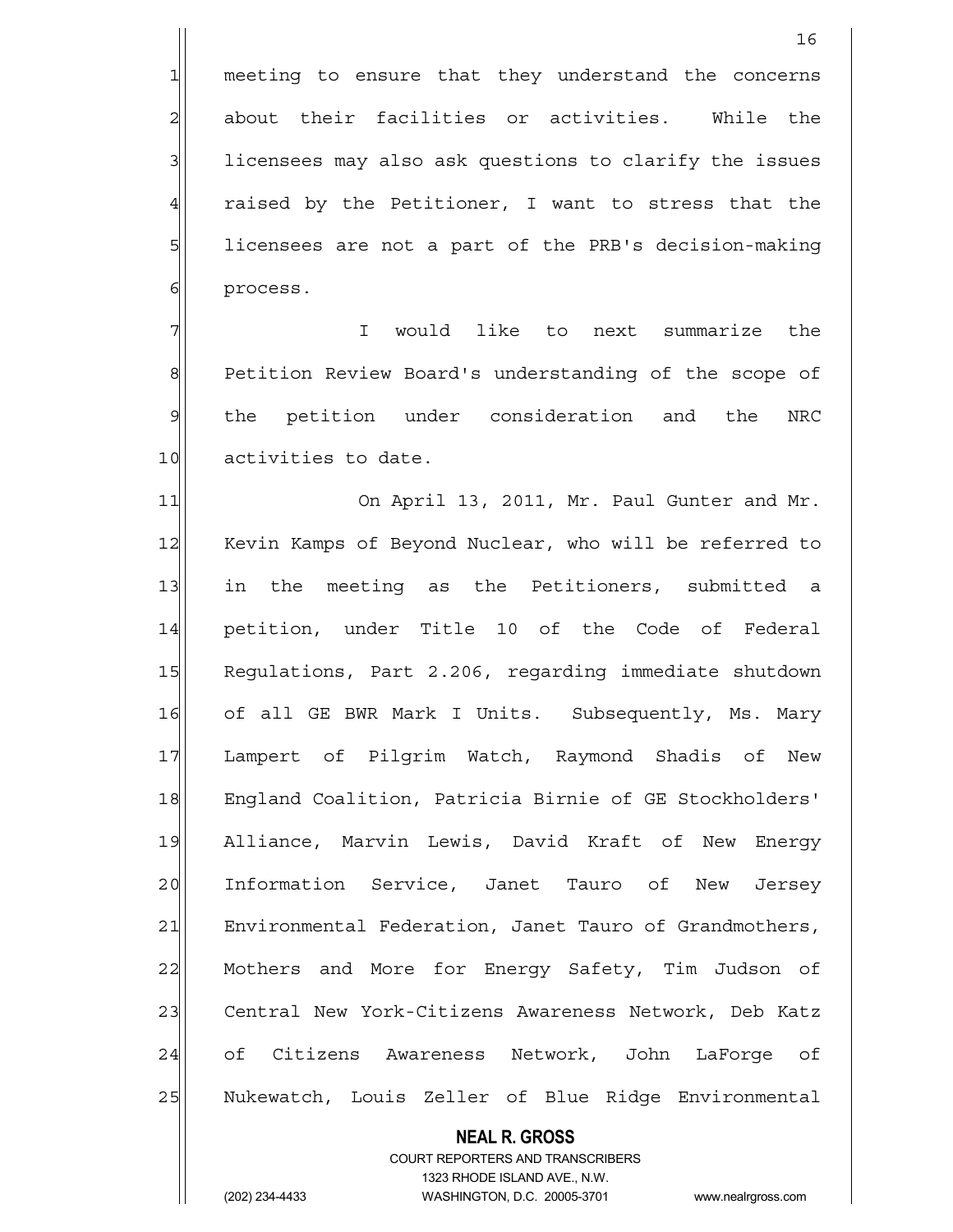meeting to ensure that they understand the concerns about their facilities or activities. While the licensees may also ask questions to clarify the issues raised by the Petitioner, I want to stress that the licensees are not a part of the PRB's decision-making process.

I would like to next summarize the Petition Review Board's understanding of the scope of the petition under consideration and the NRC activities to date.

On April 13, 2011, Mr. Paul Gunter and Mr. Kevin Kamps of Beyond Nuclear, who will be referred to in the meeting as the Petitioners, submitted a petition, under Title 10 of the Code of Federal Regulations, Part 2.206, regarding immediate shutdown of all GE BWR Mark I Units. Subsequently, Ms. Mary Lampert of Pilgrim Watch, Raymond Shadis of New England Coalition, Patricia Birnie of GE Stockholders' Alliance, Marvin Lewis, David Kraft of New Energy Information Service, Janet Tauro of New Jersey Environmental Federation, Janet Tauro of Grandmothers, Mothers and More for Energy Safety, Tim Judson of Central New York-Citizens Awareness Network, Deb Katz of Citizens Awareness Network, John LaForge of Nukewatch, Louis Zeller of Blue Ridge Environmental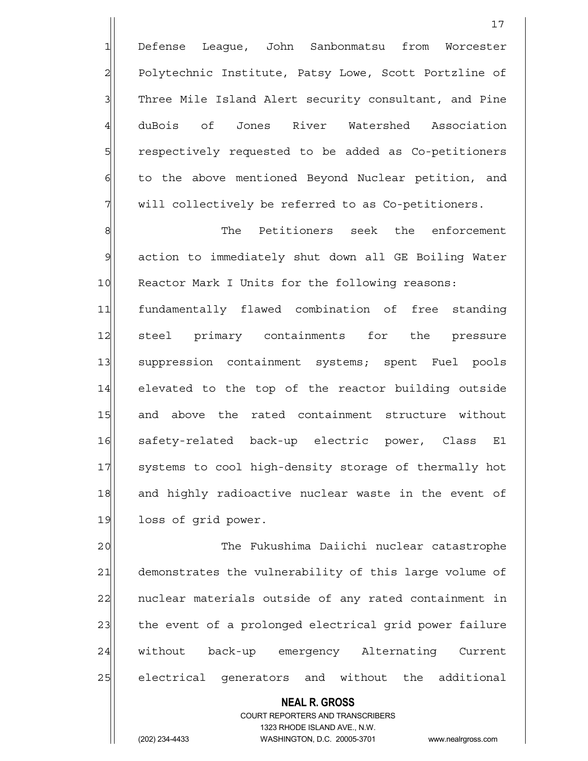Defense League, John Sanbonmatsu from Worcester Polytechnic Institute, Patsy Lowe, Scott Portzline of Three Mile Island Alert security consultant, and Pine duBois of Jones River Watershed Association respectively requested to be added as Co-petitioners to the above mentioned Beyond Nuclear petition, and will collectively be referred to as Co-petitioners.

The Petitioners seek the enforcement action to immediately shut down all GE Boiling Water Reactor Mark I Units for the following reasons: fundamentally flawed combination of free standing steel primary containments for the pressure suppression containment systems; spent Fuel pools elevated to the top of the reactor building outside and above the rated containment structure without safety-related back-up electric power, Class E1 systems to cool high-density storage of thermally hot and highly radioactive nuclear waste in the event of loss of grid power.

The Fukushima Daiichi nuclear catastrophe demonstrates the vulnerability of this large volume of nuclear materials outside of any rated containment in the event of a prolonged electrical grid power failure without back-up emergency Alternating Current electrical generators and without the additional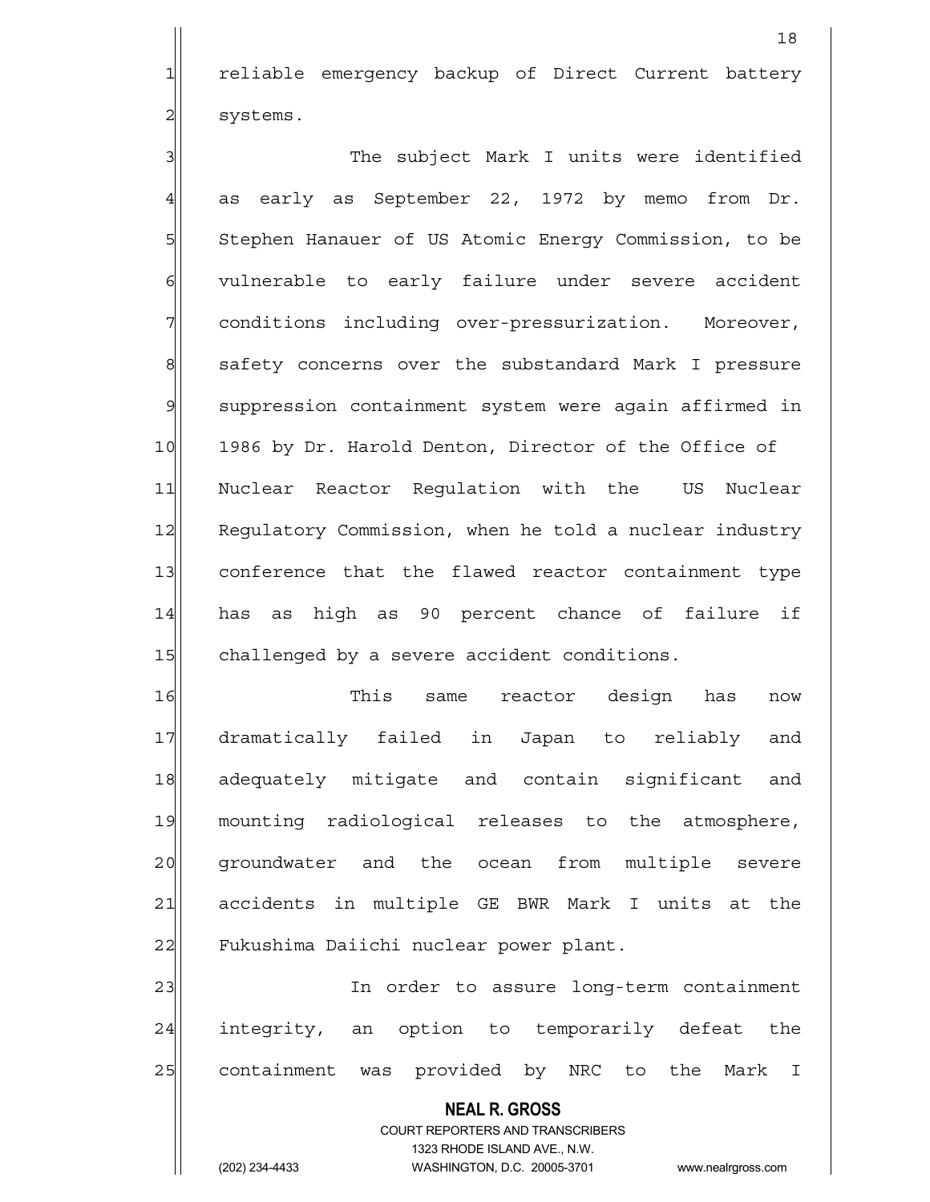reliable emergency backup of Direct Current battery systems.

The subject Mark I units were identified as early as September 22, 1972 by memo from Dr. Stephen Hanauer of US Atomic Energy Commission, to be vulnerable to early failure under severe accident conditions including over-pressurization. Moreover, safety concerns over the substandard Mark I pressure suppression containment system were again affirmed in 1986 by Dr. Harold Denton, Director of the Office of Nuclear Reactor Regulation with the US Nuclear Regulatory Commission, when he told a nuclear industry conference that the flawed reactor containment type has as high as 90 percent chance of failure if challenged by a severe accident conditions.

This same reactor design has now dramatically failed in Japan to reliably and adequately mitigate and contain significant and mounting radiological releases to the atmosphere, groundwater and the ocean from multiple severe accidents in multiple GE BWR Mark I units at the Fukushima Daiichi nuclear power plant.

In order to assure long-term containment integrity, an option to temporarily defeat the containment was provided by NRC to the Mark I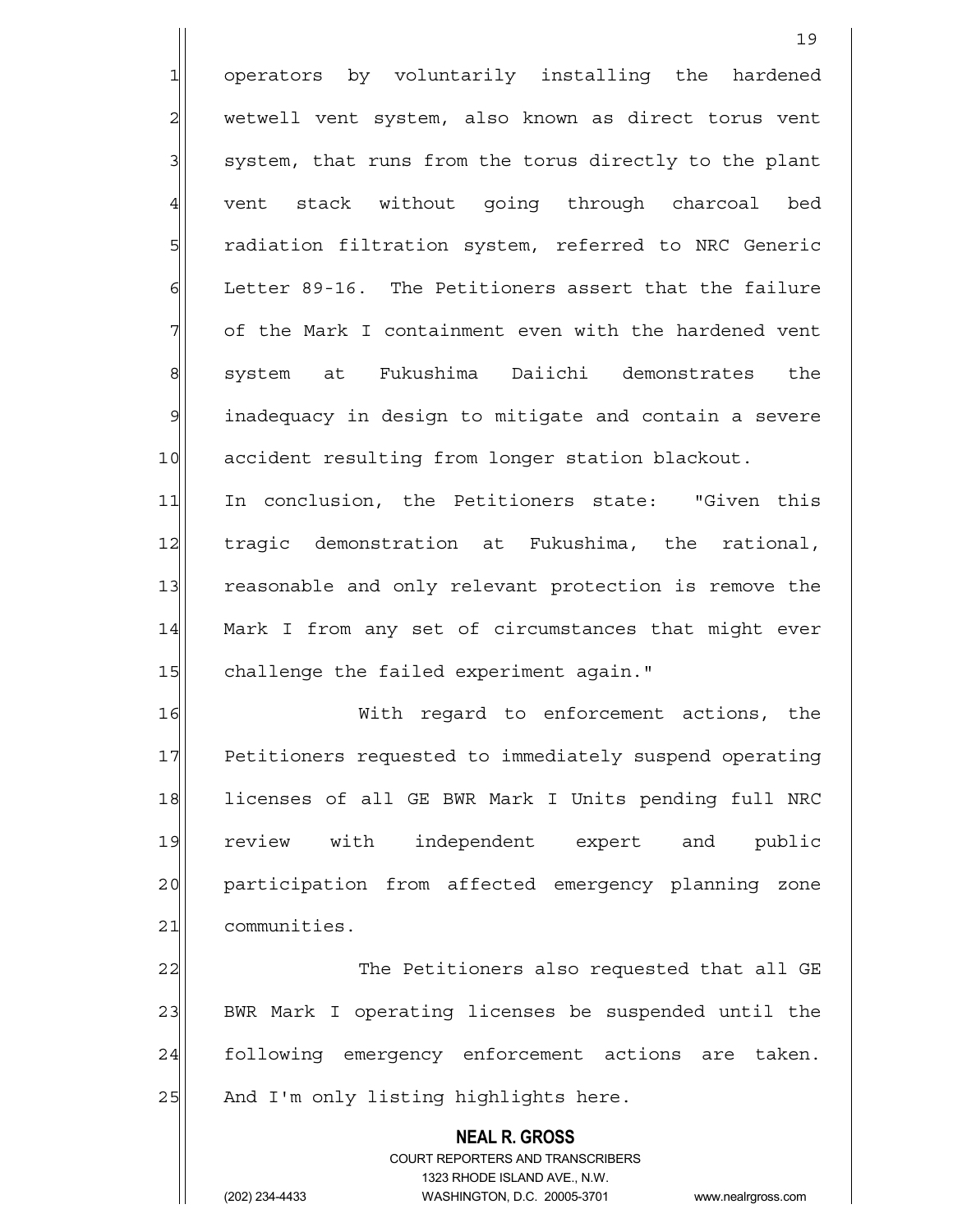operators by voluntarily installing the hardened wetwell vent system, also known as direct torus vent system, that runs from the torus directly to the plant vent stack without going through charcoal bed radiation filtration system, referred to NRC Generic Letter 89-16. The Petitioners assert that the failure of the Mark I containment even with the hardened vent system at Fukushima Daiichi demonstrates the inadequacy in design to mitigate and contain a severe accident resulting from longer station blackout.

In conclusion, the Petitioners state: "Given this tragic demonstration at Fukushima, the rational, reasonable and only relevant protection is remove the Mark I from any set of circumstances that might ever challenge the failed experiment again."

With regard to enforcement actions, the Petitioners requested to immediately suspend operating licenses of all GE BWR Mark I Units pending full NRC review with independent expert and public participation from affected emergency planning zone communities.

The Petitioners also requested that all GE BWR Mark I operating licenses be suspended until the following emergency enforcement actions are taken. And I'm only listing highlights here.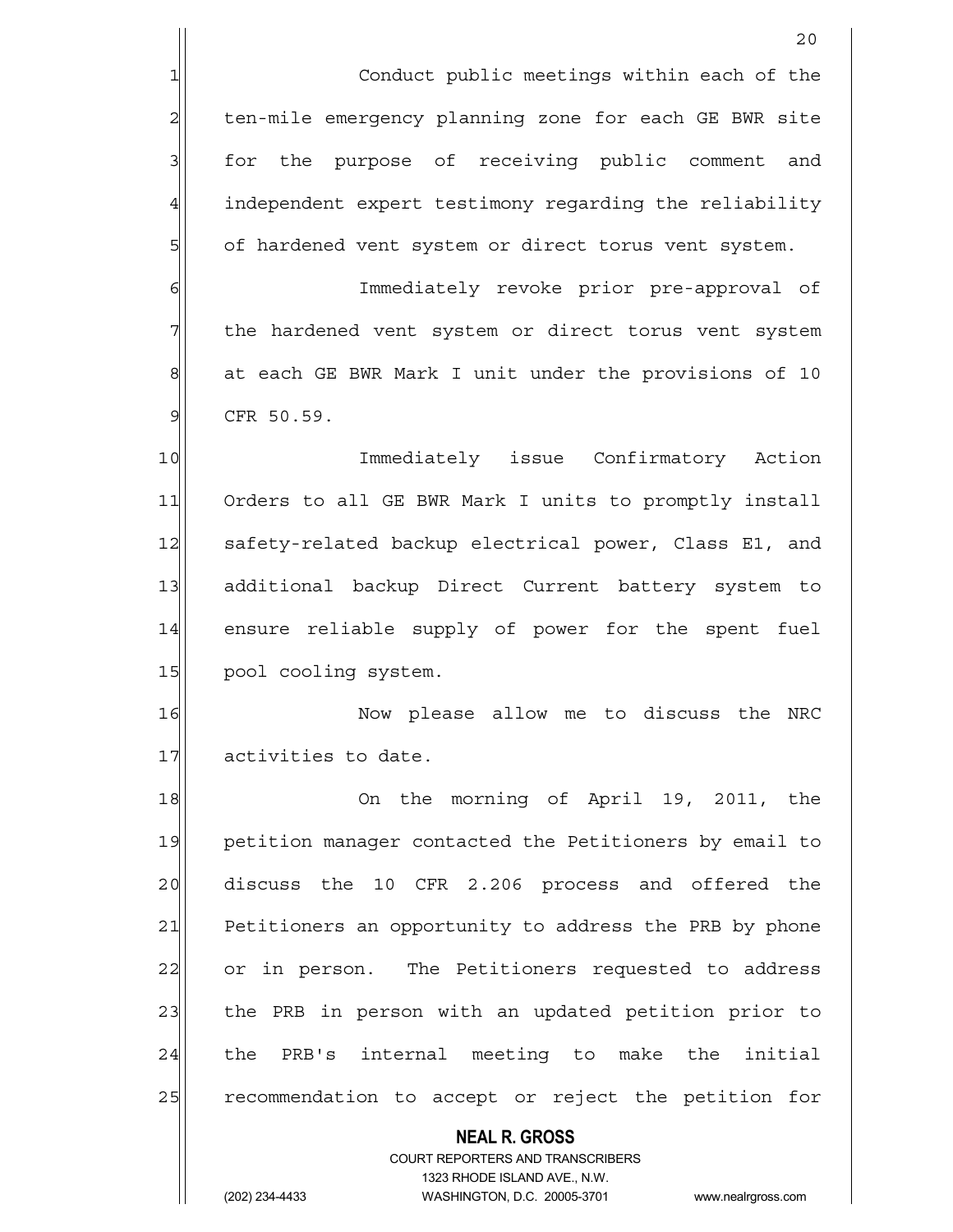Conduct public meetings within each of the ten-mile emergency planning zone for each GE BWR site for the purpose of receiving public comment and independent expert testimony regarding the reliability of hardened vent system or direct torus vent system.

Immediately revoke prior pre-approval of the hardened vent system or direct torus vent system at each GE BWR Mark I unit under the provisions of 10 CFR 50.59.

Immediately issue Confirmatory Action Orders to all GE BWR Mark I units to promptly install safety-related backup electrical power, Class E1, and additional backup Direct Current battery system to ensure reliable supply of power for the spent fuel pool cooling system.

Now please allow me to discuss the NRC activities to date.

On the morning of April 19, 2011, the petition manager contacted the Petitioners by email to discuss the 10 CFR 2.206 process and offered the Petitioners an opportunity to address the PRB by phone or in person. The Petitioners requested to address the PRB in person with an updated petition prior to the PRB's internal meeting to make the initial recommendation to accept or reject the petition for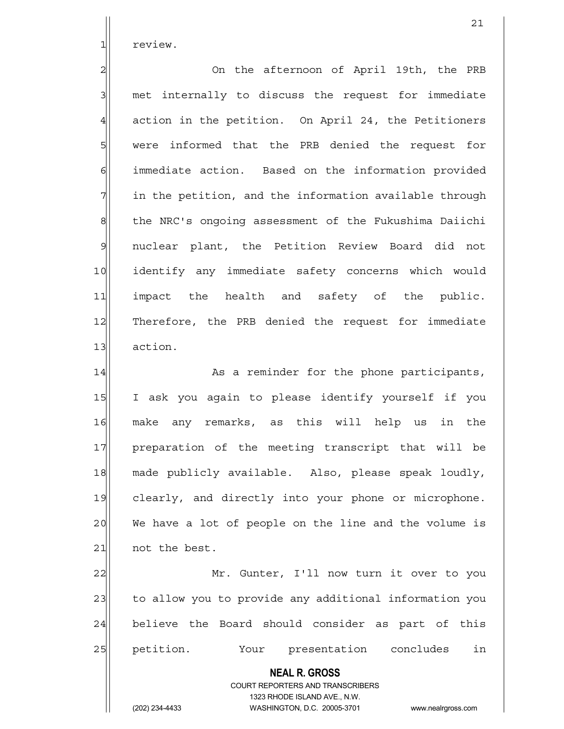review.

On the afternoon of April 19th, the PRB met internally to discuss the request for immediate action in the petition. On April 24, the Petitioners were informed that the PRB denied the request for immediate action. Based on the information provided in the petition, and the information available through the NRC's ongoing assessment of the Fukushima Daiichi nuclear plant, the Petition Review Board did not identify any immediate safety concerns which would impact the health and safety of the public. Therefore, the PRB denied the request for immediate action.

As a reminder for the phone participants, I ask you again to please identify yourself if you make any remarks, as this will help us in the preparation of the meeting transcript that will be made publicly available. Also, please speak loudly, clearly, and directly into your phone or microphone. We have a lot of people on the line and the volume is not the best.

Mr. Gunter, I'll now turn it over to you to allow you to provide any additional information you believe the Board should consider as part of this petition. Your presentation concludes in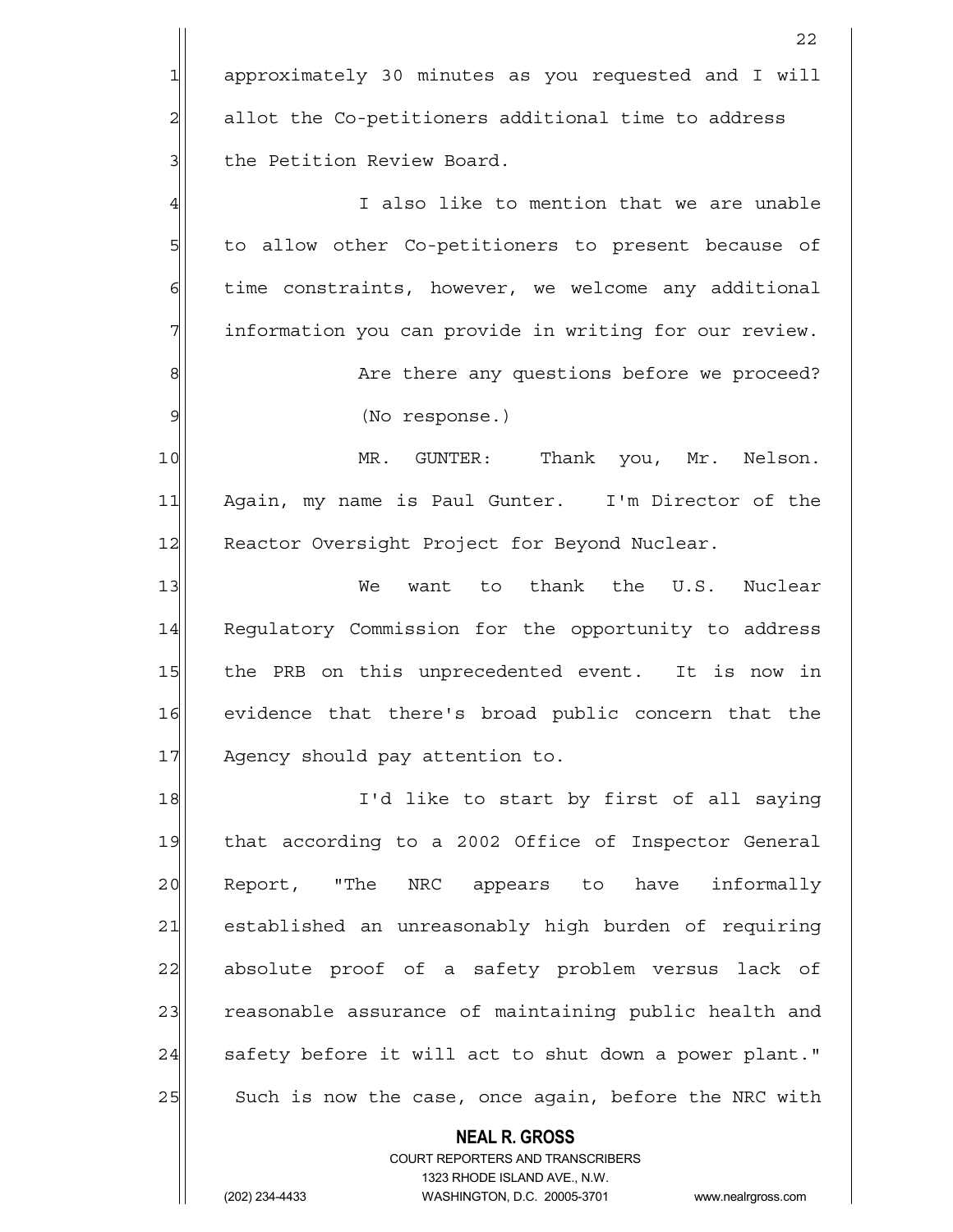approximately 30 minutes as you requested and I will allot the Co-petitioners additional time to address the Petition Review Board.

I also like to mention that we are unable to allow other Co-petitioners to present because of time constraints, however, we welcome any additional information you can provide in writing for our review.

Are there any questions before we proceed?

(No response.)

MR. GUNTER: Thank you, Mr. Nelson. Again, my name is Paul Gunter. I'm Director of the Reactor Oversight Project for Beyond Nuclear.

We want to thank the U.S. Nuclear Regulatory Commission for the opportunity to address the PRB on this unprecedented event. It is now in evidence that there's broad public concern that the Agency should pay attention to.

I'd like to start by first of all saying that according to a 2002 Office of Inspector General Report, "The NRC appears to have informally established an unreasonably high burden of requiring absolute proof of a safety problem versus lack of reasonable assurance of maintaining public health and safety before it will act to shut down a power plant." Such is now the case, once again, before the NRC with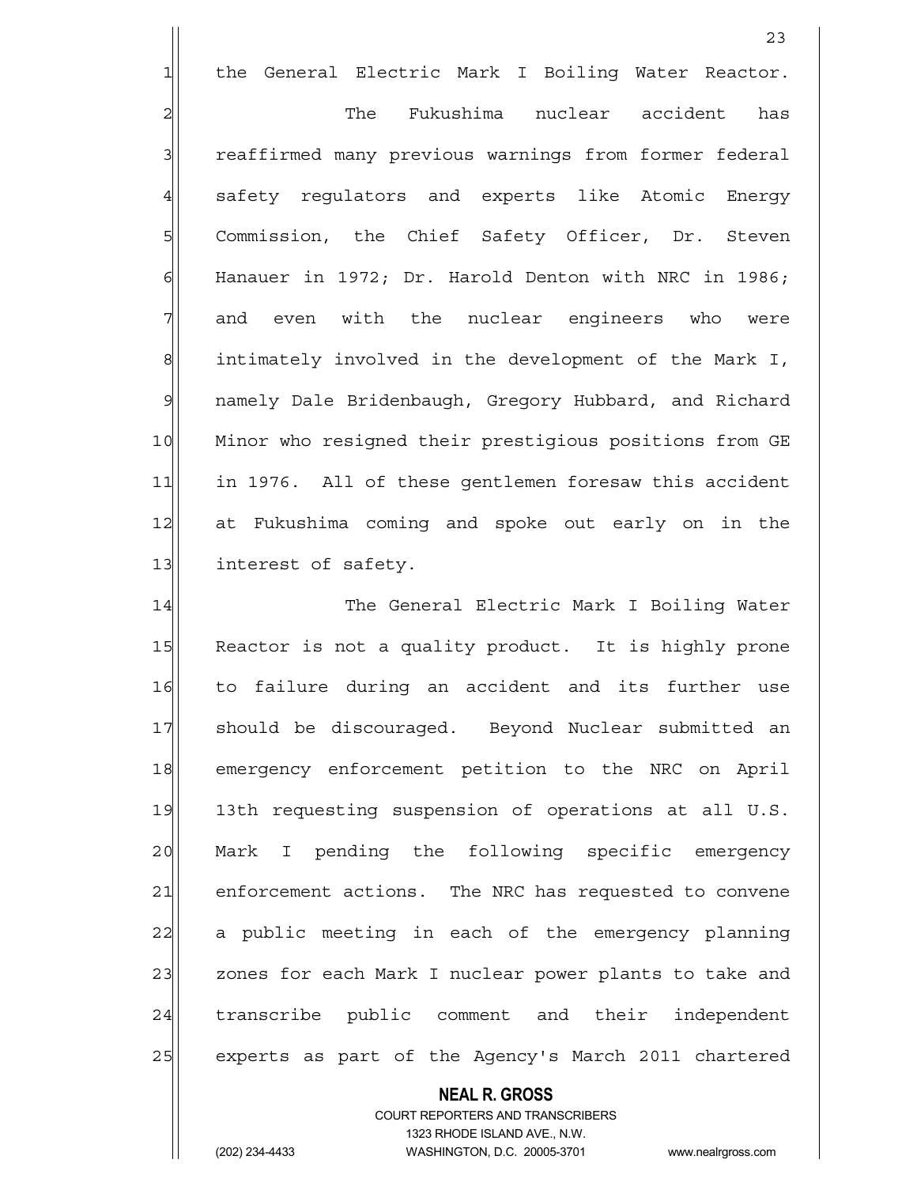the General Electric Mark I Boiling Water Reactor.

The Fukushima nuclear accident has reaffirmed many previous warnings from former federal safety regulators and experts like Atomic Energy Commission, the Chief Safety Officer, Dr. Steven Hanauer in 1972; Dr. Harold Denton with NRC in 1986; and even with the nuclear engineers who were intimately involved in the development of the Mark I, namely Dale Bridenbaugh, Gregory Hubbard, and Richard Minor who resigned their prestigious positions from GE in 1976. All of these gentlemen foresaw this accident at Fukushima coming and spoke out early on in the interest of safety.

The General Electric Mark I Boiling Water Reactor is not a quality product. It is highly prone to failure during an accident and its further use should be discouraged. Beyond Nuclear submitted an emergency enforcement petition to the NRC on April 13th requesting suspension of operations at all U.S. Mark I pending the following specific emergency enforcement actions. The NRC has requested to convene a public meeting in each of the emergency planning zones for each Mark I nuclear power plants to take and transcribe public comment and their independent experts as part of the Agency's March 2011 chartered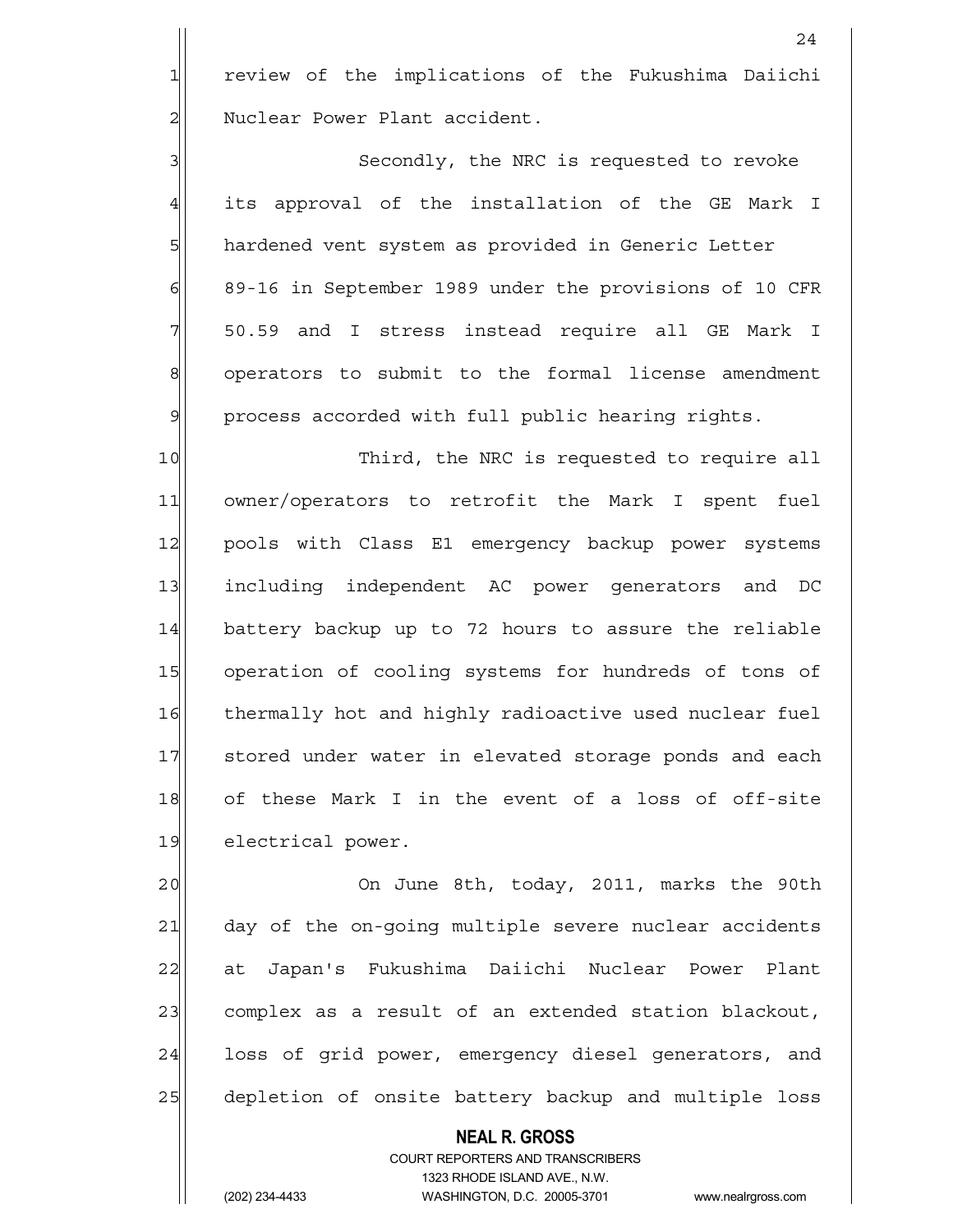review of the implications of the Fukushima Daiichi Nuclear Power Plant accident.

Secondly, the NRC is requested to revoke its approval of the installation of the GE Mark I hardened vent system as provided in Generic Letter 89-16 in September 1989 under the provisions of 10 CFR 50.59 and I stress instead require all GE Mark I operators to submit to the formal license amendment process accorded with full public hearing rights.

Third, the NRC is requested to require all owner/operators to retrofit the Mark I spent fuel pools with Class E1 emergency backup power systems including independent AC power generators and DC battery backup up to 72 hours to assure the reliable operation of cooling systems for hundreds of tons of thermally hot and highly radioactive used nuclear fuel stored under water in elevated storage ponds and each of these Mark I in the event of a loss of off-site electrical power.

On June 8th, today, 2011, marks the 90th day of the on-going multiple severe nuclear accidents at Japan's Fukushima Daiichi Nuclear Power Plant complex as a result of an extended station blackout, loss of grid power, emergency diesel generators, and depletion of onsite battery backup and multiple loss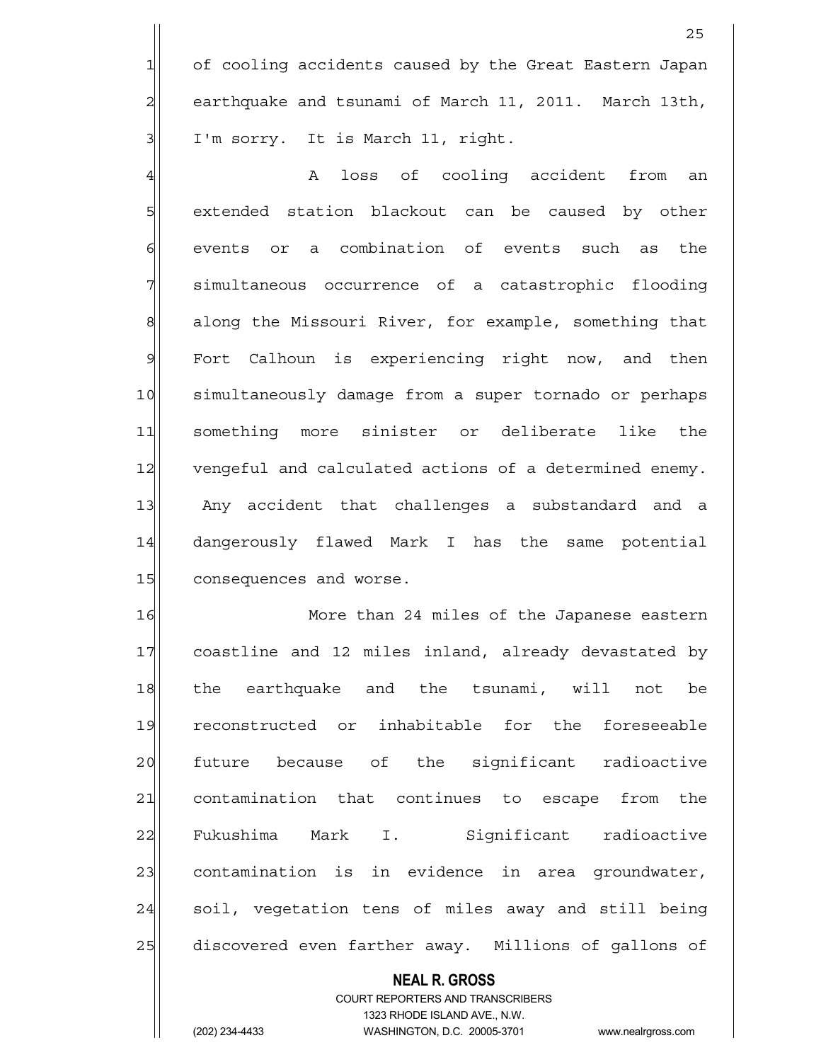of cooling accidents caused by the Great Eastern Japan earthquake and tsunami of March 11, 2011. March 13th, I'm sorry. It is March 11, right.

A loss of cooling accident from an extended station blackout can be caused by other events or a combination of events such as the simultaneous occurrence of a catastrophic flooding along the Missouri River, for example, something that Fort Calhoun is experiencing right now, and then simultaneously damage from a super tornado or perhaps something more sinister or deliberate like the vengeful and calculated actions of a determined enemy. Any accident that challenges a substandard and a dangerously flawed Mark I has the same potential consequences and worse.

More than 24 miles of the Japanese eastern coastline and 12 miles inland, already devastated by the earthquake and the tsunami, will not be reconstructed or inhabitable for the foreseeable future because of the significant radioactive contamination that continues to escape from the Fukushima Mark I. Significant radioactive contamination is in evidence in area groundwater, soil, vegetation tens of miles away and still being discovered even farther away. Millions of gallons of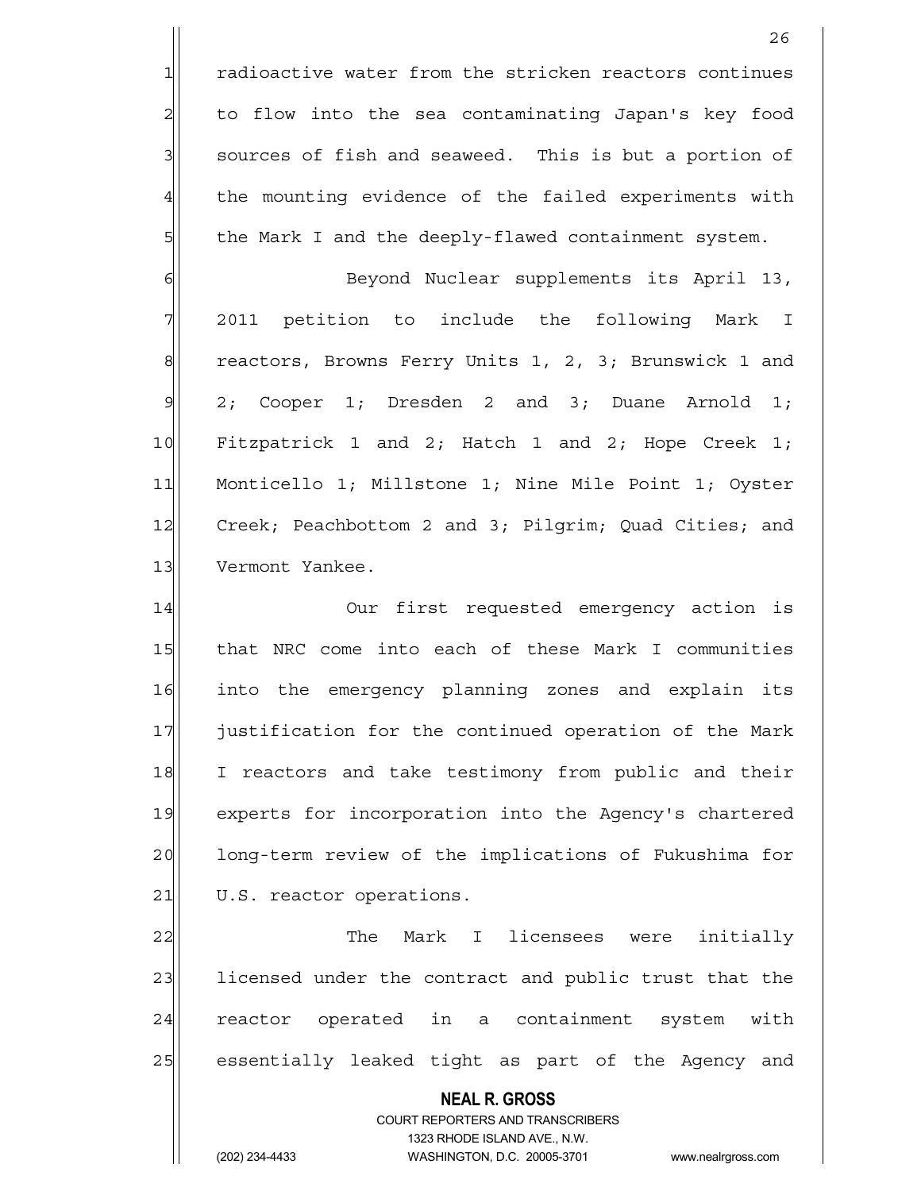radioactive water from the stricken reactors continues to flow into the sea contaminating Japan's key food sources of fish and seaweed. This is but a portion of the mounting evidence of the failed experiments with the Mark I and the deeply-flawed containment system.

Beyond Nuclear supplements its April 13, 2011 petition to include the following Mark I reactors, Browns Ferry Units 1, 2, 3; Brunswick 1 and 2; Cooper 1; Dresden 2 and 3; Duane Arnold 1; Fitzpatrick 1 and 2; Hatch 1 and 2; Hope Creek 1; Monticello 1; Millstone 1; Nine Mile Point 1; Oyster Creek; Peachbottom 2 and 3; Pilgrim; Quad Cities; and Vermont Yankee.

Our first requested emergency action is that NRC come into each of these Mark I communities into the emergency planning zones and explain its justification for the continued operation of the Mark I reactors and take testimony from public and their experts for incorporation into the Agency's chartered long-term review of the implications of Fukushima for U.S. reactor operations.

The Mark I licensees were initially licensed under the contract and public trust that the reactor operated in a containment system with essentially leaked tight as part of the Agency and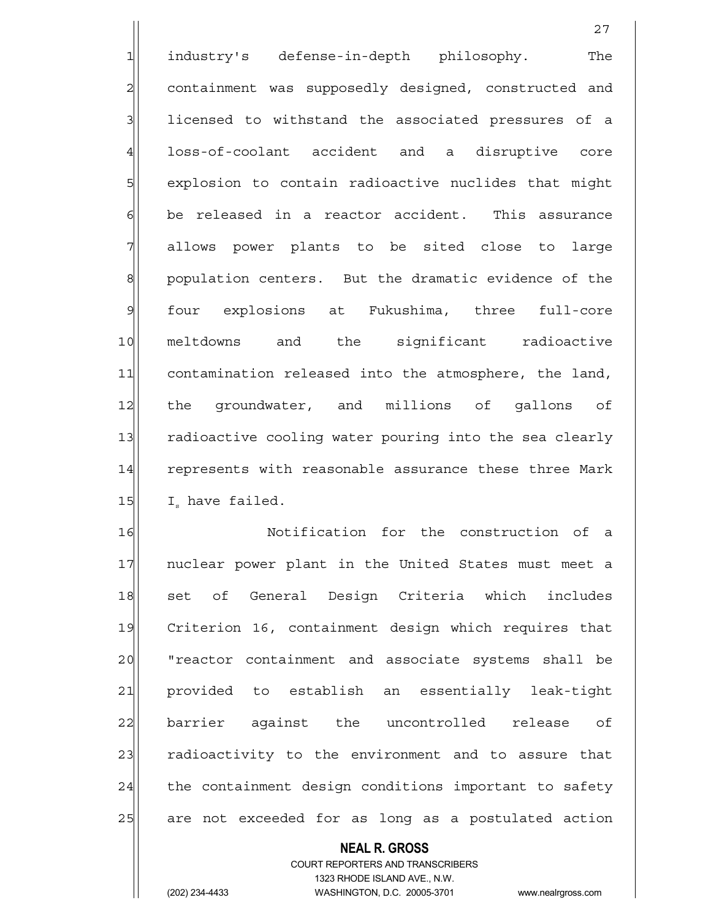industry's defense-in-depth philosophy. The containment was supposedly designed, constructed and licensed to withstand the associated pressures of a loss-of-coolant accident and a disruptive core explosion to contain radioactive nuclides that might be released in a reactor accident. This assurance allows power plants to be sited close to large population centers. But the dramatic evidence of the four explosions at Fukushima, three full-core meltdowns and the significant radioactive contamination released into the atmosphere, the land, the groundwater, and millions of gallons of radioactive cooling water pouring into the sea clearly represents with reasonable assurance these three Mark $I_s$ have failed.

Notification for the construction of a nuclear power plant in the United States must meet a set of General Design Criteria which includes Criterion 16, containment design which requires that "reactor containment and associate systems shall be provided to establish an essentially leak-tight barrier against the uncontrolled release of radioactivity to the environment and to assure that the containment design conditions important to safety are not exceeded for as long as a postulated action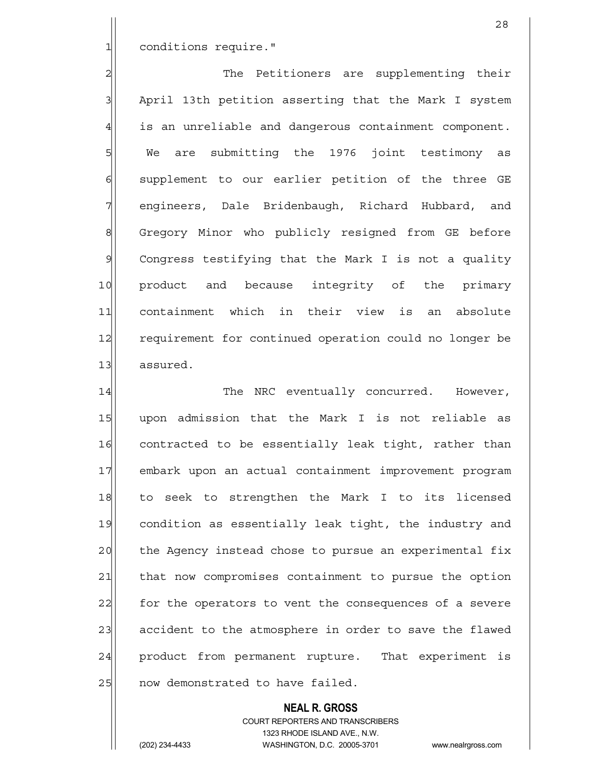conditions require."

The Petitioners are supplementing their April 13th petition asserting that the Mark I system is an unreliable and dangerous containment component. We are submitting the 1976 joint testimony as supplement to our earlier petition of the three GE engineers, Dale Bridenbaugh, Richard Hubbard, and Gregory Minor who publicly resigned from GE before Congress testifying that the Mark I is not a quality product and because integrity of the primary containment which in their view is an absolute requirement for continued operation could no longer be assured.

The NRC eventually concurred. However, upon admission that the Mark I is not reliable as contracted to be essentially leak tight, rather than embark upon an actual containment improvement program to seek to strengthen the Mark I to its licensed condition as essentially leak tight, the industry and the Agency instead chose to pursue an experimental fix that now compromises containment to pursue the option for the operators to vent the consequences of a severe accident to the atmosphere in order to save the flawed product from permanent rupture. That experiment is now demonstrated to have failed.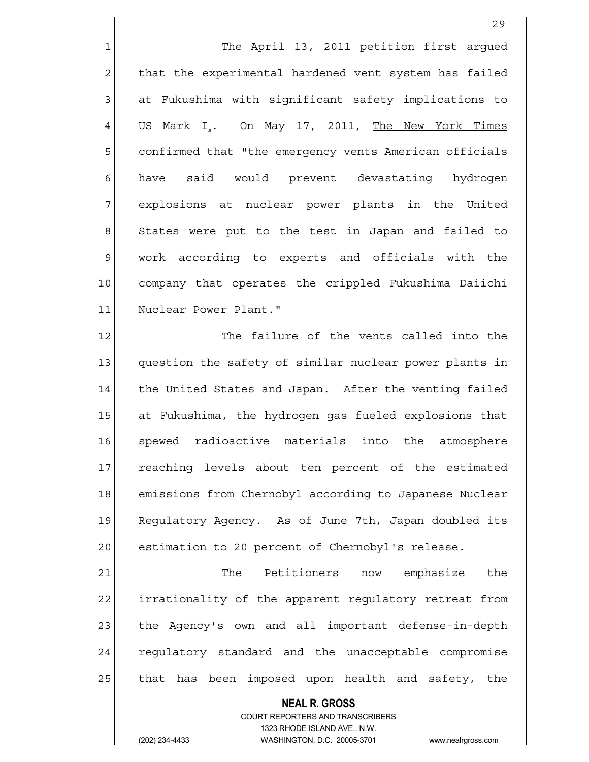The April 13, 2011 petition first argued that the experimental hardened vent system has failed at Fukushima with significant safety implications to US Mark $I_s$. On May 17, 2011, The New York Times confirmed that "the emergency vents American officials have said would prevent devastating hydrogen explosions at nuclear power plants in the United States were put to the test in Japan and failed to work according to experts and officials with the company that operates the crippled Fukushima Daiichi Nuclear Power Plant."

The failure of the vents called into the question the safety of similar nuclear power plants in the United States and Japan. After the venting failed at Fukushima, the hydrogen gas fueled explosions that spewed radioactive materials into the atmosphere reaching levels about ten percent of the estimated emissions from Chernobyl according to Japanese Nuclear Regulatory Agency. As of June 7th, Japan doubled its estimation to 20 percent of Chernobyl's release.

The Petitioners now emphasize the irrationality of the apparent regulatory retreat from the Agency's own and all important defense-in-depth regulatory standard and the unacceptable compromise that has been imposed upon health and safety, the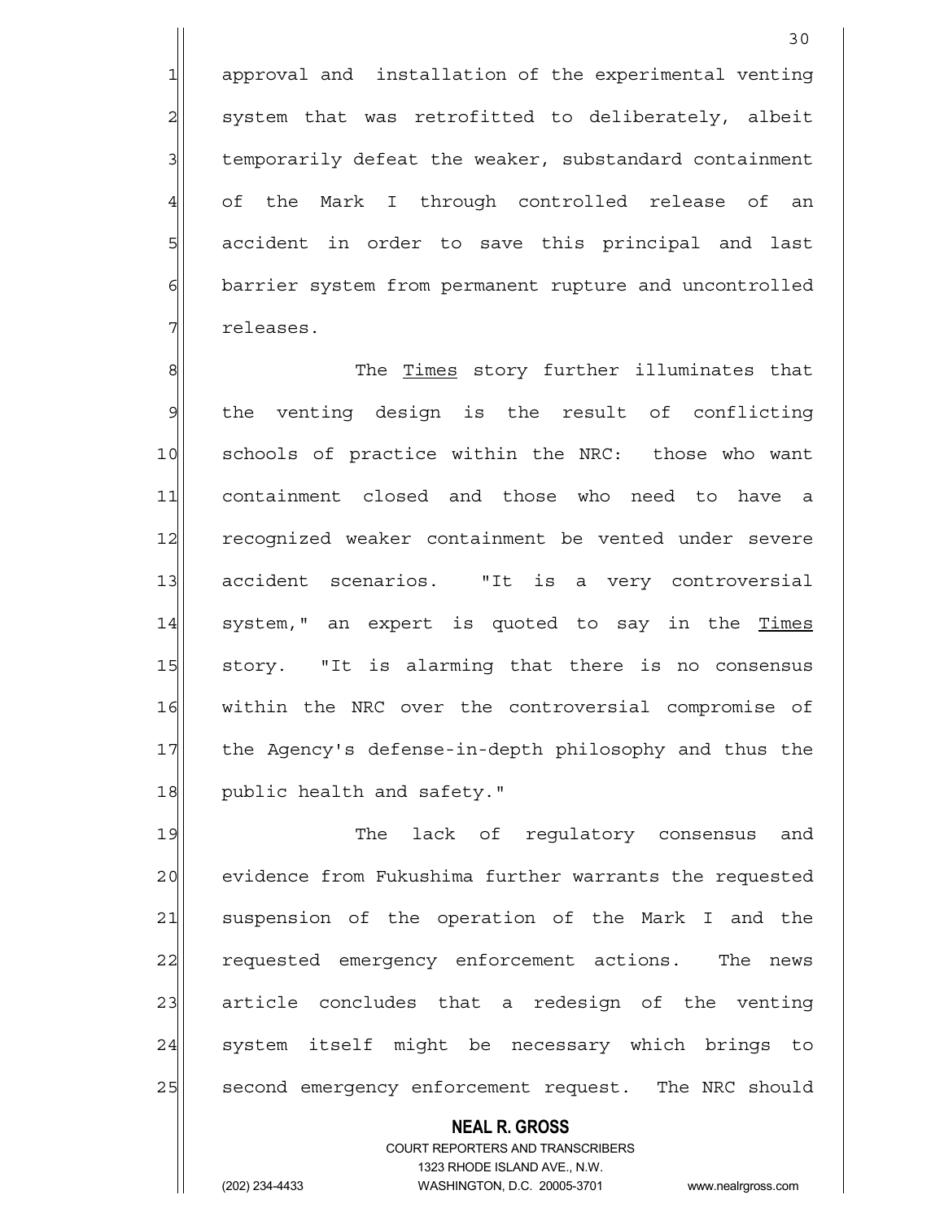approval and installation of the experimental venting system that was retrofitted to deliberately, albeit temporarily defeat the weaker, substandard containment of the Mark I through controlled release of an accident in order to save this principal and last barrier system from permanent rupture and uncontrolled releases.

The _Times_ story further illuminates that the venting design is the result of conflicting schools of practice within the NRC: those who want containment closed and those who need to have a recognized weaker containment be vented under severe accident scenarios. "It is a very controversial system," an expert is quoted to say in the _Times_ story. "It is alarming that there is no consensus within the NRC over the controversial compromise of the Agency's defense-in-depth philosophy and thus the public health and safety."

The lack of regulatory consensus and evidence from Fukushima further warrants the requested suspension of the operation of the Mark I and the requested emergency enforcement actions. The news article concludes that a redesign of the venting system itself might be necessary which brings to second emergency enforcement request. The NRC should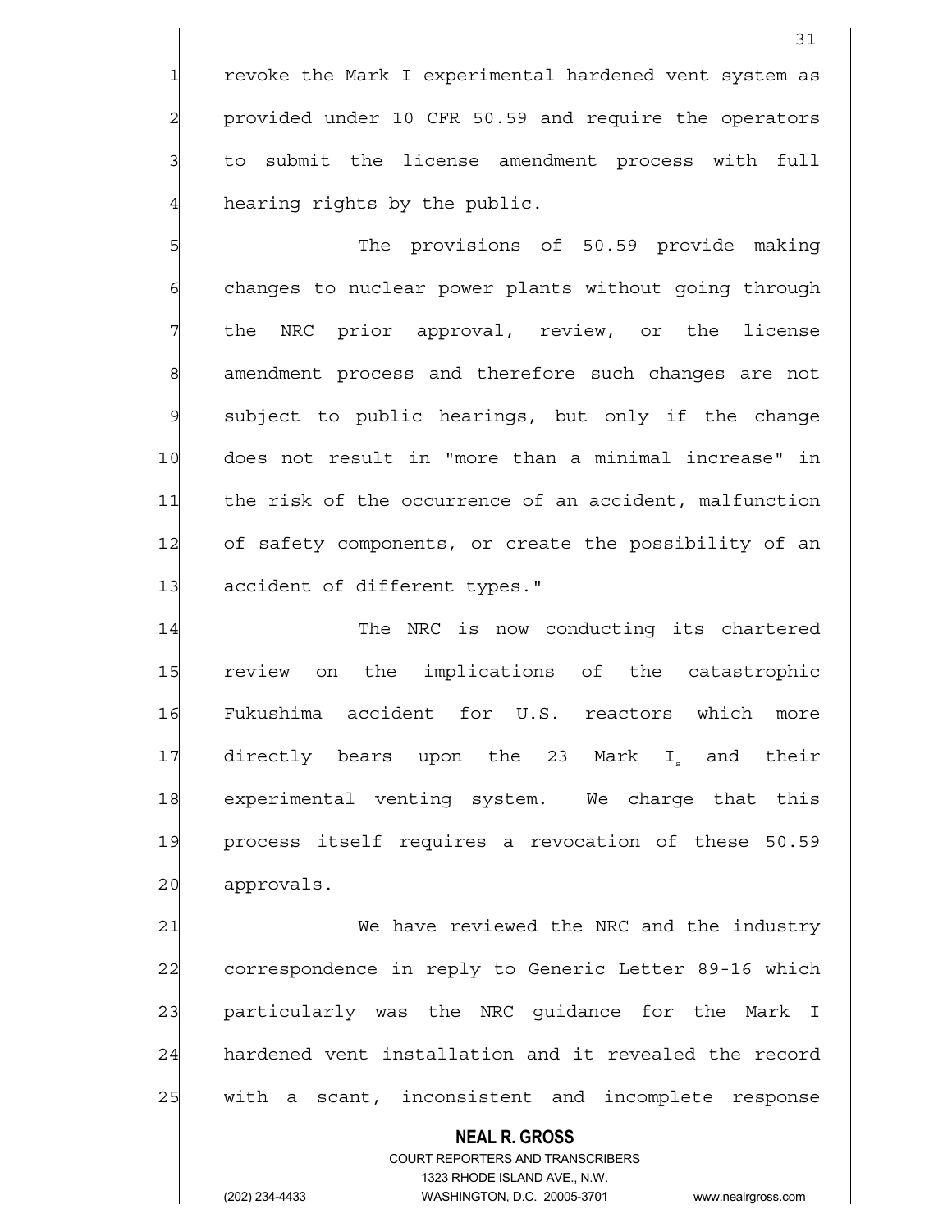revoke the Mark I experimental hardened vent system as provided under 10 CFR 50.59 and require the operators to submit the license amendment process with full hearing rights by the public.

The provisions of 50.59 provide making changes to nuclear power plants without going through the NRC prior approval, review, or the license amendment process and therefore such changes are not subject to public hearings, but only if the change does not result in "more than a minimal increase" in the risk of the occurrence of an accident, malfunction of safety components, or create the possibility of an accident of different types."

The NRC is now conducting its chartered review on the implications of the catastrophic Fukushima accident for U.S. reactors which more directly bears upon the 23 Mark $I_s$ and their experimental venting system. We charge that this process itself requires a revocation of these 50.59 approvals.

We have reviewed the NRC and the industry correspondence in reply to Generic Letter 89-16 which particularly was the NRC guidance for the Mark I hardened vent installation and it revealed the record with a scant, inconsistent and incomplete response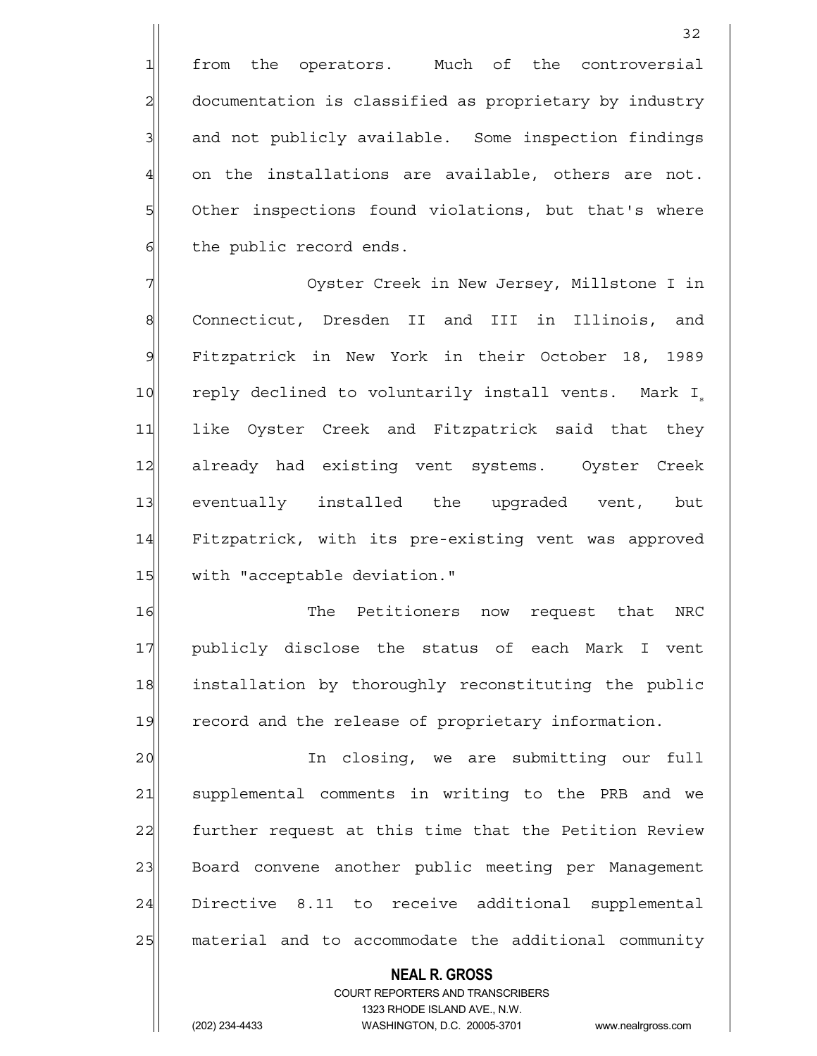from the operators. Much of the controversial documentation is classified as proprietary by industry and not publicly available. Some inspection findings on the installations are available, others are not. Other inspections found violations, but that's where the public record ends.

Oyster Creek in New Jersey, Millstone I in Connecticut, Dresden II and III in Illinois, and Fitzpatrick in New York in their October 18, 1989 reply declined to voluntarily install vents. Mark $I_s$ like Oyster Creek and Fitzpatrick said that they already had existing vent systems. Oyster Creek eventually installed the upgraded vent, but Fitzpatrick, with its pre-existing vent was approved with "acceptable deviation."

The Petitioners now request that NRC publicly disclose the status of each Mark I vent installation by thoroughly reconstituting the public record and the release of proprietary information.

In closing, we are submitting our full supplemental comments in writing to the PRB and we further request at this time that the Petition Review Board convene another public meeting per Management Directive 8.11 to receive additional supplemental material and to accommodate the additional community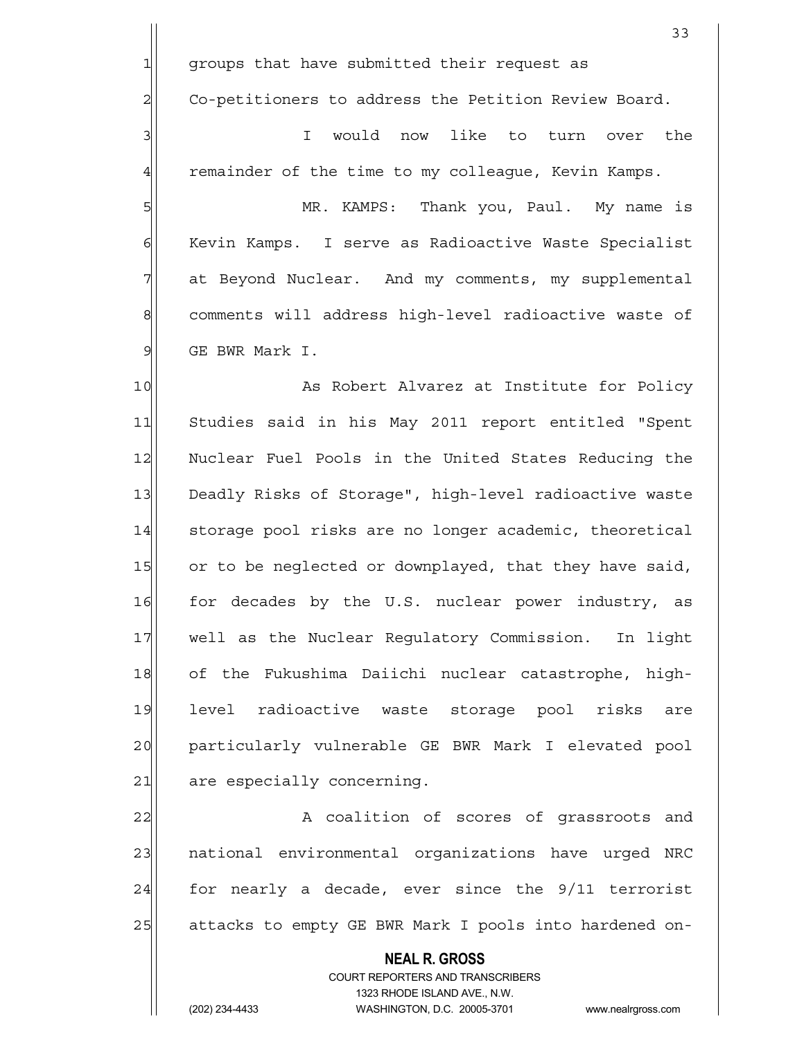groups that have submitted their request as Co-petitioners to address the Petition Review Board.

I would now like to turn over the remainder of the time to my colleague, Kevin Kamps.

MR. KAMPS: Thank you, Paul. My name is Kevin Kamps. I serve as Radioactive Waste Specialist at Beyond Nuclear. And my comments, my supplemental comments will address high-level radioactive waste of GE BWR Mark I.

As Robert Alvarez at Institute for Policy Studies said in his May 2011 report entitled "Spent Nuclear Fuel Pools in the United States Reducing the Deadly Risks of Storage", high-level radioactive waste storage pool risks are no longer academic, theoretical or to be neglected or downplayed, that they have said, for decades by the U.S. nuclear power industry, as well as the Nuclear Regulatory Commission. In light of the Fukushima Daiichi nuclear catastrophe, high-level radioactive waste storage pool risks are particularly vulnerable GE BWR Mark I elevated pool are especially concerning.

A coalition of scores of grassroots and national environmental organizations have urged NRC for nearly a decade, ever since the 9/11 terrorist attacks to empty GE BWR Mark I pools into hardened on-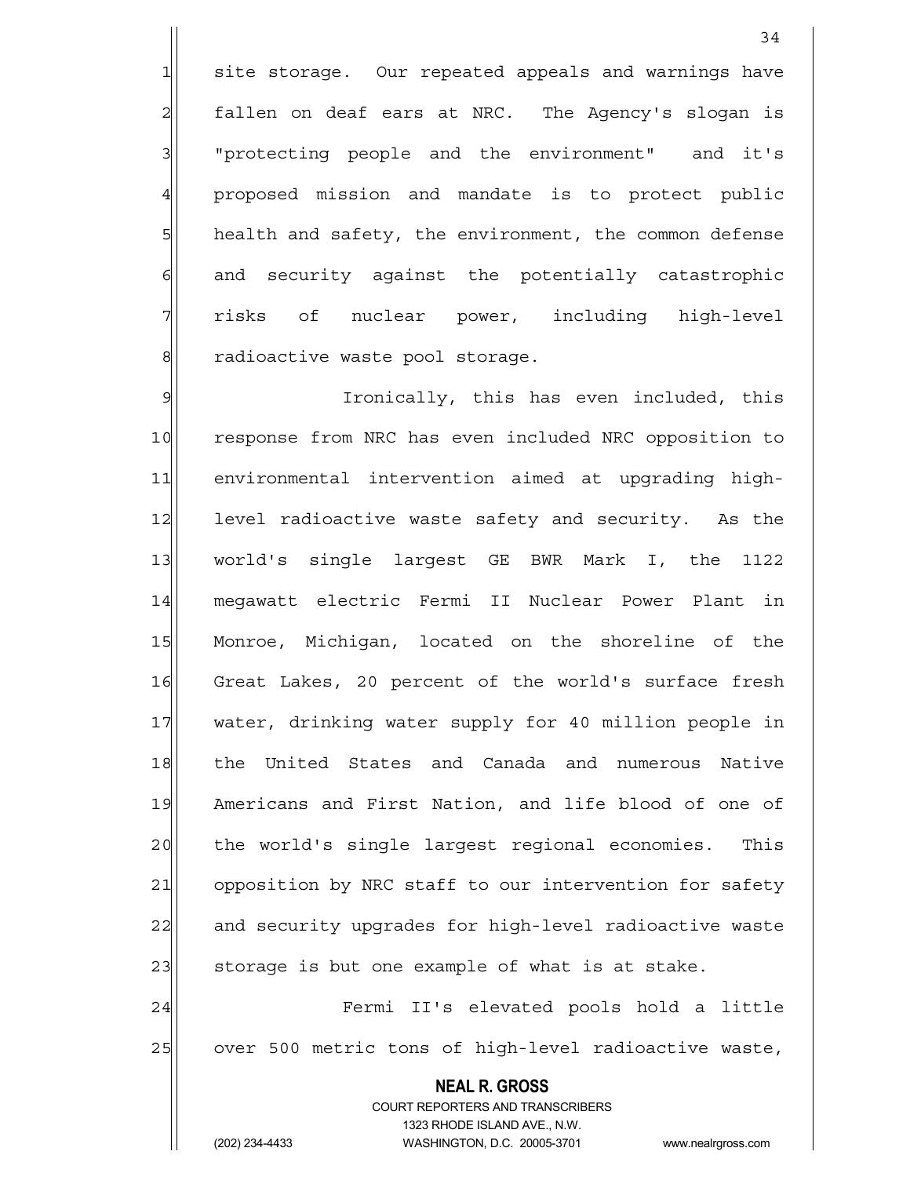site storage. Our repeated appeals and warnings have fallen on deaf ears at NRC. The Agency's slogan is "protecting people and the environment" and it's proposed mission and mandate is to protect public health and safety, the environment, the common defense and security against the potentially catastrophic risks of nuclear power, including high-level radioactive waste pool storage.

Ironically, this has even included, this response from NRC has even included NRC opposition to environmental intervention aimed at upgrading high-level radioactive waste safety and security. As the world's single largest GE BWR Mark I, the 1122 megawatt electric Fermi II Nuclear Power Plant in Monroe, Michigan, located on the shoreline of the Great Lakes, 20 percent of the world's surface fresh water, drinking water supply for 40 million people in the United States and Canada and numerous Native Americans and First Nation, and life blood of one of the world's single largest regional economies. This opposition by NRC staff to our intervention for safety and security upgrades for high-level radioactive waste storage is but one example of what is at stake.

Fermi II's elevated pools hold a little over 500 metric tons of high-level radioactive waste,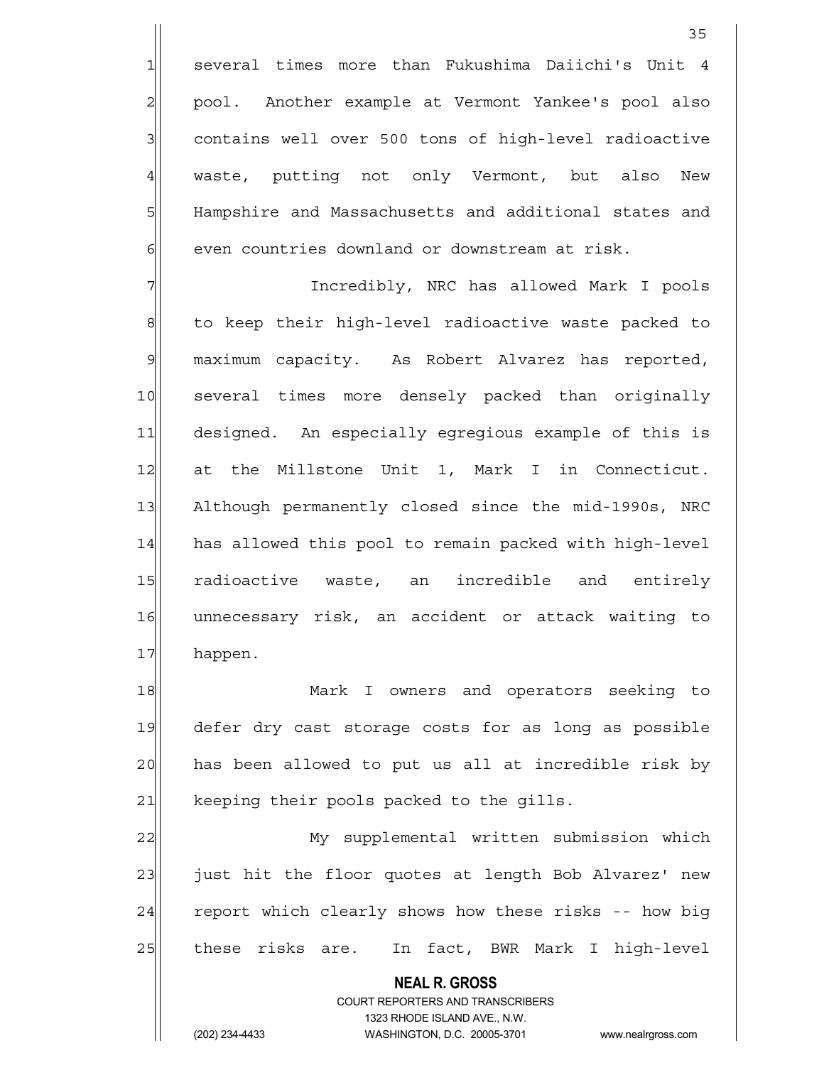several times more than Fukushima Daiichi's Unit 4 pool. Another example at Vermont Yankee's pool also contains well over 500 tons of high-level radioactive waste, putting not only Vermont, but also New Hampshire and Massachusetts and additional states and even countries downland or downstream at risk.

Incredibly, NRC has allowed Mark I pools to keep their high-level radioactive waste packed to maximum capacity. As Robert Alvarez has reported, several times more densely packed than originally designed. An especially egregious example of this is at the Millstone Unit 1, Mark I in Connecticut. Although permanently closed since the mid-1990s, NRC has allowed this pool to remain packed with high-level radioactive waste, an incredible and entirely unnecessary risk, an accident or attack waiting to happen.

Mark I owners and operators seeking to defer dry cast storage costs for as long as possible has been allowed to put us all at incredible risk by keeping their pools packed to the gills.

My supplemental written submission which just hit the floor quotes at length Bob Alvarez' new report which clearly shows how these risks -- how big these risks are. In fact, BWR Mark I high-level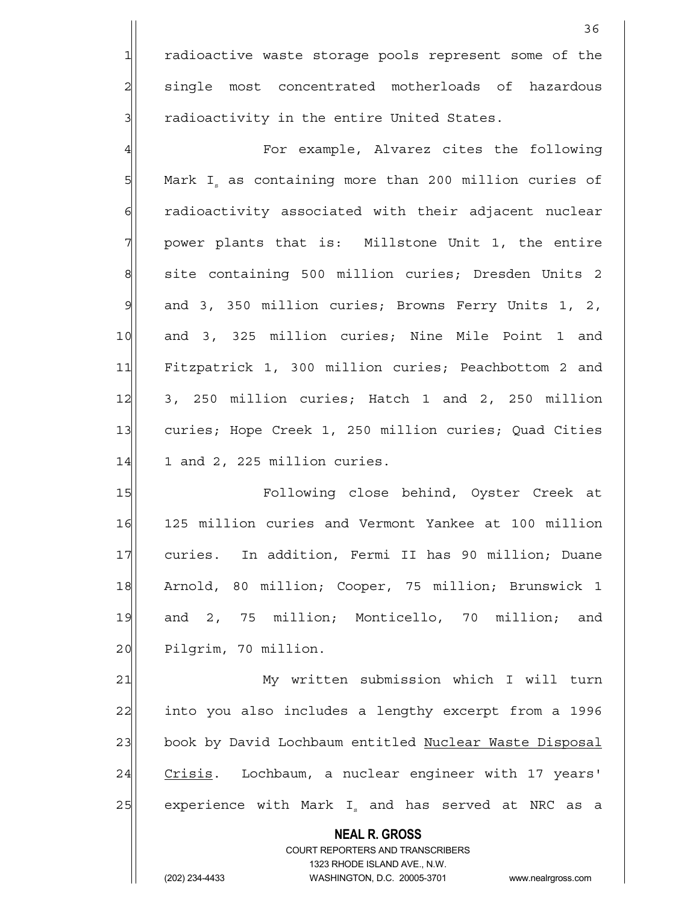radioactive waste storage pools represent some of the single most concentrated motherloads of hazardous radioactivity in the entire United States.

For example, Alvarez cites the following Mark $I_s$ as containing more than 200 million curies of radioactivity associated with their adjacent nuclear power plants that is: Millstone Unit 1, the entire site containing 500 million curies; Dresden Units 2 and 3, 350 million curies; Browns Ferry Units 1, 2, and 3, 325 million curies; Nine Mile Point 1 and Fitzpatrick 1, 300 million curies; Peachbottom 2 and 3, 250 million curies; Hatch 1 and 2, 250 million curies; Hope Creek 1, 250 million curies; Quad Cities 1 and 2, 225 million curies.

Following close behind, Oyster Creek at 125 million curies and Vermont Yankee at 100 million curies. In addition, Fermi II has 90 million; Duane Arnold, 80 million; Cooper, 75 million; Brunswick 1 and 2, 75 million; Monticello, 70 million; and Pilgrim, 70 million.

My written submission which I will turn into you also includes a lengthy excerpt from a 1996 book by David Lochbaum entitled Nuclear Waste Disposal Crisis. Lochbaum, a nuclear engineer with 17 years' experience with Mark $I_s$ and has served at NRC as a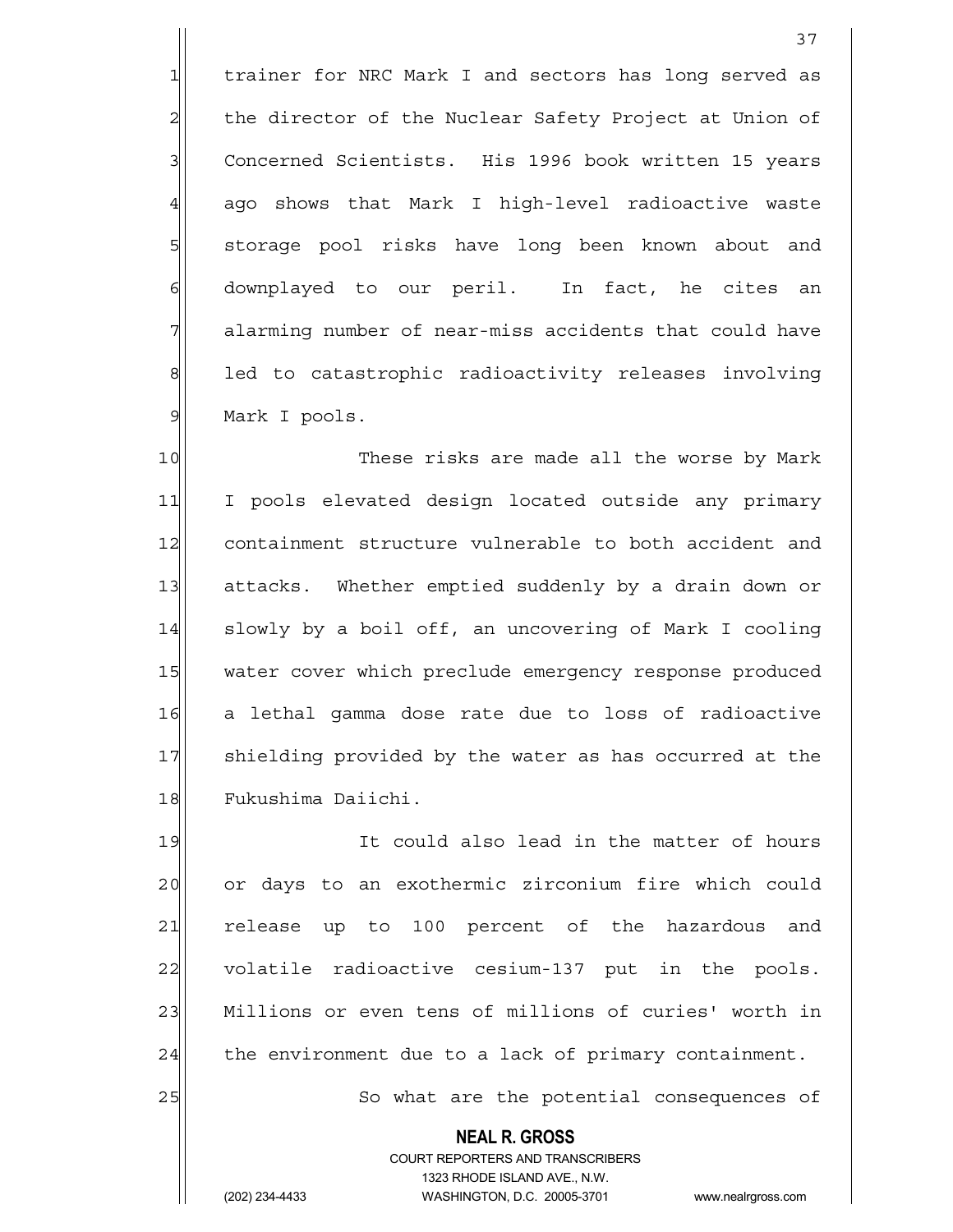trainer for NRC Mark I and sectors has long served as the director of the Nuclear Safety Project at Union of Concerned Scientists. His 1996 book written 15 years ago shows that Mark I high-level radioactive waste storage pool risks have long been known about and downplayed to our peril. In fact, he cites an alarming number of near-miss accidents that could have led to catastrophic radioactivity releases involving Mark I pools.

These risks are made all the worse by Mark I pools elevated design located outside any primary containment structure vulnerable to both accident and attacks. Whether emptied suddenly by a drain down or slowly by a boil off, an uncovering of Mark I cooling water cover which preclude emergency response produced a lethal gamma dose rate due to loss of radioactive shielding provided by the water as has occurred at the Fukushima Daiichi.

It could also lead in the matter of hours or days to an exothermic zirconium fire which could release up to 100 percent of the hazardous and volatile radioactive cesium-137 put in the pools. Millions or even tens of millions of curies' worth in the environment due to a lack of primary containment.

So what are the potential consequences of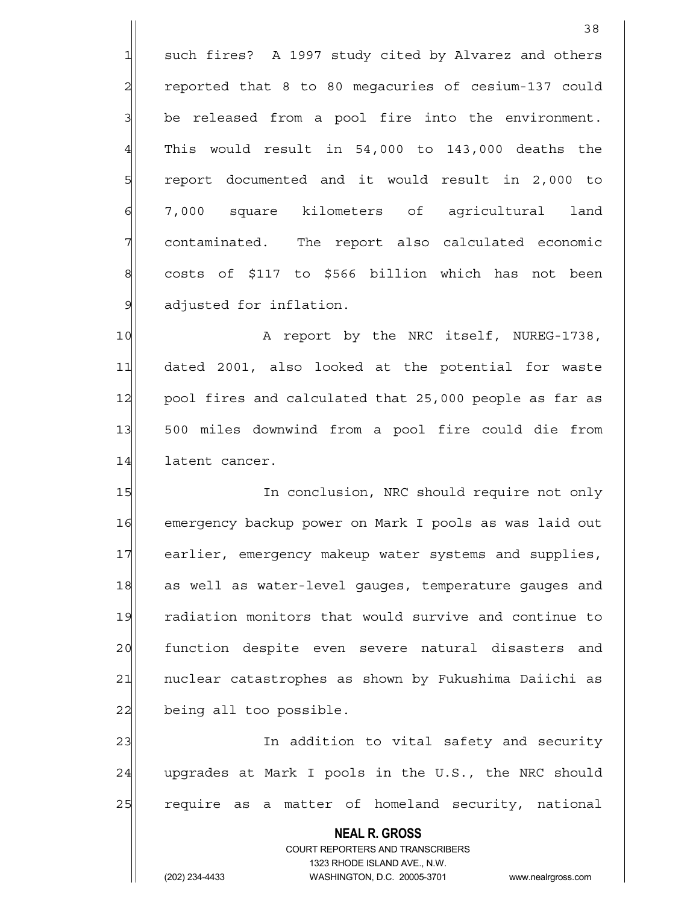such fires? A 1997 study cited by Alvarez and others reported that 8 to 80 megacuries of cesium-137 could be released from a pool fire into the environment. This would result in 54,000 to 143,000 deaths the report documented and it would result in 2,000 to 7,000 square kilometers of agricultural land contaminated. The report also calculated economic costs of $117 to $566 billion which has not been adjusted for inflation.

A report by the NRC itself, NUREG-1738, dated 2001, also looked at the potential for waste pool fires and calculated that 25,000 people as far as 500 miles downwind from a pool fire could die from latent cancer.

In conclusion, NRC should require not only emergency backup power on Mark I pools as was laid out earlier, emergency makeup water systems and supplies, as well as water-level gauges, temperature gauges and radiation monitors that would survive and continue to function despite even severe natural disasters and nuclear catastrophes as shown by Fukushima Daiichi as being all too possible.

In addition to vital safety and security upgrades at Mark I pools in the U.S., the NRC should require as a matter of homeland security, national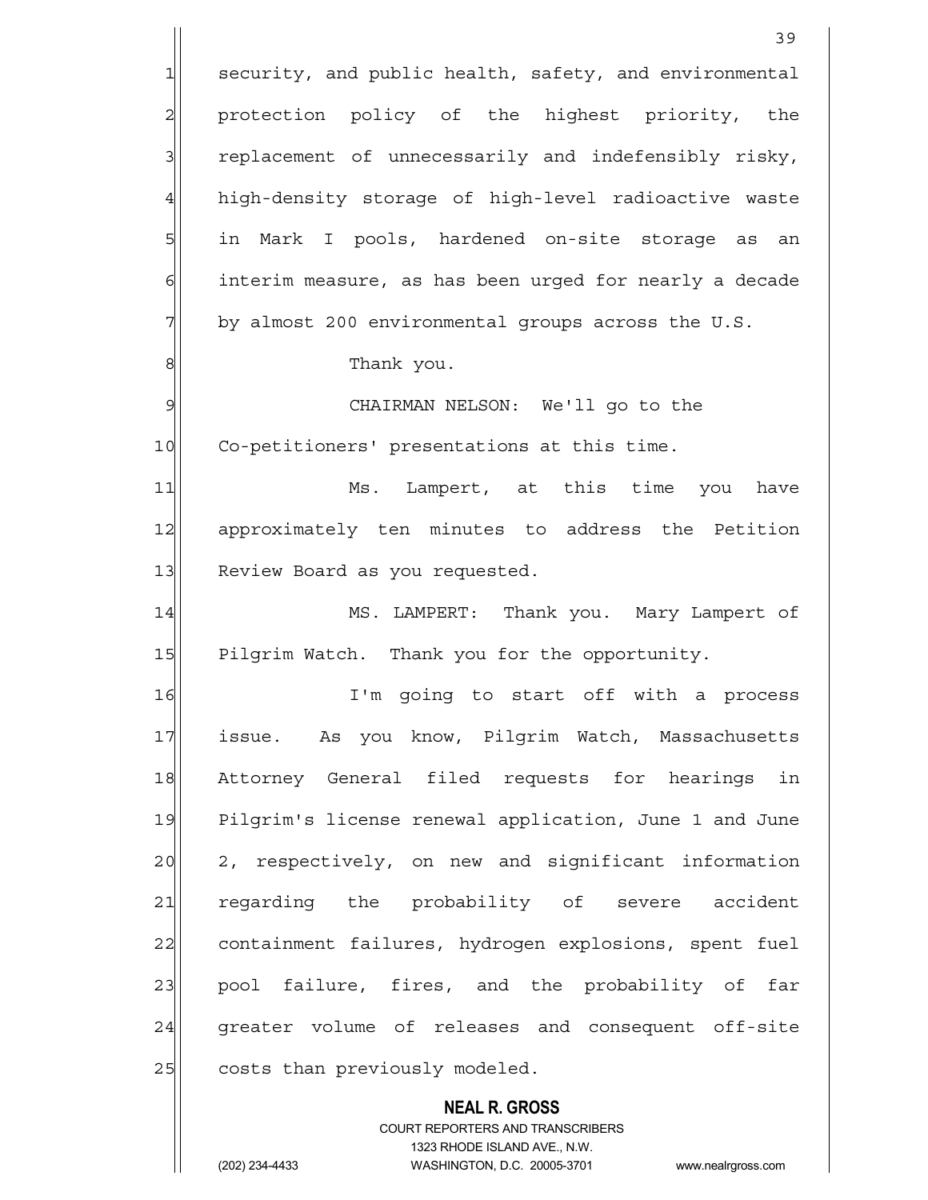security, and public health, safety, and environmental protection policy of the highest priority, the replacement of unnecessarily and indefensibly risky, high-density storage of high-level radioactive waste in Mark I pools, hardened on-site storage as an interim measure, as has been urged for nearly a decade by almost 200 environmental groups across the U.S.

Thank you.

CHAIRMAN NELSON: We'll go to the Co-petitioners' presentations at this time.

Ms. Lampert, at this time you have approximately ten minutes to address the Petition Review Board as you requested.

MS. LAMPERT: Thank you. Mary Lampert of Pilgrim Watch. Thank you for the opportunity.

I'm going to start off with a process issue. As you know, Pilgrim Watch, Massachusetts Attorney General filed requests for hearings in Pilgrim's license renewal application, June 1 and June 2, respectively, on new and significant information regarding the probability of severe accident containment failures, hydrogen explosions, spent fuel pool failure, fires, and the probability of far greater volume of releases and consequent off-site costs than previously modeled.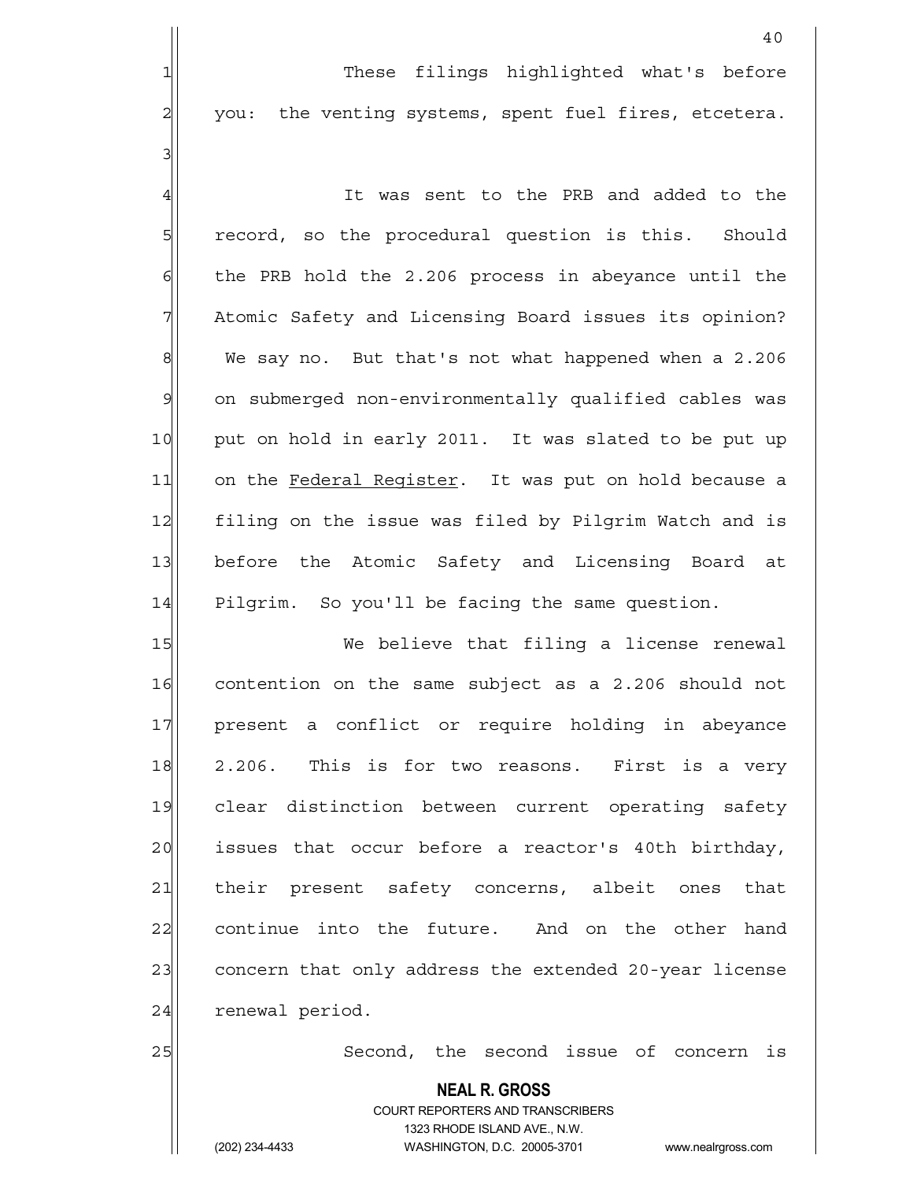These filings highlighted what's before you: the venting systems, spent fuel fires, etcetera.

It was sent to the PRB and added to the record, so the procedural question is this. Should the PRB hold the 2.206 process in abeyance until the Atomic Safety and Licensing Board issues its opinion? We say no. But that's not what happened when a 2.206 on submerged non-environmentally qualified cables was put on hold in early 2011. It was slated to be put up on the Federal Register. It was put on hold because a filing on the issue was filed by Pilgrim Watch and is before the Atomic Safety and Licensing Board at Pilgrim. So you'll be facing the same question.

We believe that filing a license renewal contention on the same subject as a 2.206 should not present a conflict or require holding in abeyance 2.206. This is for two reasons. First is a very clear distinction between current operating safety issues that occur before a reactor's 40th birthday, their present safety concerns, albeit ones that continue into the future. And on the other hand concern that only address the extended 20-year license renewal period.

Second, the second issue of concern is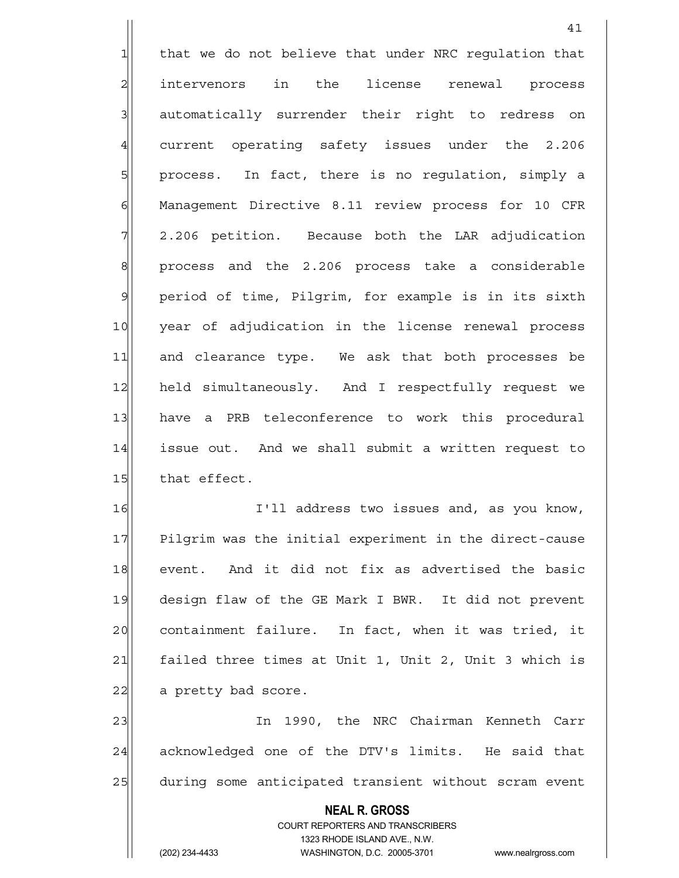that we do not believe that under NRC regulation that intervenors in the license renewal process automatically surrender their right to redress on current operating safety issues under the 2.206 process. In fact, there is no regulation, simply a Management Directive 8.11 review process for 10 CFR 2.206 petition. Because both the LAR adjudication process and the 2.206 process take a considerable period of time, Pilgrim, for example is in its sixth year of adjudication in the license renewal process and clearance type. We ask that both processes be held simultaneously. And I respectfully request we have a PRB teleconference to work this procedural issue out. And we shall submit a written request to that effect.

I'll address two issues and, as you know, Pilgrim was the initial experiment in the direct-cause event. And it did not fix as advertised the basic design flaw of the GE Mark I BWR. It did not prevent containment failure. In fact, when it was tried, it failed three times at Unit 1, Unit 2, Unit 3 which is a pretty bad score.

In 1990, the NRC Chairman Kenneth Carr acknowledged one of the DTV's limits. He said that during some anticipated transient without scram event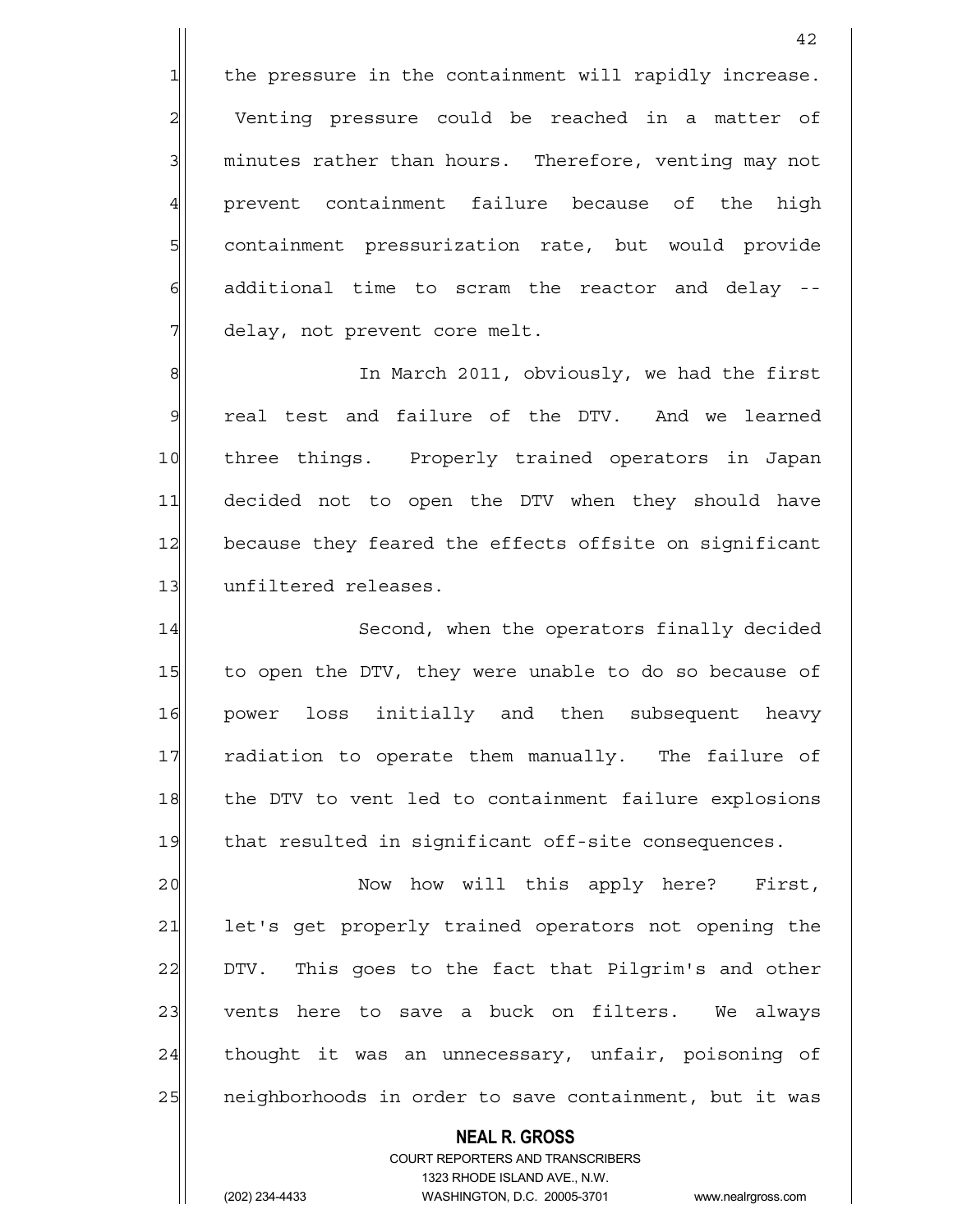the pressure in the containment will rapidly increase. Venting pressure could be reached in a matter of minutes rather than hours. Therefore, venting may not prevent containment failure because of the high containment pressurization rate, but would provide additional time to scram the reactor and delay -- delay, not prevent core melt.

In March 2011, obviously, we had the first real test and failure of the DTV. And we learned three things. Properly trained operators in Japan decided not to open the DTV when they should have because they feared the effects offsite on significant unfiltered releases.

Second, when the operators finally decided to open the DTV, they were unable to do so because of power loss initially and then subsequent heavy radiation to operate them manually. The failure of the DTV to vent led to containment failure explosions that resulted in significant off-site consequences.

Now how will this apply here? First, let's get properly trained operators not opening the DTV. This goes to the fact that Pilgrim's and other vents here to save a buck on filters. We always thought it was an unnecessary, unfair, poisoning of neighborhoods in order to save containment, but it was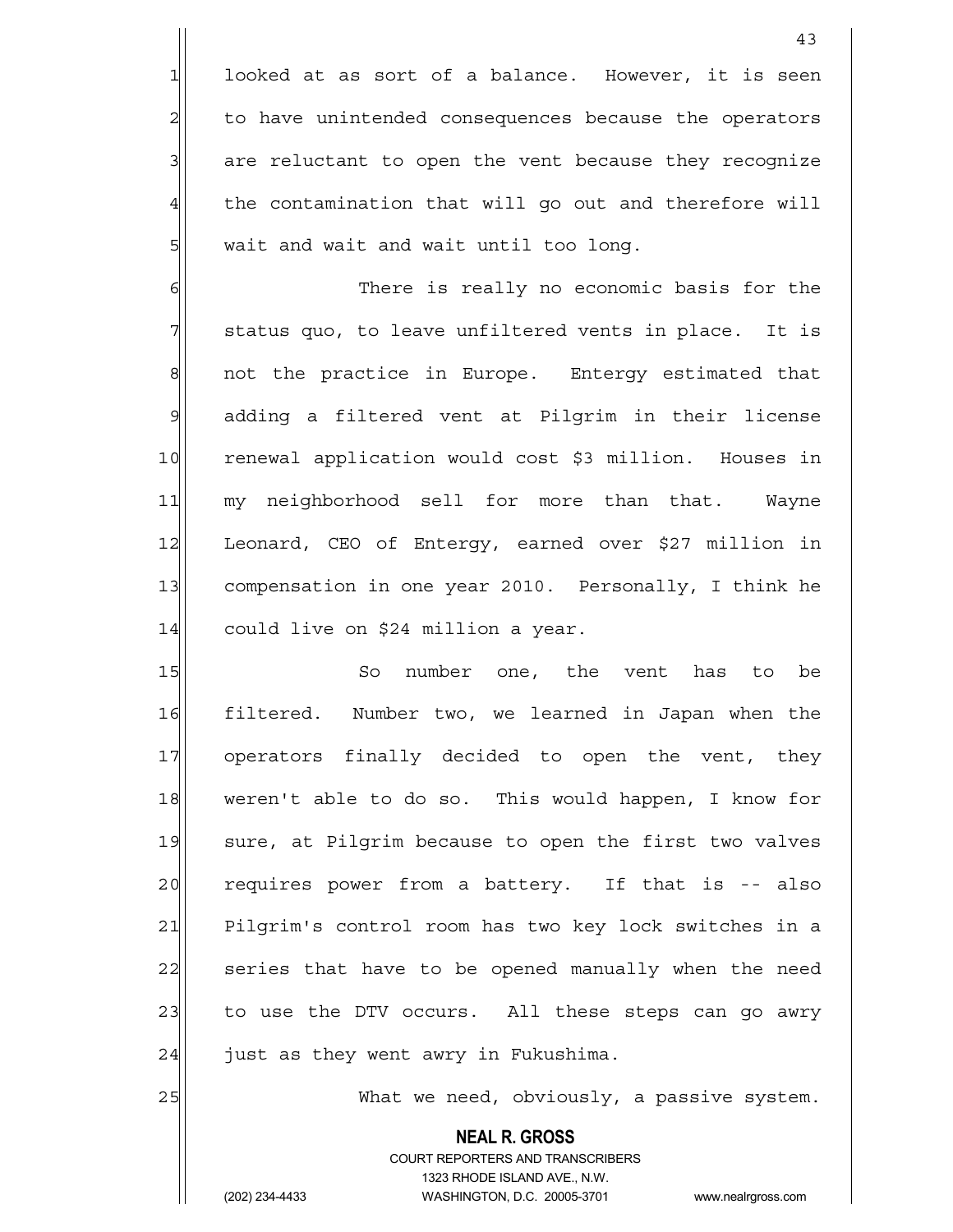looked at as sort of a balance. However, it is seen to have unintended consequences because the operators are reluctant to open the vent because they recognize the contamination that will go out and therefore will wait and wait and wait until too long.

There is really no economic basis for the status quo, to leave unfiltered vents in place. It is not the practice in Europe. Entergy estimated that adding a filtered vent at Pilgrim in their license renewal application would cost $3 million. Houses in my neighborhood sell for more than that. Wayne Leonard, CEO of Entergy, earned over $27 million in compensation in one year 2010. Personally, I think he could live on $24 million a year.

So number one, the vent has to be filtered. Number two, we learned in Japan when the operators finally decided to open the vent, they weren't able to do so. This would happen, I know for sure, at Pilgrim because to open the first two valves requires power from a battery. If that is -- also Pilgrim's control room has two key lock switches in a series that have to be opened manually when the need to use the DTV occurs. All these steps can go awry just as they went awry in Fukushima.

What we need, obviously, a passive system.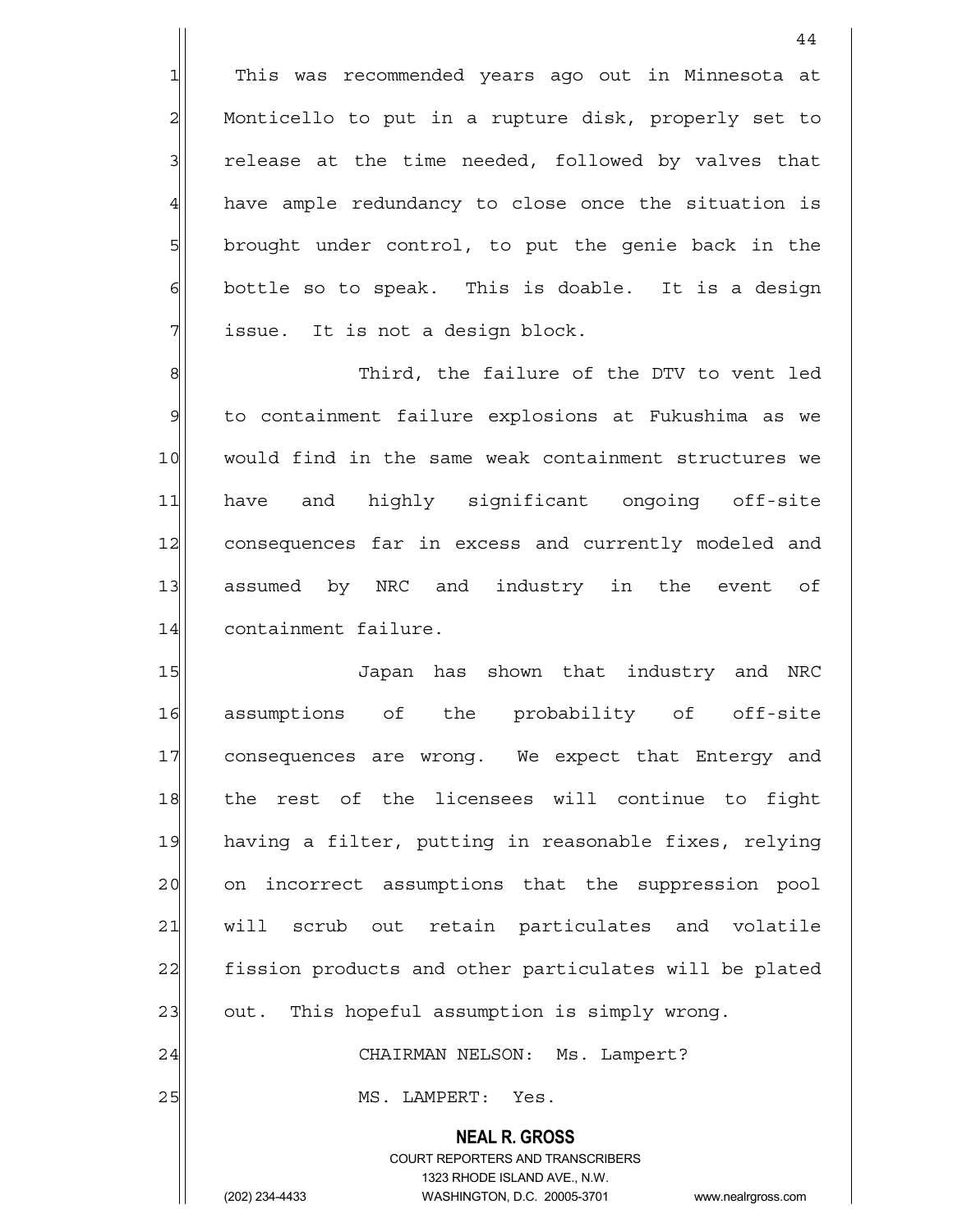This was recommended years ago out in Minnesota at Monticello to put in a rupture disk, properly set to release at the time needed, followed by valves that have ample redundancy to close once the situation is brought under control, to put the genie back in the bottle so to speak. This is doable. It is a design issue. It is not a design block.

Third, the failure of the DTV to vent led to containment failure explosions at Fukushima as we would find in the same weak containment structures we have and highly significant ongoing off-site consequences far in excess and currently modeled and assumed by NRC and industry in the event of containment failure.

Japan has shown that industry and NRC assumptions of the probability of off-site consequences are wrong. We expect that Entergy and the rest of the licensees will continue to fight having a filter, putting in reasonable fixes, relying on incorrect assumptions that the suppression pool will scrub out retain particulates and volatile fission products and other particulates will be plated out. This hopeful assumption is simply wrong.

CHAIRMAN NELSON: Ms. Lampert?

MS. LAMPERT: Yes.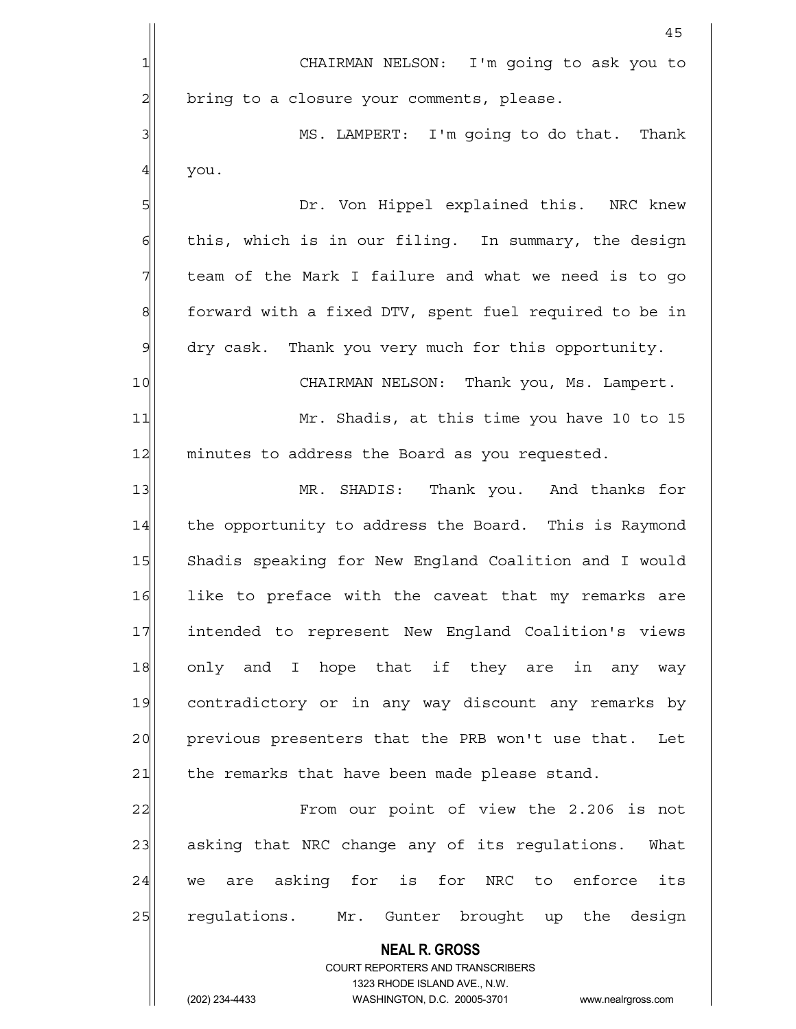CHAIRMAN NELSON: I'm going to ask you to bring to a closure your comments, please.

MS. LAMPERT: I'm going to do that. Thank you.

Dr. Von Hippel explained this. NRC knew this, which is in our filing. In summary, the design team of the Mark I failure and what we need is to go forward with a fixed DTV, spent fuel required to be in dry cask. Thank you very much for this opportunity.

CHAIRMAN NELSON: Thank you, Ms. Lampert.

Mr. Shadis, at this time you have 10 to 15 minutes to address the Board as you requested.

MR. SHADIS: Thank you. And thanks for the opportunity to address the Board. This is Raymond Shadis speaking for New England Coalition and I would like to preface with the caveat that my remarks are intended to represent New England Coalition's views only and I hope that if they are in any way contradictory or in any way discount any remarks by previous presenters that the PRB won't use that. Let the remarks that have been made please stand.

From our point of view the 2.206 is not asking that NRC change any of its regulations. What we are asking for is for NRC to enforce its regulations. Mr. Gunter brought up the design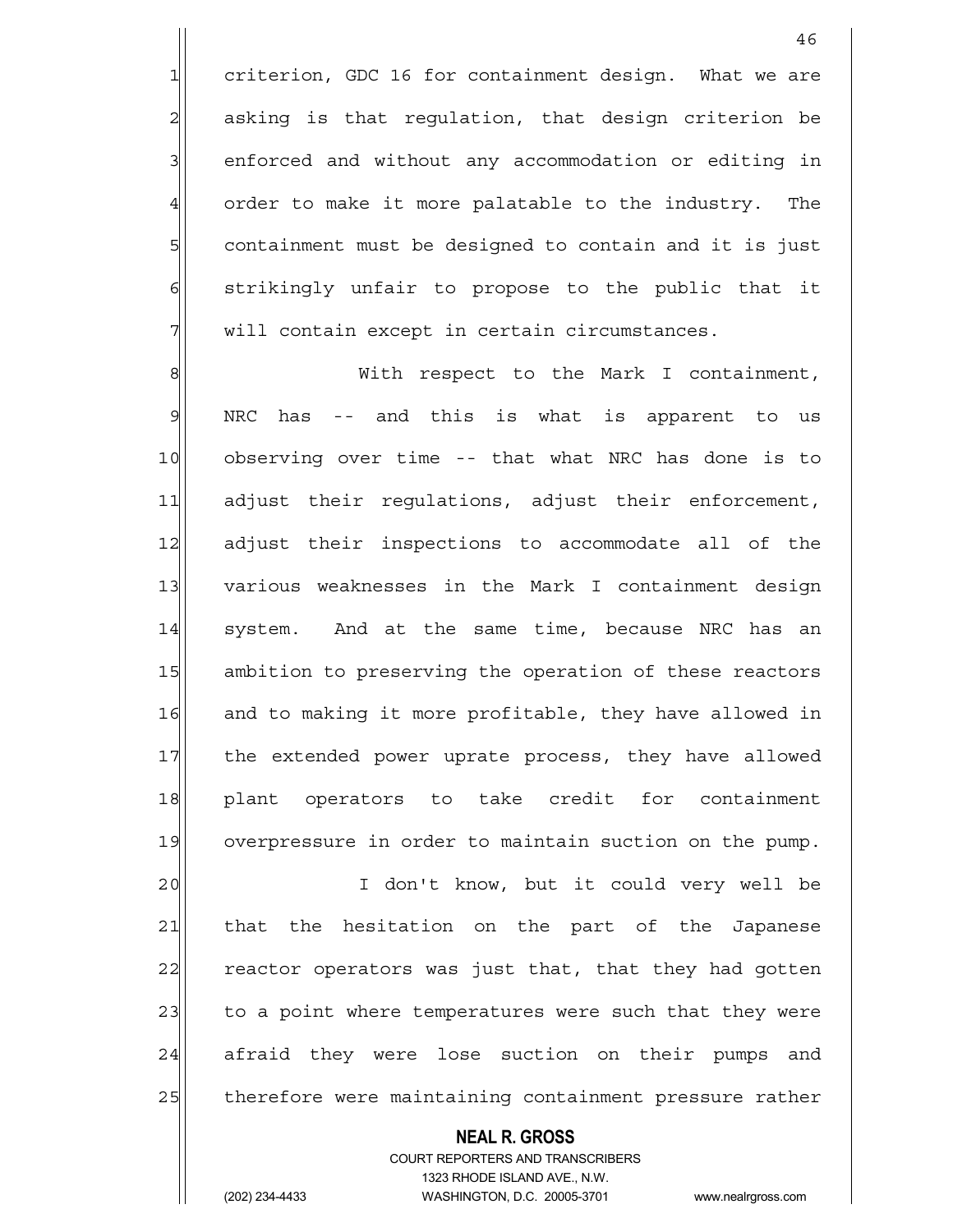criterion, GDC 16 for containment design. What we are asking is that regulation, that design criterion be enforced and without any accommodation or editing in order to make it more palatable to the industry. The containment must be designed to contain and it is just strikingly unfair to propose to the public that it will contain except in certain circumstances.

With respect to the Mark I containment, NRC has -- and this is what is apparent to us observing over time -- that what NRC has done is to adjust their regulations, adjust their enforcement, adjust their inspections to accommodate all of the various weaknesses in the Mark I containment design system. And at the same time, because NRC has an ambition to preserving the operation of these reactors and to making it more profitable, they have allowed in the extended power uprate process, they have allowed plant operators to take credit for containment overpressure in order to maintain suction on the pump.

I don't know, but it could very well be that the hesitation on the part of the Japanese reactor operators was just that, that they had gotten to a point where temperatures were such that they were afraid they were lose suction on their pumps and therefore were maintaining containment pressure rather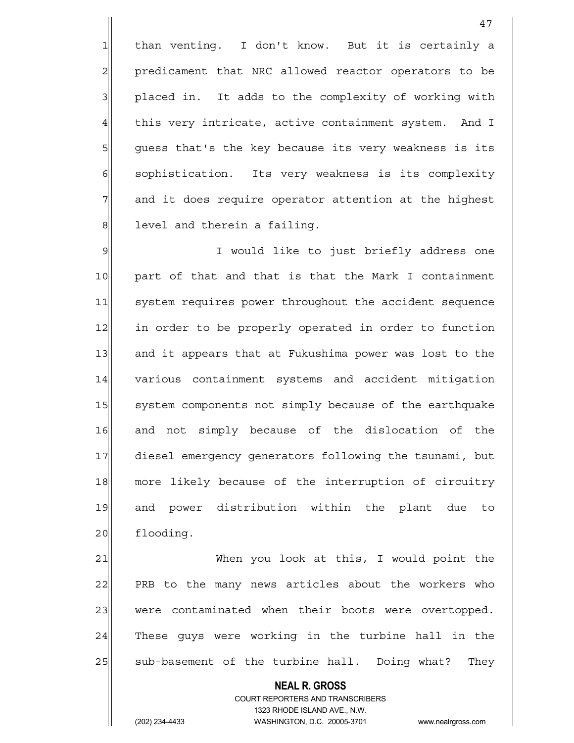than venting. I don't know. But it is certainly a predicament that NRC allowed reactor operators to be placed in. It adds to the complexity of working with this very intricate, active containment system. And I guess that's the key because its very weakness is its sophistication. Its very weakness is its complexity and it does require operator attention at the highest level and therein a failing.

I would like to just briefly address one part of that and that is that the Mark I containment system requires power throughout the accident sequence in order to be properly operated in order to function and it appears that at Fukushima power was lost to the various containment systems and accident mitigation system components not simply because of the earthquake and not simply because of the dislocation of the diesel emergency generators following the tsunami, but more likely because of the interruption of circuitry and power distribution within the plant due to flooding.

When you look at this, I would point the PRB to the many news articles about the workers who were contaminated when their boots were overtopped. These guys were working in the turbine hall in the sub-basement of the turbine hall. Doing what? They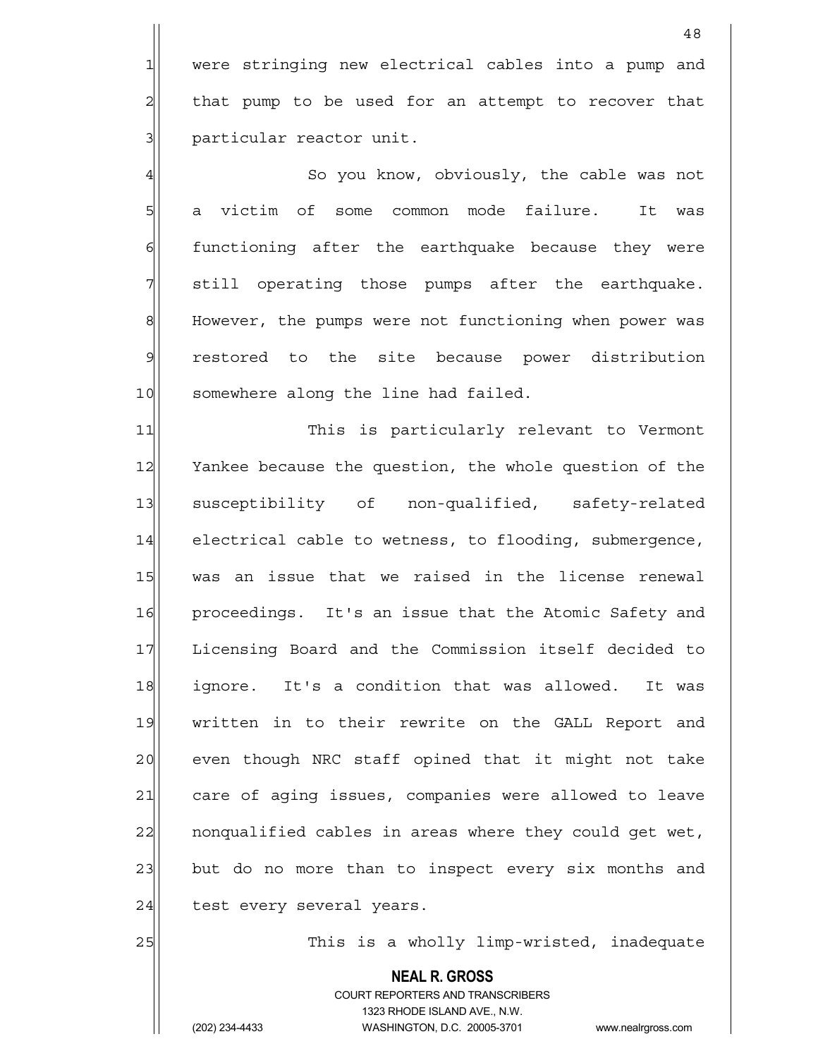were stringing new electrical cables into a pump and that pump to be used for an attempt to recover that particular reactor unit.

So you know, obviously, the cable was not a victim of some common mode failure. It was functioning after the earthquake because they were still operating those pumps after the earthquake. However, the pumps were not functioning when power was restored to the site because power distribution somewhere along the line had failed.

This is particularly relevant to Vermont Yankee because the question, the whole question of the susceptibility of non-qualified, safety-related electrical cable to wetness, to flooding, submergence, was an issue that we raised in the license renewal proceedings. It's an issue that the Atomic Safety and Licensing Board and the Commission itself decided to ignore. It's a condition that was allowed. It was written in to their rewrite on the GALL Report and even though NRC staff opined that it might not take care of aging issues, companies were allowed to leave nonqualified cables in areas where they could get wet, but do no more than to inspect every six months and test every several years.

This is a wholly limp-wristed, inadequate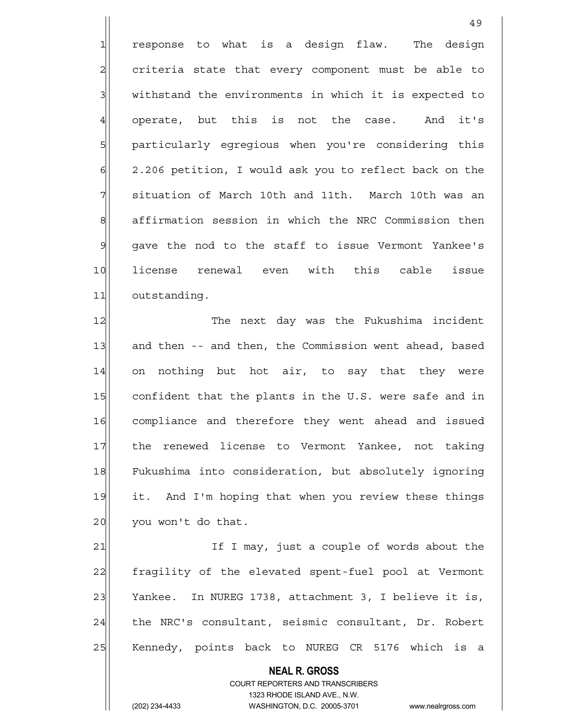response to what is a design flaw. The design criteria state that every component must be able to withstand the environments in which it is expected to operate, but this is not the case. And it's particularly egregious when you're considering this 2.206 petition, I would ask you to reflect back on the situation of March 10th and 11th. March 10th was an affirmation session in which the NRC Commission then gave the nod to the staff to issue Vermont Yankee's license renewal even with this cable issue outstanding.

The next day was the Fukushima incident and then -- and then, the Commission went ahead, based on nothing but hot air, to say that they were confident that the plants in the U.S. were safe and in compliance and therefore they went ahead and issued the renewed license to Vermont Yankee, not taking Fukushima into consideration, but absolutely ignoring it. And I'm hoping that when you review these things you won't do that.

If I may, just a couple of words about the fragility of the elevated spent-fuel pool at Vermont Yankee. In NUREG 1738, attachment 3, I believe it is, the NRC's consultant, seismic consultant, Dr. Robert Kennedy, points back to NUREG CR 5176 which is a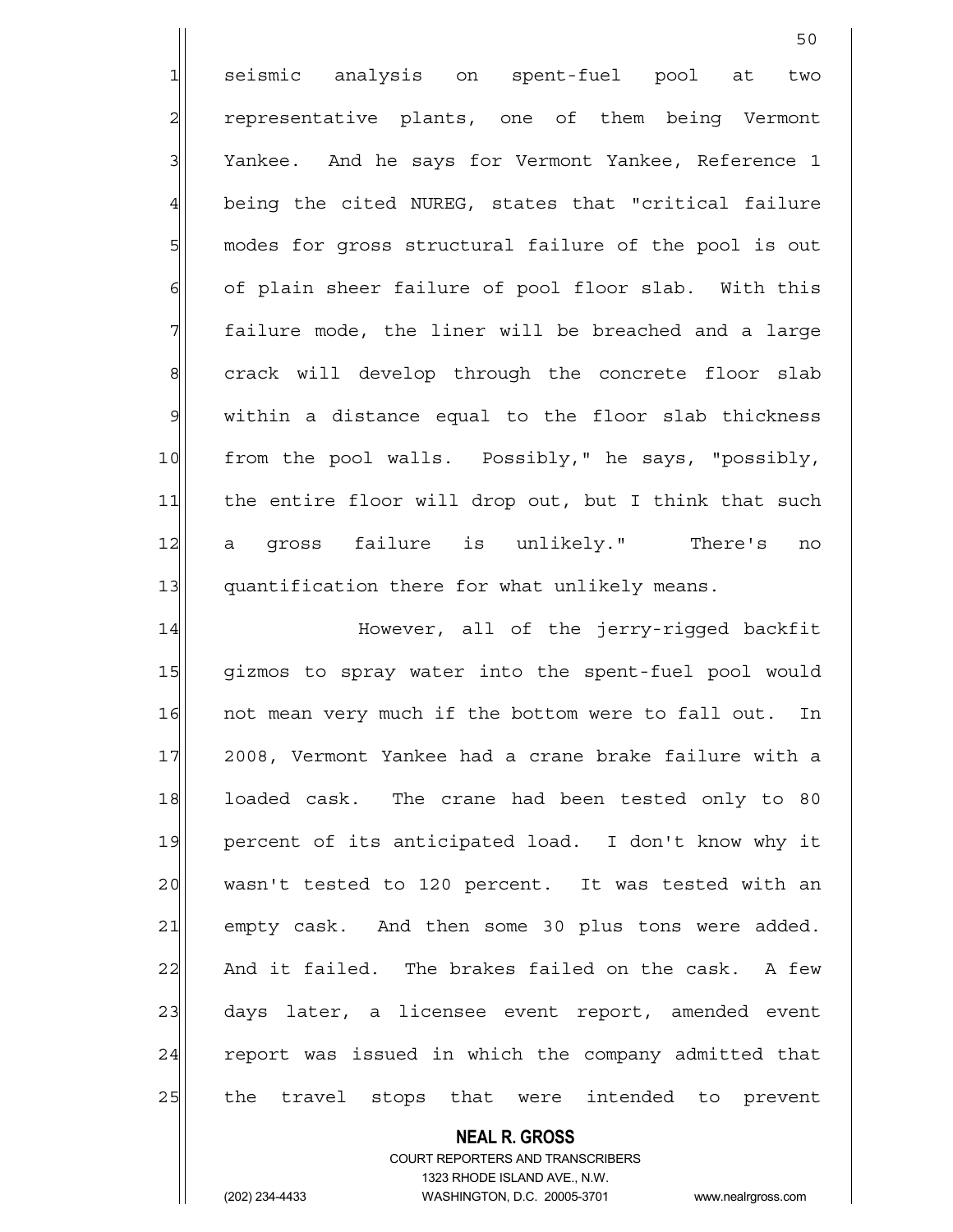seismic analysis on spent-fuel pool at two representative plants, one of them being Vermont Yankee. And he says for Vermont Yankee, Reference 1 being the cited NUREG, states that "critical failure modes for gross structural failure of the pool is out of plain sheer failure of pool floor slab. With this failure mode, the liner will be breached and a large crack will develop through the concrete floor slab within a distance equal to the floor slab thickness from the pool walls. Possibly," he says, "possibly, the entire floor will drop out, but I think that such a gross failure is unlikely." There's no quantification there for what unlikely means.

However, all of the jerry-rigged backfit gizmos to spray water into the spent-fuel pool would not mean very much if the bottom were to fall out. In 2008, Vermont Yankee had a crane brake failure with a loaded cask. The crane had been tested only to 80 percent of its anticipated load. I don't know why it wasn't tested to 120 percent. It was tested with an empty cask. And then some 30 plus tons were added. And it failed. The brakes failed on the cask. A few days later, a licensee event report, amended event report was issued in which the company admitted that the travel stops that were intended to prevent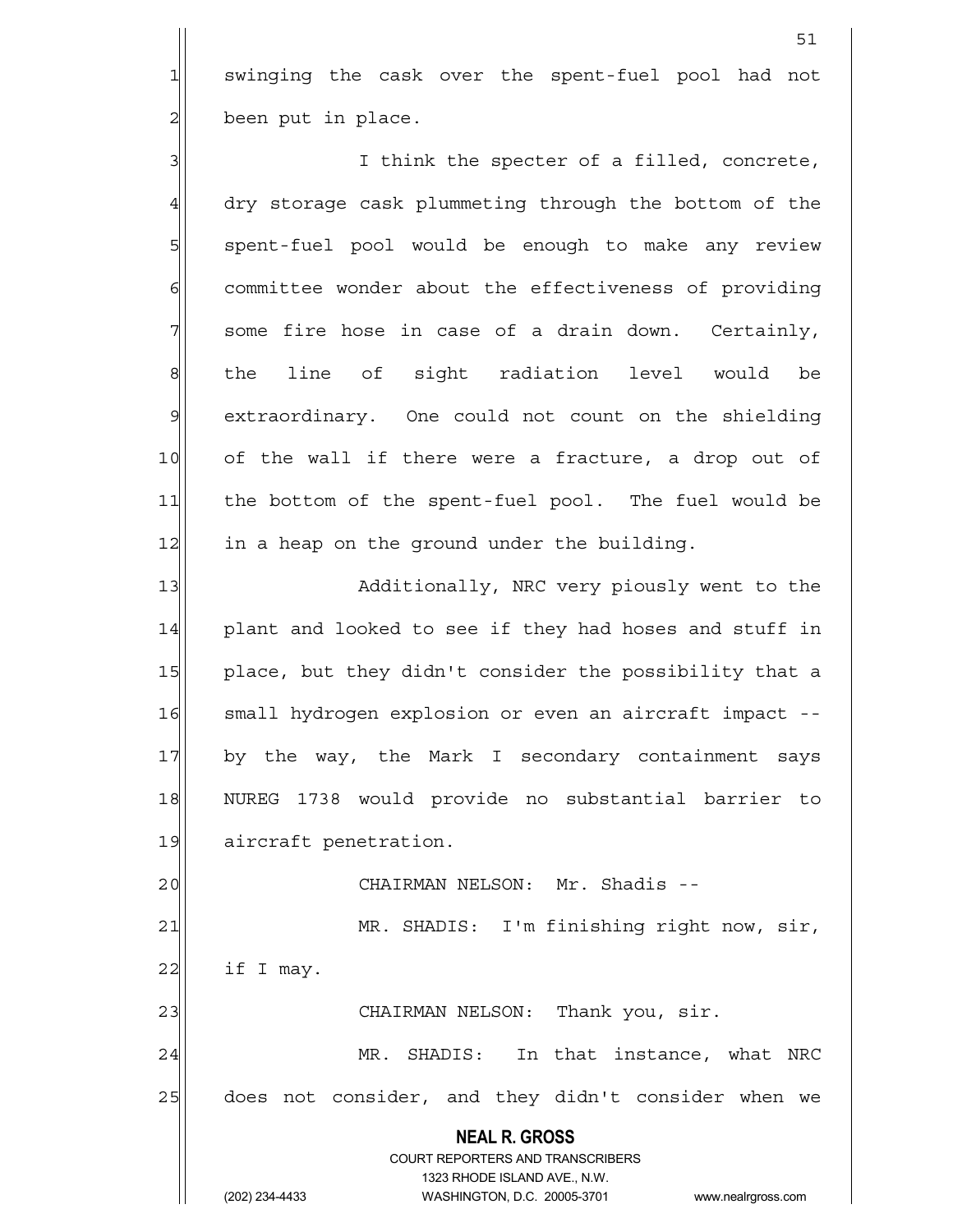swinging the cask over the spent-fuel pool had not been put in place.

I think the specter of a filled, concrete, dry storage cask plummeting through the bottom of the spent-fuel pool would be enough to make any review committee wonder about the effectiveness of providing some fire hose in case of a drain down. Certainly, the line of sight radiation level would be extraordinary. One could not count on the shielding of the wall if there were a fracture, a drop out of the bottom of the spent-fuel pool. The fuel would be in a heap on the ground under the building.

Additionally, NRC very piously went to the plant and looked to see if they had hoses and stuff in place, but they didn't consider the possibility that a small hydrogen explosion or even an aircraft impact -- by the way, the Mark I secondary containment says NUREG 1738 would provide no substantial barrier to aircraft penetration.

CHAIRMAN NELSON: Mr. Shadis --

MR. SHADIS: I'm finishing right now, sir, if I may.

CHAIRMAN NELSON: Thank you, sir.

MR. SHADIS: In that instance, what NRC does not consider, and they didn't consider when we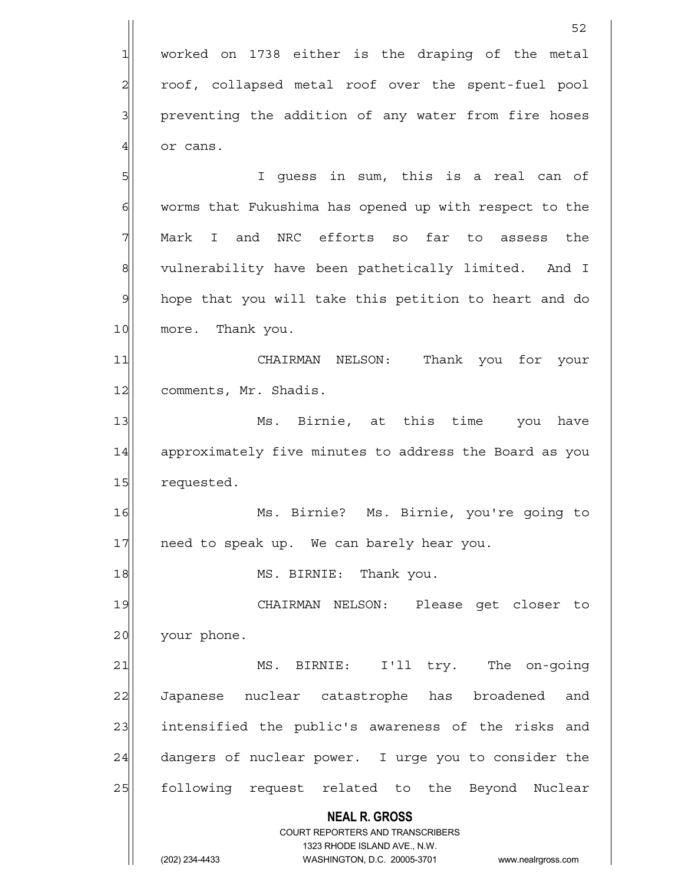worked on 1738 either is the draping of the metal roof, collapsed metal roof over the spent-fuel pool preventing the addition of any water from fire hoses or cans.

I guess in sum, this is a real can of worms that Fukushima has opened up with respect to the Mark I and NRC efforts so far to assess the vulnerability have been pathetically limited. And I hope that you will take this petition to heart and do more. Thank you.

CHAIRMAN NELSON: Thank you for your comments, Mr. Shadis.

Ms. Birnie, at this time you have approximately five minutes to address the Board as you requested.

Ms. Birnie? Ms. Birnie, you're going to need to speak up. We can barely hear you.

MS. BIRNIE: Thank you.

CHAIRMAN NELSON: Please get closer to your phone.

MS. BIRNIE: I'll try. The on-going Japanese nuclear catastrophe has broadened and intensified the public's awareness of the risks and dangers of nuclear power. I urge you to consider the following request related to the Beyond Nuclear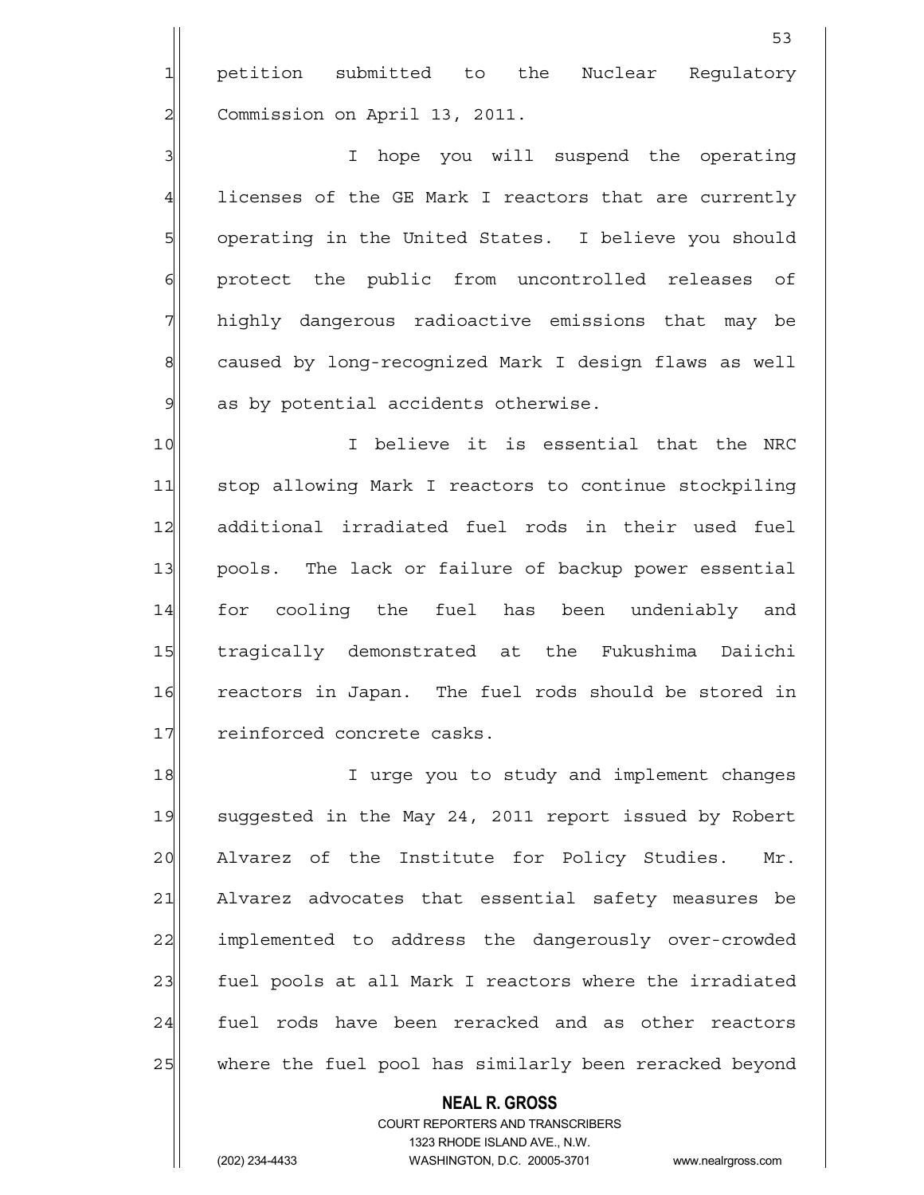petition submitted to the Nuclear Regulatory Commission on April 13, 2011.

I hope you will suspend the operating licenses of the GE Mark I reactors that are currently operating in the United States. I believe you should protect the public from uncontrolled releases of highly dangerous radioactive emissions that may be caused by long-recognized Mark I design flaws as well as by potential accidents otherwise.

I believe it is essential that the NRC stop allowing Mark I reactors to continue stockpiling additional irradiated fuel rods in their used fuel pools. The lack or failure of backup power essential for cooling the fuel has been undeniably and tragically demonstrated at the Fukushima Daiichi reactors in Japan. The fuel rods should be stored in reinforced concrete casks.

I urge you to study and implement changes suggested in the May 24, 2011 report issued by Robert Alvarez of the Institute for Policy Studies. Mr. Alvarez advocates that essential safety measures be implemented to address the dangerously over-crowded fuel pools at all Mark I reactors where the irradiated fuel rods have been reracked and as other reactors where the fuel pool has similarly been reracked beyond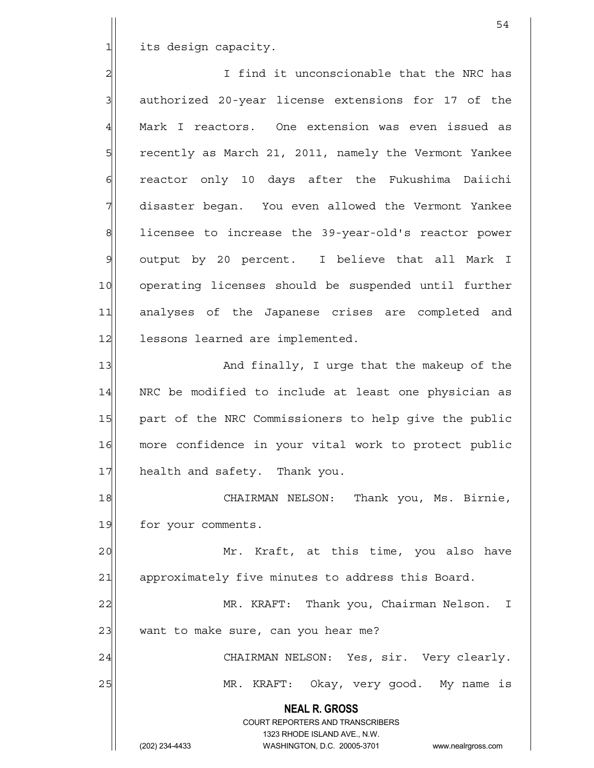its design capacity.

I find it unconscionable that the NRC has authorized 20-year license extensions for 17 of the Mark I reactors. One extension was even issued as recently as March 21, 2011, namely the Vermont Yankee reactor only 10 days after the Fukushima Daiichi disaster began. You even allowed the Vermont Yankee licensee to increase the 39-year-old's reactor power output by 20 percent. I believe that all Mark I operating licenses should be suspended until further analyses of the Japanese crises are completed and lessons learned are implemented.

And finally, I urge that the makeup of the NRC be modified to include at least one physician as part of the NRC Commissioners to help give the public more confidence in your vital work to protect public health and safety. Thank you.

CHAIRMAN NELSON: Thank you, Ms. Birnie, for your comments.

Mr. Kraft, at this time, you also have approximately five minutes to address this Board.

MR. KRAFT: Thank you, Chairman Nelson. I want to make sure, can you hear me?

CHAIRMAN NELSON: Yes, sir. Very clearly.

MR. KRAFT: Okay, very good. My name is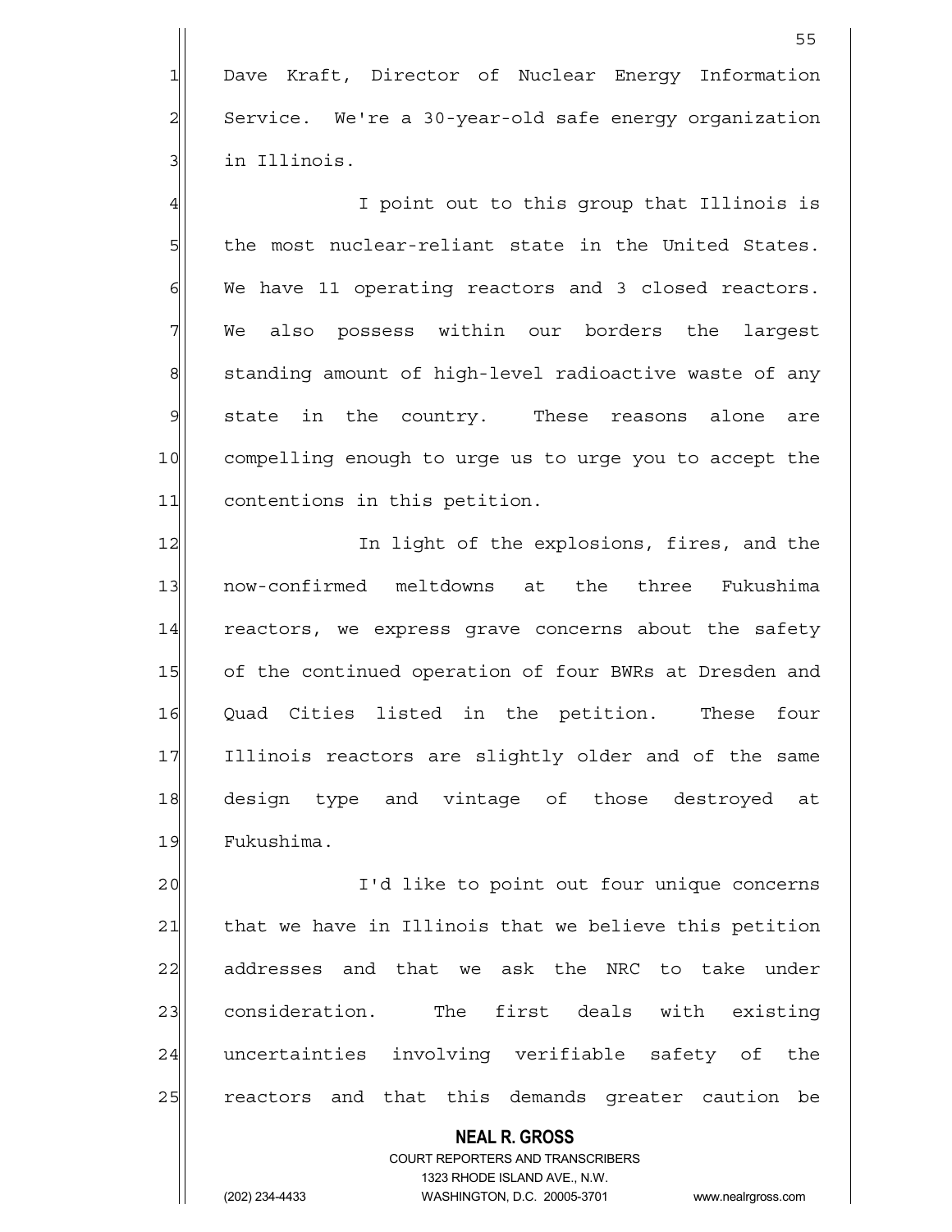Dave Kraft, Director of Nuclear Energy Information Service. We're a 30-year-old safe energy organization in Illinois.

I point out to this group that Illinois is the most nuclear-reliant state in the United States. We have 11 operating reactors and 3 closed reactors. We also possess within our borders the largest standing amount of high-level radioactive waste of any state in the country. These reasons alone are compelling enough to urge us to urge you to accept the contentions in this petition.

In light of the explosions, fires, and the now-confirmed meltdowns at the three Fukushima reactors, we express grave concerns about the safety of the continued operation of four BWRs at Dresden and Quad Cities listed in the petition. These four Illinois reactors are slightly older and of the same design type and vintage of those destroyed at Fukushima.

I'd like to point out four unique concerns that we have in Illinois that we believe this petition addresses and that we ask the NRC to take under consideration. The first deals with existing uncertainties involving verifiable safety of the reactors and that this demands greater caution be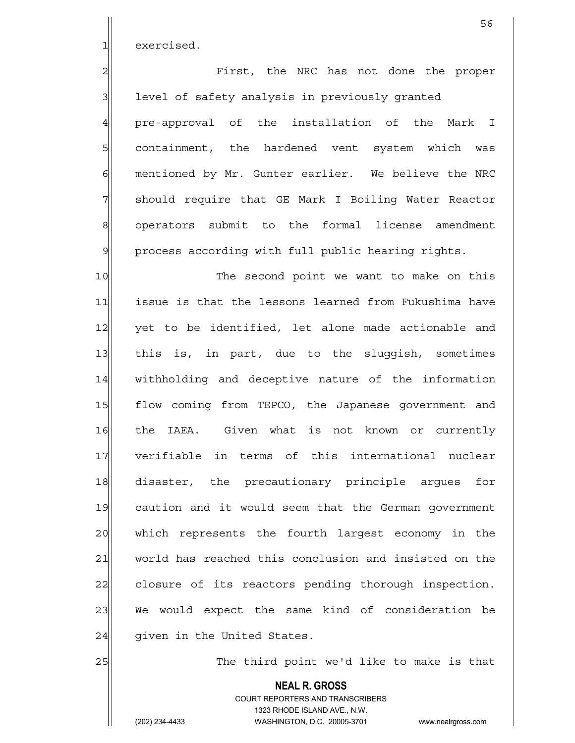exercised.

First, the NRC has not done the proper level of safety analysis in previously granted pre-approval of the installation of the Mark I containment, the hardened vent system which was mentioned by Mr. Gunter earlier. We believe the NRC should require that GE Mark I Boiling Water Reactor operators submit to the formal license amendment process according with full public hearing rights.

The second point we want to make on this issue is that the lessons learned from Fukushima have yet to be identified, let alone made actionable and this is, in part, due to the sluggish, sometimes withholding and deceptive nature of the information flow coming from TEPCO, the Japanese government and the IAEA. Given what is not known or currently verifiable in terms of this international nuclear disaster, the precautionary principle argues for caution and it would seem that the German government which represents the fourth largest economy in the world has reached this conclusion and insisted on the closure of its reactors pending thorough inspection. We would expect the same kind of consideration be given in the United States.

The third point we'd like to make is that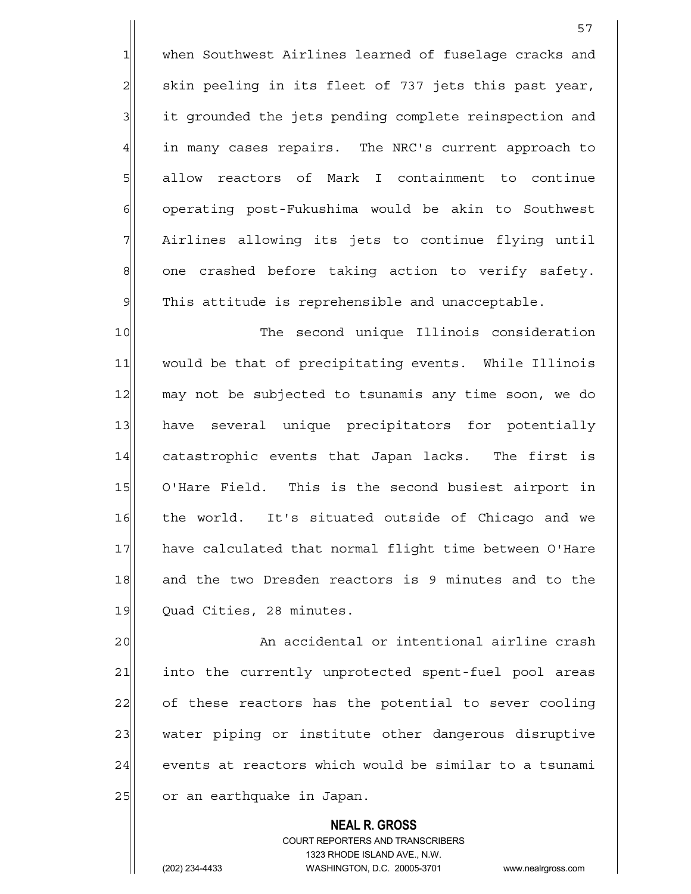when Southwest Airlines learned of fuselage cracks and skin peeling in its fleet of 737 jets this past year, it grounded the jets pending complete reinspection and in many cases repairs. The NRC's current approach to allow reactors of Mark I containment to continue operating post-Fukushima would be akin to Southwest Airlines allowing its jets to continue flying until one crashed before taking action to verify safety. This attitude is reprehensible and unacceptable.

The second unique Illinois consideration would be that of precipitating events. While Illinois may not be subjected to tsunamis any time soon, we do have several unique precipitators for potentially catastrophic events that Japan lacks. The first is O'Hare Field. This is the second busiest airport in the world. It's situated outside of Chicago and we have calculated that normal flight time between O'Hare and the two Dresden reactors is 9 minutes and to the Quad Cities, 28 minutes.

An accidental or intentional airline crash into the currently unprotected spent-fuel pool areas of these reactors has the potential to sever cooling water piping or institute other dangerous disruptive events at reactors which would be similar to a tsunami or an earthquake in Japan.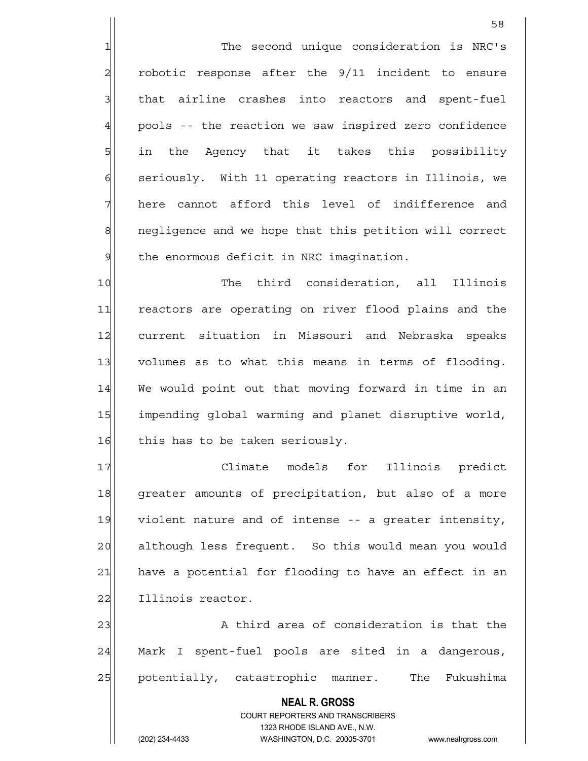The second unique consideration is NRC's robotic response after the 9/11 incident to ensure that airline crashes into reactors and spent-fuel pools -- the reaction we saw inspired zero confidence in the Agency that it takes this possibility seriously. With 11 operating reactors in Illinois, we here cannot afford this level of indifference and negligence and we hope that this petition will correct the enormous deficit in NRC imagination.

The third consideration, all Illinois reactors are operating on river flood plains and the current situation in Missouri and Nebraska speaks volumes as to what this means in terms of flooding. We would point out that moving forward in time in an impending global warming and planet disruptive world, this has to be taken seriously.

Climate models for Illinois predict greater amounts of precipitation, but also of a more violent nature and of intense -- a greater intensity, although less frequent. So this would mean you would have a potential for flooding to have an effect in an Illinois reactor.

A third area of consideration is that the Mark I spent-fuel pools are sited in a dangerous, potentially, catastrophic manner. The Fukushima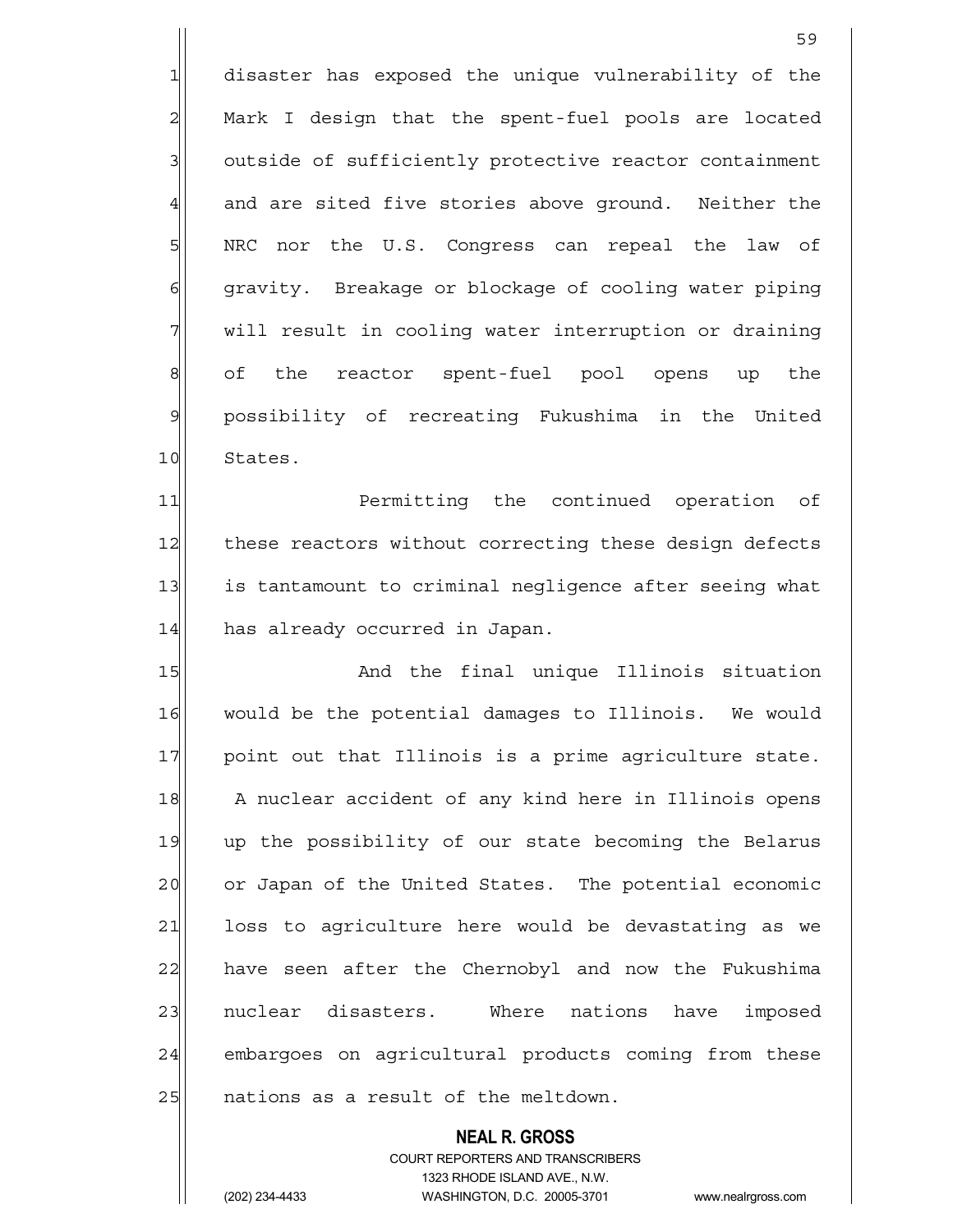disaster has exposed the unique vulnerability of the Mark I design that the spent-fuel pools are located outside of sufficiently protective reactor containment and are sited five stories above ground. Neither the NRC nor the U.S. Congress can repeal the law of gravity. Breakage or blockage of cooling water piping will result in cooling water interruption or draining of the reactor spent-fuel pool opens up the possibility of recreating Fukushima in the United States.

Permitting the continued operation of these reactors without correcting these design defects is tantamount to criminal negligence after seeing what has already occurred in Japan.

And the final unique Illinois situation would be the potential damages to Illinois. We would point out that Illinois is a prime agriculture state. A nuclear accident of any kind here in Illinois opens up the possibility of our state becoming the Belarus or Japan of the United States. The potential economic loss to agriculture here would be devastating as we have seen after the Chernobyl and now the Fukushima nuclear disasters. Where nations have imposed embargoes on agricultural products coming from these nations as a result of the meltdown.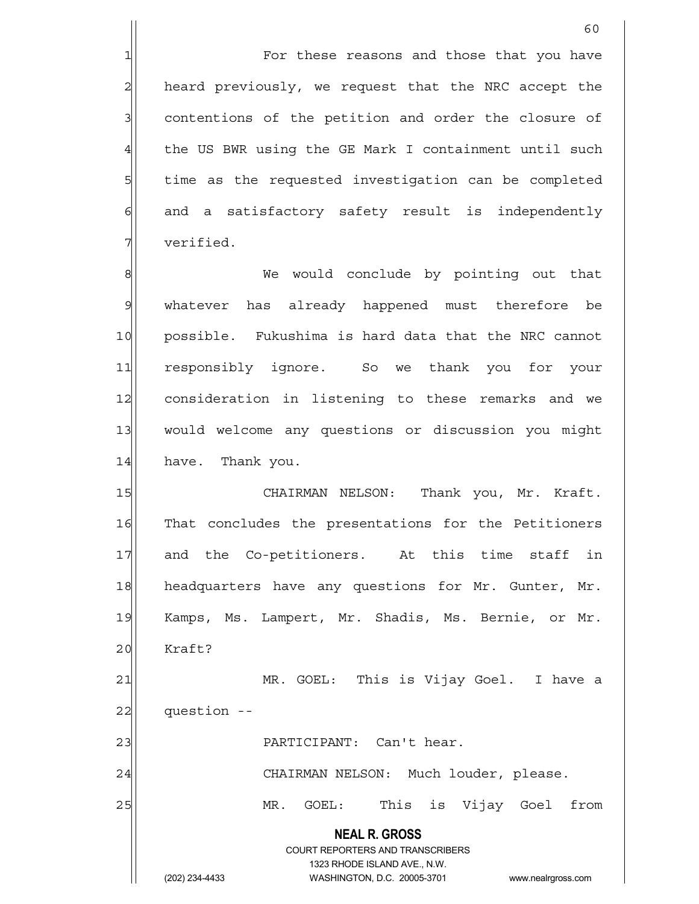For these reasons and those that you have heard previously, we request that the NRC accept the contentions of the petition and order the closure of the US BWR using the GE Mark I containment until such time as the requested investigation can be completed and a satisfactory safety result is independently verified.

We would conclude by pointing out that whatever has already happened must therefore be possible. Fukushima is hard data that the NRC cannot responsibly ignore. So we thank you for your consideration in listening to these remarks and we would welcome any questions or discussion you might have. Thank you.

CHAIRMAN NELSON: Thank you, Mr. Kraft. That concludes the presentations for the Petitioners and the Co-petitioners. At this time staff in headquarters have any questions for Mr. Gunter, Mr. Kamps, Ms. Lampert, Mr. Shadis, Ms. Bernie, or Mr. Kraft?

MR. GOEL: This is Vijay Goel. I have a question --

PARTICIPANT: Can't hear.

CHAIRMAN NELSON: Much louder, please.

MR. GOEL: This is Vijay Goel from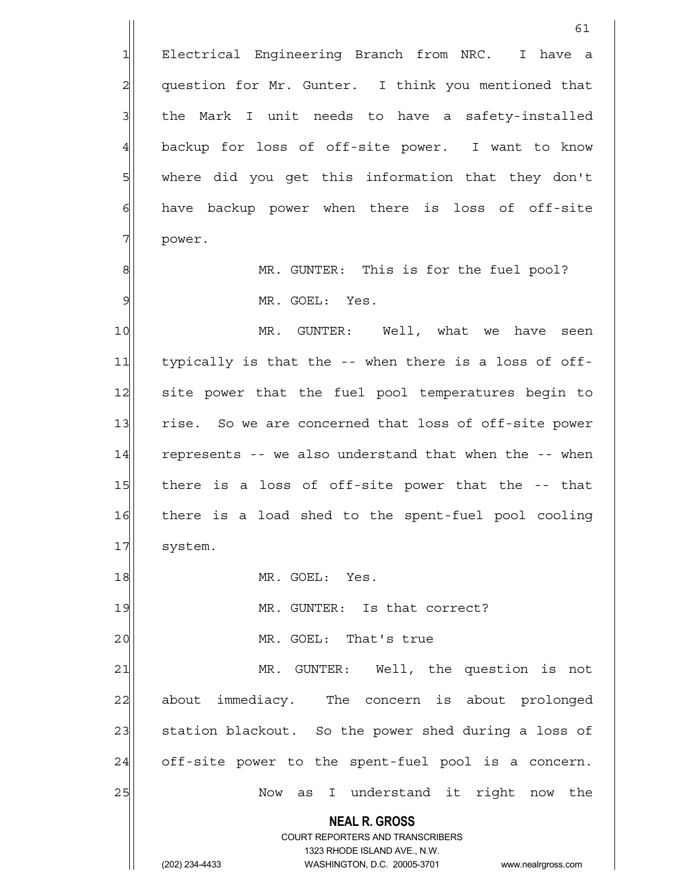Electrical Engineering Branch from NRC. I have a question for Mr. Gunter. I think you mentioned that the Mark I unit needs to have a safety-installed backup for loss of off-site power. I want to know where did you get this information that they don't have backup power when there is loss of off-site power.

MR. GUNTER: This is for the fuel pool?

MR. GOEL: Yes.

MR. GUNTER: Well, what we have seen typically is that the -- when there is a loss of off-site power that the fuel pool temperatures begin to rise. So we are concerned that loss of off-site power represents -- we also understand that when the -- when there is a loss of off-site power that the -- that there is a load shed to the spent-fuel pool cooling system.

MR. GOEL: Yes.

MR. GUNTER: Is that correct?

MR. GOEL: That's true

MR. GUNTER: Well, the question is not about immediacy. The concern is about prolonged station blackout. So the power shed during a loss of off-site power to the spent-fuel pool is a concern.

Now as I understand it right now the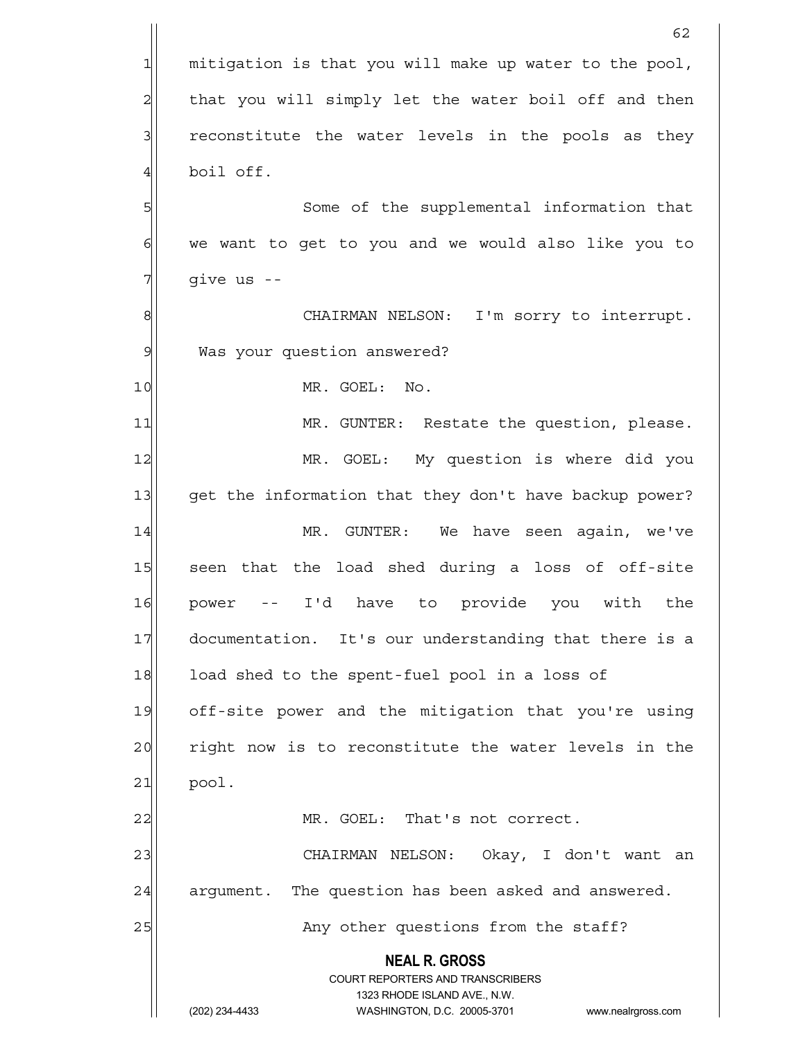mitigation is that you will make up water to the pool, that you will simply let the water boil off and then reconstitute the water levels in the pools as they boil off.

Some of the supplemental information that we want to get to you and we would also like you to give us --

CHAIRMAN NELSON: I'm sorry to interrupt. Was your question answered?

MR. GOEL: No.

MR. GUNTER: Restate the question, please.

MR. GOEL: My question is where did you get the information that they don't have backup power?

MR. GUNTER: We have seen again, we've seen that the load shed during a loss of off-site power -- I'd have to provide you with the documentation. It's our understanding that there is a load shed to the spent-fuel pool in a loss of off-site power and the mitigation that you're using right now is to reconstitute the water levels in the pool.

MR. GOEL: That's not correct.

CHAIRMAN NELSON: Okay, I don't want an argument. The question has been asked and answered.

Any other questions from the staff?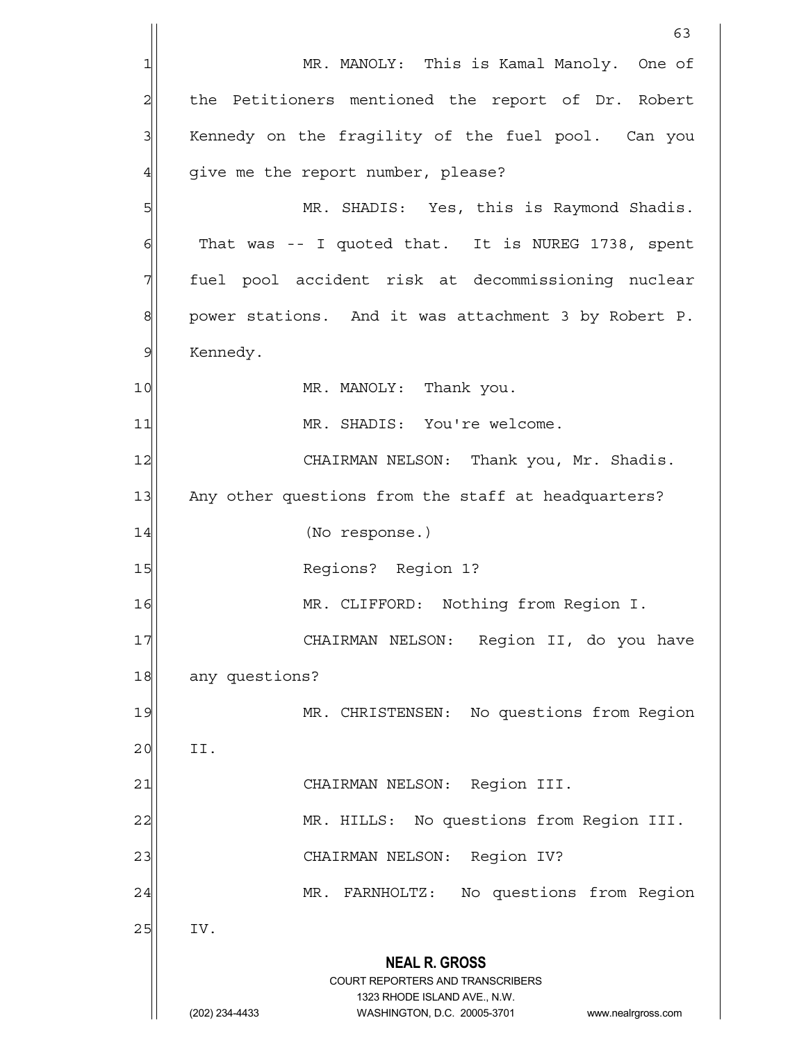MR. MANOLY: This is Kamal Manoly. One of the Petitioners mentioned the report of Dr. Robert Kennedy on the fragility of the fuel pool. Can you give me the report number, please?

MR. SHADIS: Yes, this is Raymond Shadis. That was -- I quoted that. It is NUREG 1738, spent fuel pool accident risk at decommissioning nuclear power stations. And it was attachment 3 by Robert P. Kennedy.

MR. MANOLY: Thank you.

MR. SHADIS: You're welcome.

CHAIRMAN NELSON: Thank you, Mr. Shadis. Any other questions from the staff at headquarters?

(No response.)

Regions? Region 1?

MR. CLIFFORD: Nothing from Region I.

CHAIRMAN NELSON: Region II, do you have any questions?

MR. CHRISTENSEN: No questions from Region II.

CHAIRMAN NELSON: Region III.

MR. HILLS: No questions from Region III.

CHAIRMAN NELSON: Region IV?

MR. FARNHOLTZ: No questions from Region IV.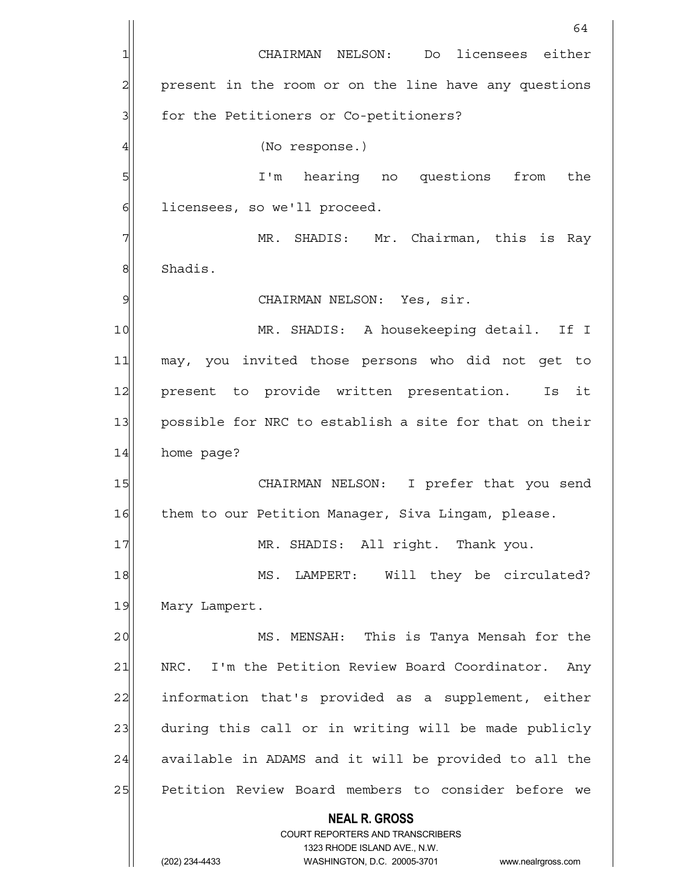CHAIRMAN NELSON: Do licensees either present in the room or on the line have any questions for the Petitioners or Co-petitioners?

(No response.)

I'm hearing no questions from the licensees, so we'll proceed.

MR. SHADIS: Mr. Chairman, this is Ray Shadis.

CHAIRMAN NELSON: Yes, sir.

MR. SHADIS: A housekeeping detail. If I may, you invited those persons who did not get to present to provide written presentation. Is it possible for NRC to establish a site for that on their home page?

CHAIRMAN NELSON: I prefer that you send them to our Petition Manager, Siva Lingam, please.

MR. SHADIS: All right. Thank you.

MS. LAMPERT: Will they be circulated? Mary Lampert.

MS. MENSAH: This is Tanya Mensah for the NRC. I'm the Petition Review Board Coordinator. Any information that's provided as a supplement, either during this call or in writing will be made publicly available in ADAMS and it will be provided to all the Petition Review Board members to consider before we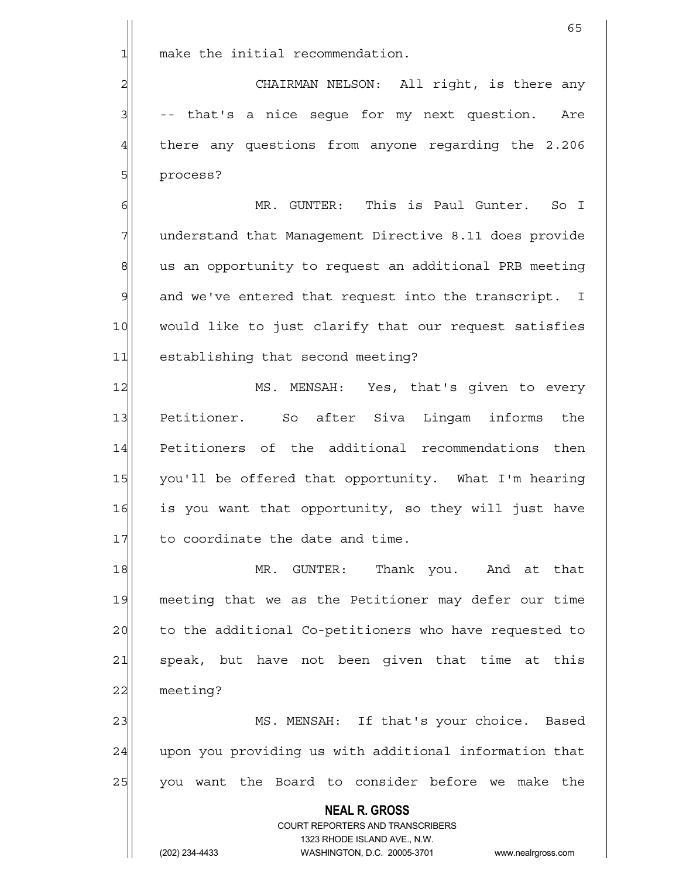make the initial recommendation.

CHAIRMAN NELSON: All right, is there any -- that's a nice segue for my next question. Are there any questions from anyone regarding the 2.206 process?

MR. GUNTER: This is Paul Gunter. So I understand that Management Directive 8.11 does provide us an opportunity to request an additional PRB meeting and we've entered that request into the transcript. I would like to just clarify that our request satisfies establishing that second meeting?

MS. MENSAH: Yes, that's given to every Petitioner. So after Siva Lingam informs the Petitioners of the additional recommendations then you'll be offered that opportunity. What I'm hearing is you want that opportunity, so they will just have to coordinate the date and time.

MR. GUNTER: Thank you. And at that meeting that we as the Petitioner may defer our time to the additional Co-petitioners who have requested to speak, but have not been given that time at this meeting?

MS. MENSAH: If that's your choice. Based upon you providing us with additional information that you want the Board to consider before we make the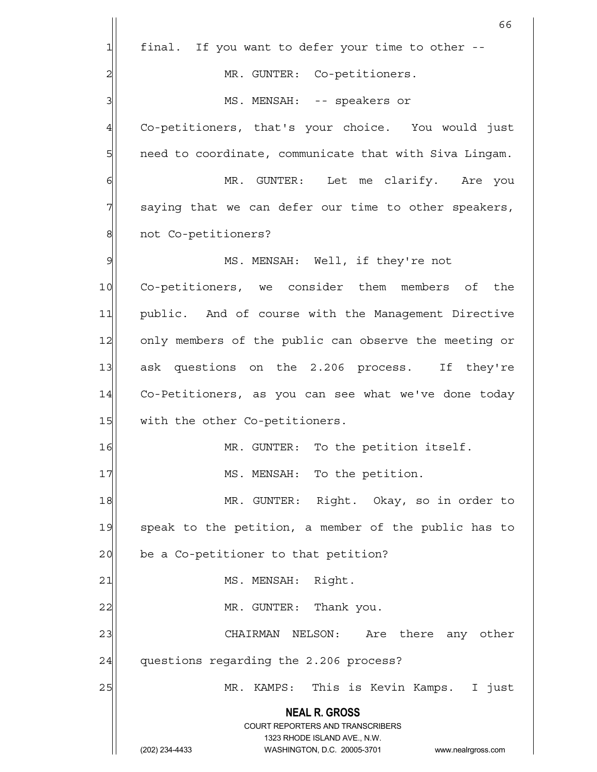final. If you want to defer your time to other --

MR. GUNTER: Co-petitioners.

MS. MENSAH: -- speakers or Co-petitioners, that's your choice. You would just need to coordinate, communicate that with Siva Lingam.

MR. GUNTER: Let me clarify. Are you saying that we can defer our time to other speakers, not Co-petitioners?

MS. MENSAH: Well, if they're not Co-petitioners, we consider them members of the public. And of course with the Management Directive only members of the public can observe the meeting or ask questions on the 2.206 process. If they're Co-Petitioners, as you can see what we've done today with the other Co-petitioners.

MR. GUNTER: To the petition itself.

MS. MENSAH: To the petition.

MR. GUNTER: Right. Okay, so in order to speak to the petition, a member of the public has to be a Co-petitioner to that petition?

MS. MENSAH: Right.

MR. GUNTER: Thank you.

CHAIRMAN NELSON: Are there any other questions regarding the 2.206 process?

MR. KAMPS: This is Kevin Kamps. I just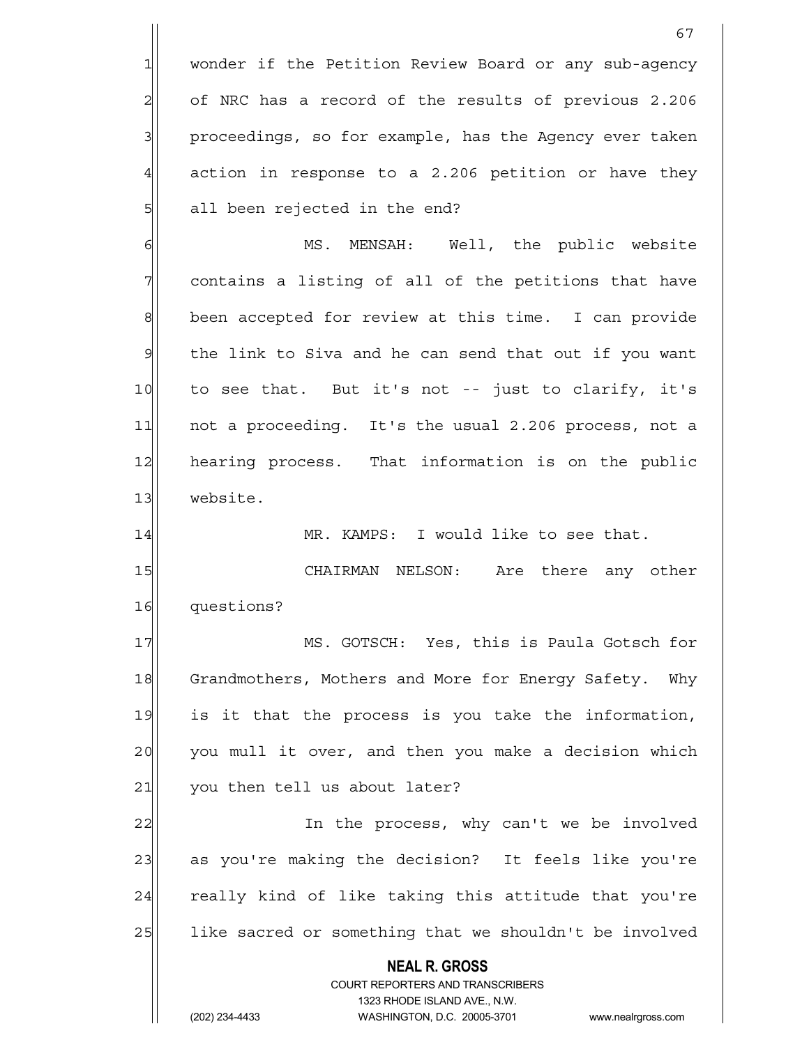wonder if the Petition Review Board or any sub-agency of NRC has a record of the results of previous 2.206 proceedings, so for example, has the Agency ever taken action in response to a 2.206 petition or have they all been rejected in the end?

MS. MENSAH: Well, the public website contains a listing of all of the petitions that have been accepted for review at this time. I can provide the link to Siva and he can send that out if you want to see that. But it's not -- just to clarify, it's not a proceeding. It's the usual 2.206 process, not a hearing process. That information is on the public website.

MR. KAMPS: I would like to see that.

CHAIRMAN NELSON: Are there any other questions?

MS. GOTSCH: Yes, this is Paula Gotsch for Grandmothers, Mothers and More for Energy Safety. Why is it that the process is you take the information, you mull it over, and then you make a decision which you then tell us about later?

In the process, why can't we be involved as you're making the decision? It feels like you're really kind of like taking this attitude that you're like sacred or something that we shouldn't be involved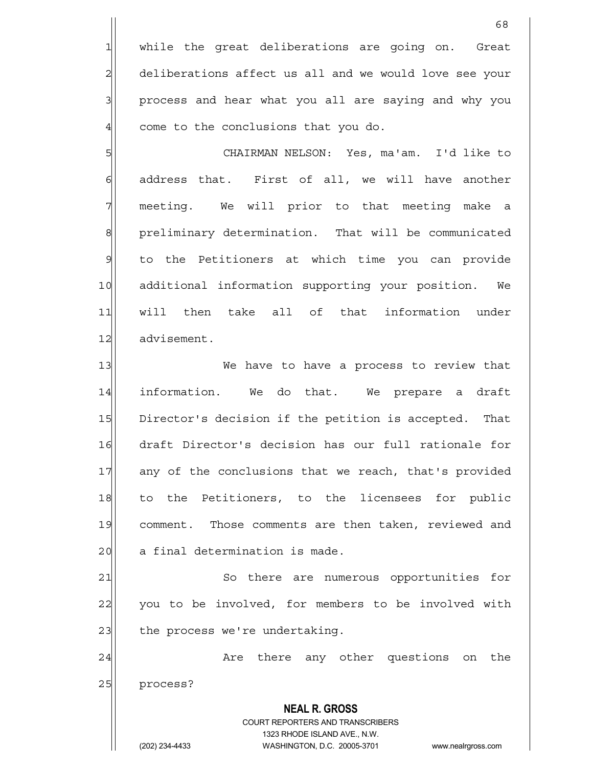while the great deliberations are going on. Great deliberations affect us all and we would love see your process and hear what you all are saying and why you come to the conclusions that you do.

CHAIRMAN NELSON: Yes, ma'am. I'd like to address that. First of all, we will have another meeting. We will prior to that meeting make a preliminary determination. That will be communicated to the Petitioners at which time you can provide additional information supporting your position. We will then take all of that information under advisement.

We have to have a process to review that information. We do that. We prepare a draft Director's decision if the petition is accepted. That draft Director's decision has our full rationale for any of the conclusions that we reach, that's provided to the Petitioners, to the licensees for public comment. Those comments are then taken, reviewed and a final determination is made.

So there are numerous opportunities for you to be involved, for members to be involved with the process we're undertaking.

Are there any other questions on the process?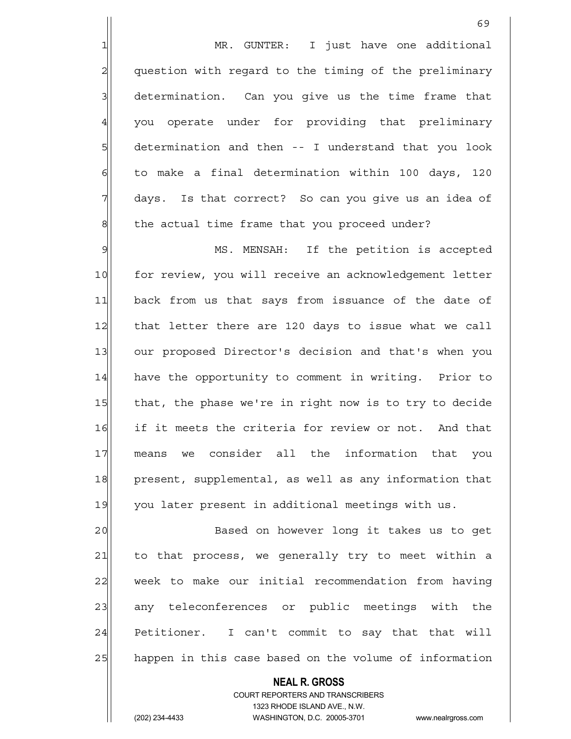MR. GUNTER: I just have one additional question with regard to the timing of the preliminary determination. Can you give us the time frame that you operate under for providing that preliminary determination and then -- I understand that you look to make a final determination within 100 days, 120 days. Is that correct? So can you give us an idea of the actual time frame that you proceed under?

MS. MENSAH: If the petition is accepted for review, you will receive an acknowledgement letter back from us that says from issuance of the date of that letter there are 120 days to issue what we call our proposed Director's decision and that's when you have the opportunity to comment in writing. Prior to that, the phase we're in right now is to try to decide if it meets the criteria for review or not. And that means we consider all the information that you present, supplemental, as well as any information that you later present in additional meetings with us.

Based on however long it takes us to get to that process, we generally try to meet within a week to make our initial recommendation from having any teleconferences or public meetings with the Petitioner. I can't commit to say that that will happen in this case based on the volume of information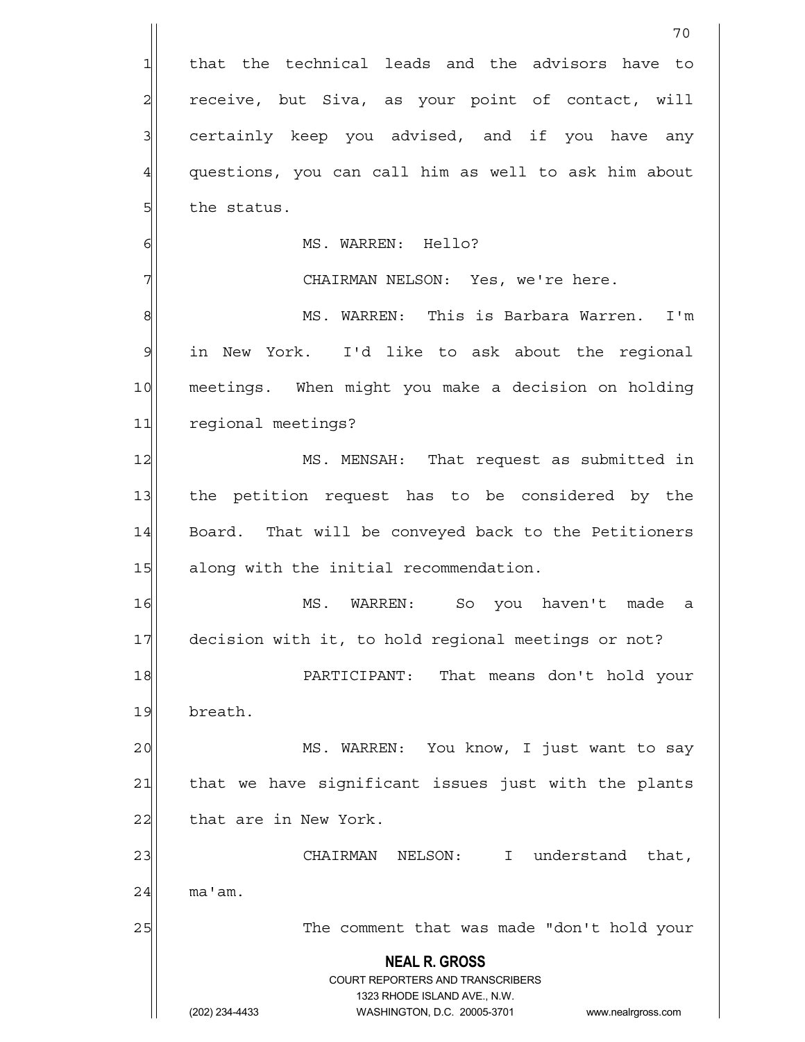that the technical leads and the advisors have to receive, but Siva, as your point of contact, will certainly keep you advised, and if you have any questions, you can call him as well to ask him about the status.

MS. WARREN: Hello?

CHAIRMAN NELSON: Yes, we're here.

MS. WARREN: This is Barbara Warren. I'm in New York. I'd like to ask about the regional meetings. When might you make a decision on holding regional meetings?

MS. MENSAH: That request as submitted in the petition request has to be considered by the Board. That will be conveyed back to the Petitioners along with the initial recommendation.

MS. WARREN: So you haven't made a decision with it, to hold regional meetings or not?

PARTICIPANT: That means don't hold your breath.

MS. WARREN: You know, I just want to say that we have significant issues just with the plants that are in New York.

CHAIRMAN NELSON: I understand that, ma'am.

The comment that was made "don't hold your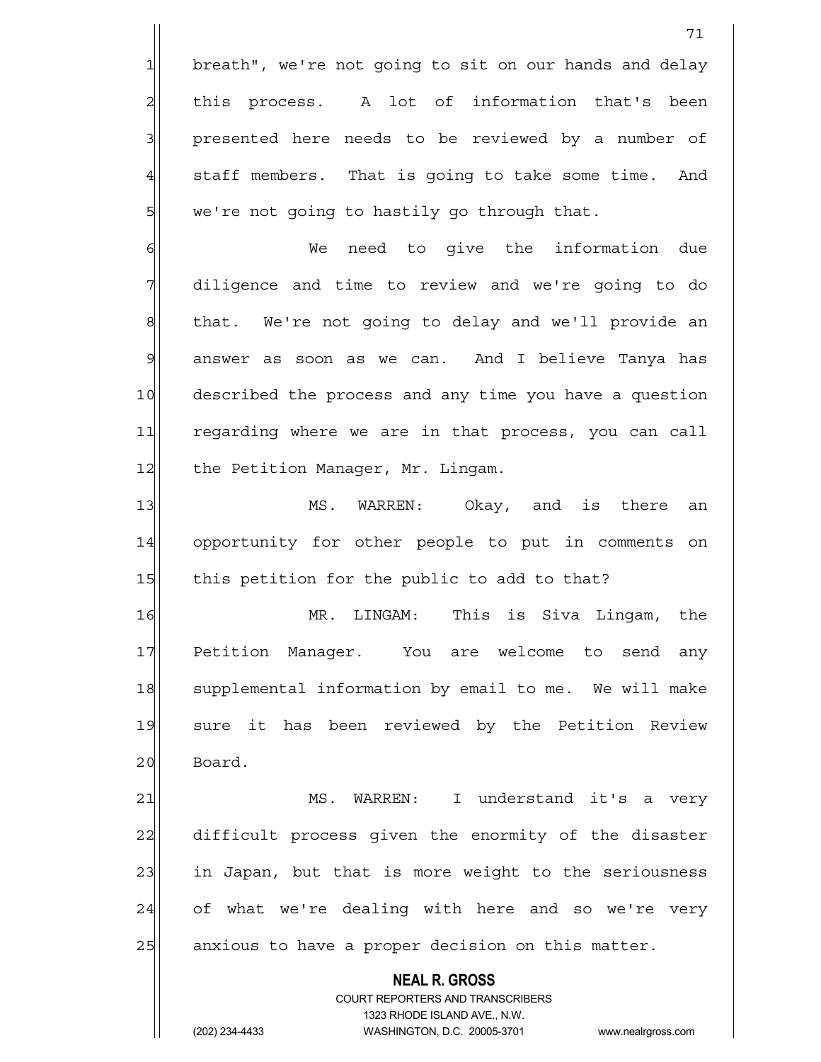breath", we're not going to sit on our hands and delay this process. A lot of information that's been presented here needs to be reviewed by a number of staff members. That is going to take some time. And we're not going to hastily go through that.

We need to give the information due diligence and time to review and we're going to do that. We're not going to delay and we'll provide an answer as soon as we can. And I believe Tanya has described the process and any time you have a question regarding where we are in that process, you can call the Petition Manager, Mr. Lingam.

MS. WARREN: Okay, and is there an opportunity for other people to put in comments on this petition for the public to add to that?

MR. LINGAM: This is Siva Lingam, the Petition Manager. You are welcome to send any supplemental information by email to me. We will make sure it has been reviewed by the Petition Review Board.

MS. WARREN: I understand it's a very difficult process given the enormity of the disaster in Japan, but that is more weight to the seriousness of what we're dealing with here and so we're very anxious to have a proper decision on this matter.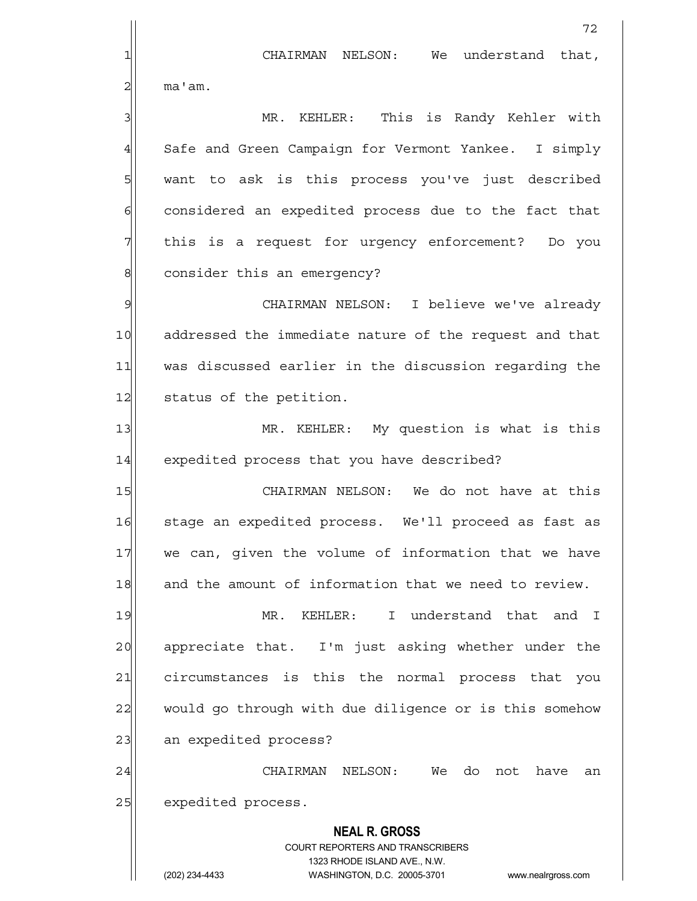CHAIRMAN NELSON: We understand that, ma'am.

MR. KEHLER: This is Randy Kehler with Safe and Green Campaign for Vermont Yankee. I simply want to ask is this process you've just described considered an expedited process due to the fact that this is a request for urgency enforcement? Do you consider this an emergency?

CHAIRMAN NELSON: I believe we've already addressed the immediate nature of the request and that was discussed earlier in the discussion regarding the status of the petition.

MR. KEHLER: My question is what is this expedited process that you have described?

CHAIRMAN NELSON: We do not have at this stage an expedited process. We'll proceed as fast as we can, given the volume of information that we have and the amount of information that we need to review.

MR. KEHLER: I understand that and I appreciate that. I'm just asking whether under the circumstances is this the normal process that you would go through with due diligence or is this somehow an expedited process?

CHAIRMAN NELSON: We do not have an expedited process.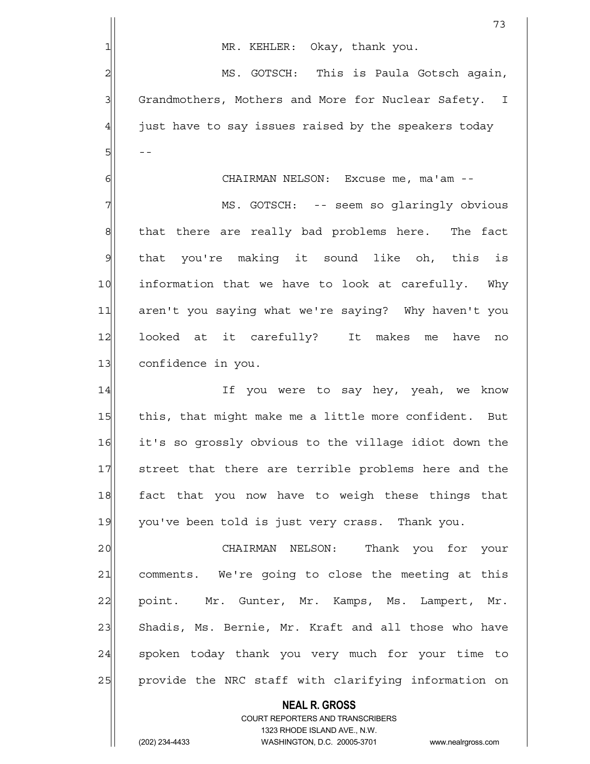MR. KEHLER: Okay, thank you.

MS. GOTSCH: This is Paula Gotsch again, Grandmothers, Mothers and More for Nuclear Safety. I just have to say issues raised by the speakers today --

CHAIRMAN NELSON: Excuse me, ma'am --

MS. GOTSCH: -- seem so glaringly obvious that there are really bad problems here. The fact that you're making it sound like oh, this is information that we have to look at carefully. Why aren't you saying what we're saying? Why haven't you looked at it carefully? It makes me have no confidence in you.

If you were to say hey, yeah, we know this, that might make me a little more confident. But it's so grossly obvious to the village idiot down the street that there are terrible problems here and the fact that you now have to weigh these things that you've been told is just very crass. Thank you.

CHAIRMAN NELSON: Thank you for your comments. We're going to close the meeting at this point. Mr. Gunter, Mr. Kamps, Ms. Lampert, Mr. Shadis, Ms. Bernie, Mr. Kraft and all those who have spoken today thank you very much for your time to provide the NRC staff with clarifying information on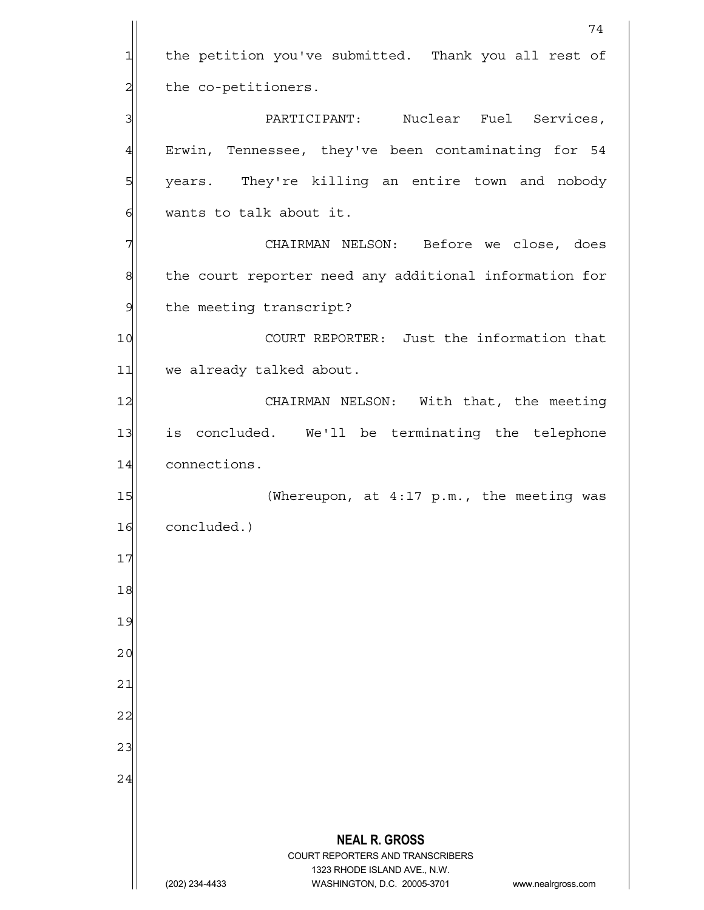the petition you've submitted. Thank you all rest of the co-petitioners.

PARTICIPANT: Nuclear Fuel Services, Erwin, Tennessee, they've been contaminating for 54 years. They're killing an entire town and nobody wants to talk about it.

CHAIRMAN NELSON: Before we close, does the court reporter need any additional information for the meeting transcript?

COURT REPORTER: Just the information that we already talked about.

CHAIRMAN NELSON: With that, the meeting is concluded. We'll be terminating the telephone connections.

(Whereupon, at 4:17 p.m., the meeting was concluded.)